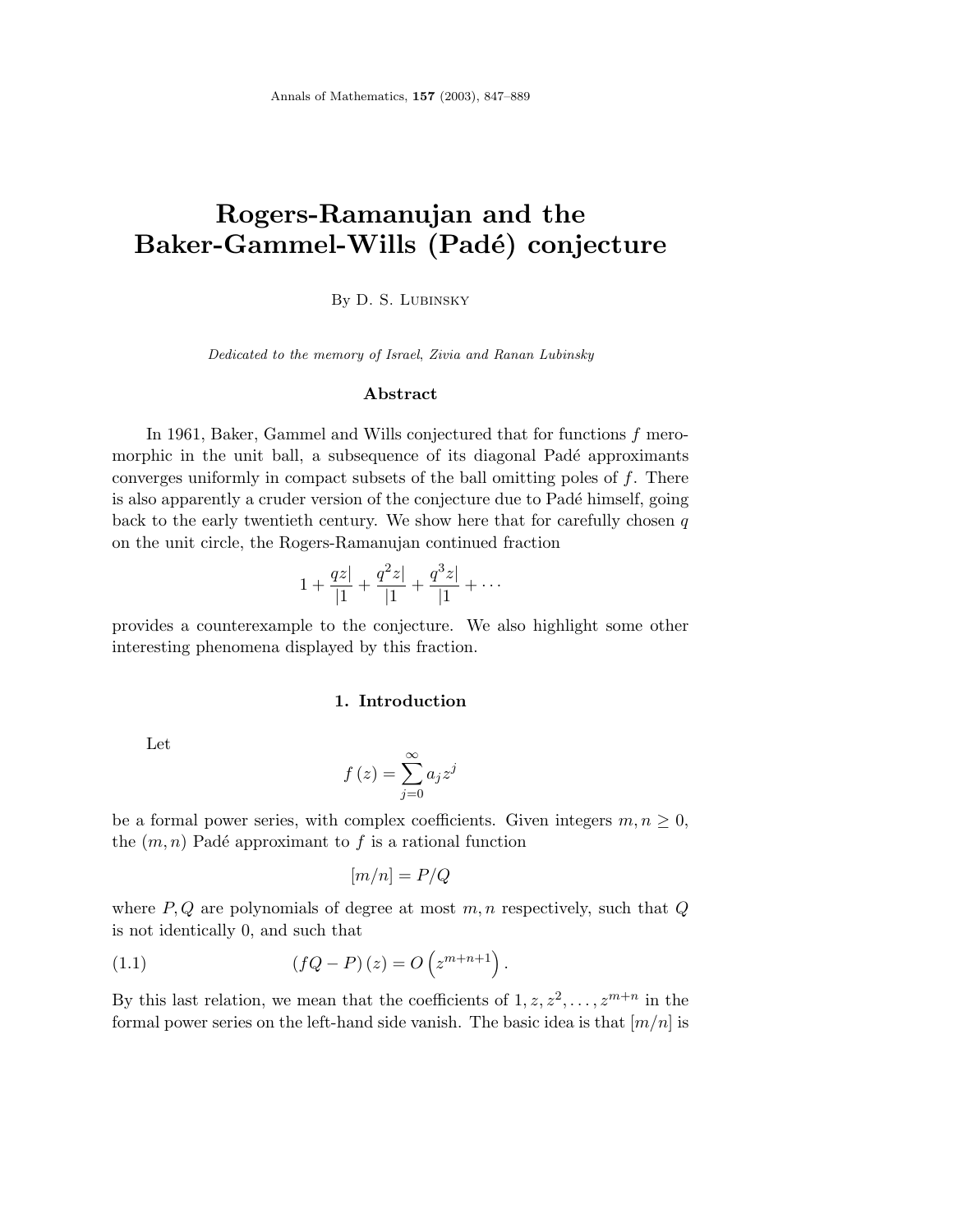# Rogers-Ramanujan and the Baker-Gammel-Wills (Padé) conjecture

By D. S. Lubinsky

*Dedicated to the memory of Israel, Zivia and Ranan Lubinsky*

### Abstract

In 1961, Baker, Gammel and Wills conjectured that for functions $f$ meromorphic in the unit ball, a subsequence of its diagonal Padé approximants converges uniformly in compact subsets of the ball omitting poles of $f$. There is also apparently a cruder version of the conjecture due to Padé himself, going back to the early twentieth century. We show here that for carefully chosen $q$ on the unit circle, the Rogers-Ramanujan continued fraction

$$1 + \frac{qz|}{|1} + \frac{q^2 z|}{|1} + \frac{q^3 z|}{|1} + \cdots$$

provides a counterexample to the conjecture. We also highlight some other interesting phenomena displayed by this fraction.

## 1. Introduction

Let

$$f(z) = \sum_{j=0}^{\infty} a_j z^j$$

be a formal power series, with complex coefficients. Given integers $m, n \geq 0$, the $(m, n)$ Padé approximant to $f$ is a rational function

$$[m/n] = P/Q$$

where $P, Q$ are polynomials of degree at most $m, n$ respectively, such that $Q$ is not identically 0, and such that

$$(fQ - P)(z) = O\left(z^{m+n+1}\right). \tag{1.1}$$

By this last relation, we mean that the coefficients of $1, z, z^2, \ldots, z^{m+n}$ in the formal power series on the left-hand side vanish. The basic idea is that $[m/n]$ is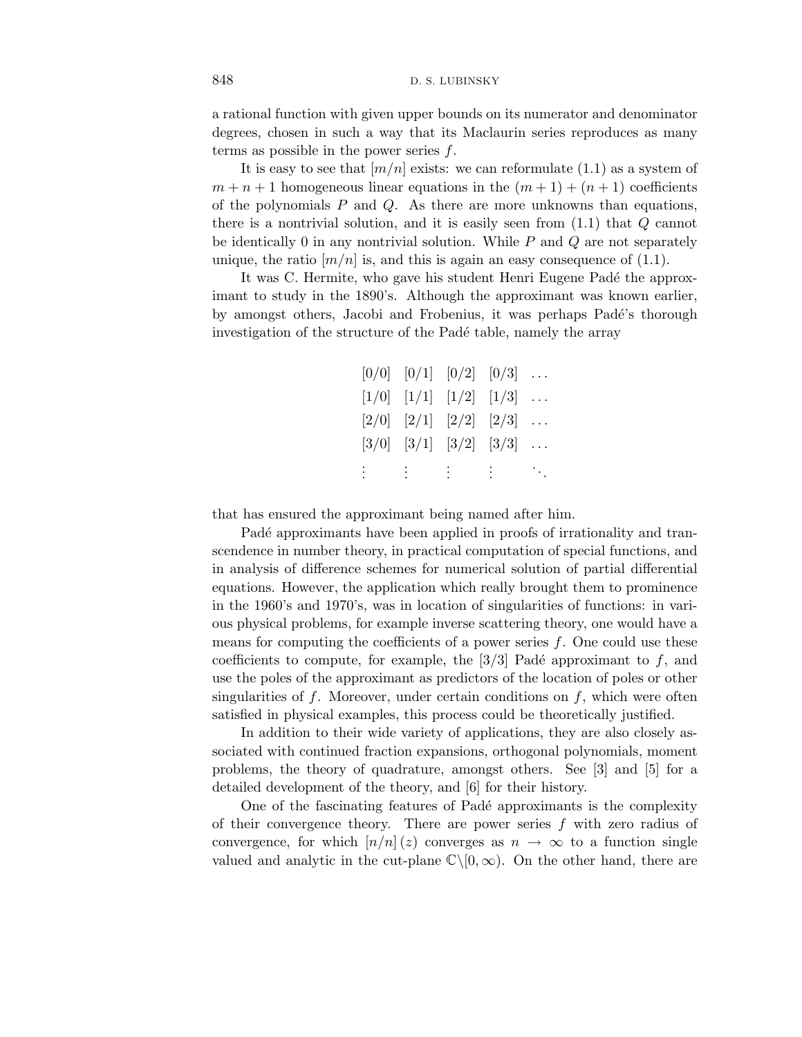a rational function with given upper bounds on its numerator and denominator degrees, chosen in such a way that its Maclaurin series reproduces as many terms as possible in the power series $f$.

It is easy to see that $[m/n]$ exists: we can reformulate (1.1) as a system of $m+n+1$ homogeneous linear equations in the $(m+1)+(n+1)$ coefficients of the polynomials $P$ and $Q$. As there are more unknowns than equations, there is a nontrivial solution, and it is easily seen from (1.1) that $Q$ cannot be identically 0 in any nontrivial solution. While $P$ and $Q$ are not separately unique, the ratio $[m/n]$ is, and this is again an easy consequence of (1.1).

It was C. Hermite, who gave his student Henri Eugene Padé the approximant to study in the 1890's. Although the approximant was known earlier, by amongst others, Jacobi and Frobenius, it was perhaps Padé's thorough investigation of the structure of the Padé table, namely the array

$$\begin{array}{ccccc}
[0/0] & [0/1] & [0/2] & [0/3] & \dots \\
[1/0] & [1/1] & [1/2] & [1/3] & \dots \\
[2/0] & [2/1] & [2/2] & [2/3] & \dots \\
[3/0] & [3/1] & [3/2] & [3/3] & \dots \\
\vdots & \vdots & \vdots & \vdots & \ddots
\end{array}$$

that has ensured the approximant being named after him.

Padé approximants have been applied in proofs of irrationality and transcendence in number theory, in practical computation of special functions, and in analysis of difference schemes for numerical solution of partial differential equations. However, the application which really brought them to prominence in the 1960's and 1970's, was in location of singularities of functions: in various physical problems, for example inverse scattering theory, one would have a means for computing the coefficients of a power series $f$. One could use these coefficients to compute, for example, the $[3/3]$ Padé approximant to $f$, and use the poles of the approximant as predictors of the location of poles or other singularities of $f$. Moreover, under certain conditions on $f$, which were often satisfied in physical examples, this process could be theoretically justified.

In addition to their wide variety of applications, they are also closely associated with continued fraction expansions, orthogonal polynomials, moment problems, the theory of quadrature, amongst others. See [3] and [5] for a detailed development of the theory, and [6] for their history.

One of the fascinating features of Padé approximants is the complexity of their convergence theory. There are power series $f$ with zero radius of convergence, for which $[n/n](z)$ converges as $n \to \infty$ to a function single valued and analytic in the cut-plane $\mathbb{C}\backslash[0,\infty)$. On the other hand, there are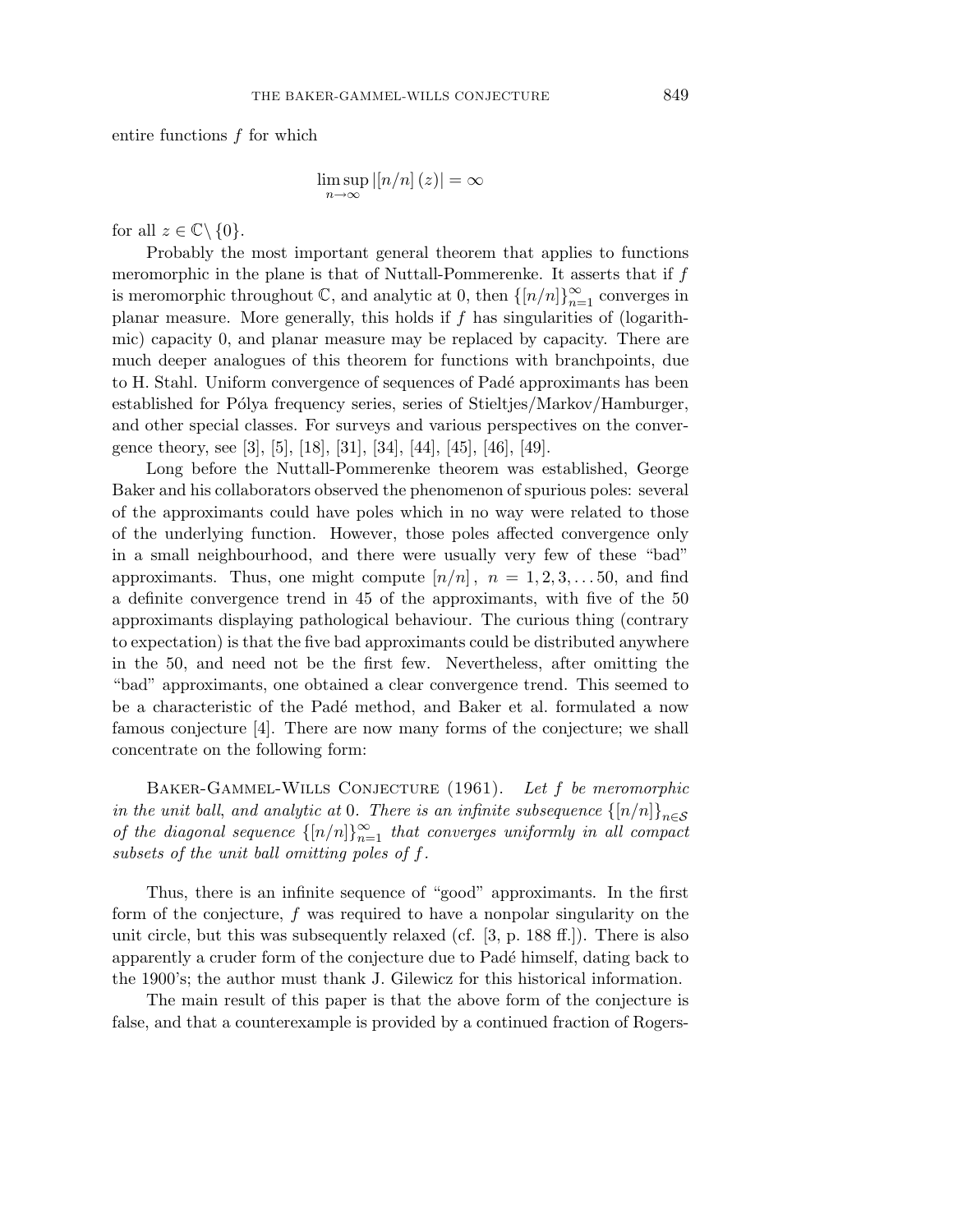entire functions $f$ for which

$$\limsup_{n\to\infty} |[n/n](z)| = \infty$$

for all $z \in \mathbb{C}\setminus\{0\}$.

Probably the most important general theorem that applies to functions meromorphic in the plane is that of Nuttall-Pommerenke. It asserts that if $f$ is meromorphic throughout $\mathbb{C}$, and analytic at 0, then $\{[n/n]\}_{n=1}^{\infty}$ converges in planar measure. More generally, this holds if $f$ has singularities of (logarithmic) capacity 0, and planar measure may be replaced by capacity. There are much deeper analogues of this theorem for functions with branchpoints, due to H. Stahl. Uniform convergence of sequences of Padé approximants has been established for Pólya frequency series, series of Stieltjes/Markov/Hamburger, and other special classes. For surveys and various perspectives on the convergence theory, see [3], [5], [18], [31], [34], [44], [45], [46], [49].

Long before the Nuttall-Pommerenke theorem was established, George Baker and his collaborators observed the phenomenon of spurious poles: several of the approximants could have poles which in no way were related to those of the underlying function. However, those poles affected convergence only in a small neighbourhood, and there were usually very few of these "bad" approximants. Thus, one might compute $[n/n]$, $n = 1, 2, 3, \ldots 50$, and find a definite convergence trend in 45 of the approximants, with five of the 50 approximants displaying pathological behaviour. The curious thing (contrary to expectation) is that the five bad approximants could be distributed anywhere in the 50, and need not be the first few. Nevertheless, after omitting the "bad" approximants, one obtained a clear convergence trend. This seemed to be a characteristic of the Padé method, and Baker et al. formulated a now famous conjecture [4]. There are now many forms of the conjecture; we shall concentrate on the following form:

Baker-Gammel-Wills Conjecture (1961). *Let $f$ be meromorphic in the unit ball, and analytic at 0. There is an infinite subsequence $\{[n/n]\}_{n\in\mathcal{S}}$ of the diagonal sequence $\{[n/n]\}_{n=1}^{\infty}$ that converges uniformly in all compact subsets of the unit ball omitting poles of $f$.*

Thus, there is an infinite sequence of "good" approximants. In the first form of the conjecture, $f$ was required to have a nonpolar singularity on the unit circle, but this was subsequently relaxed (cf. [3, p. 188 ff.]). There is also apparently a cruder form of the conjecture due to Padé himself, dating back to the 1900's; the author must thank J. Gilewicz for this historical information.

The main result of this paper is that the above form of the conjecture is false, and that a counterexample is provided by a continued fraction of Rogers-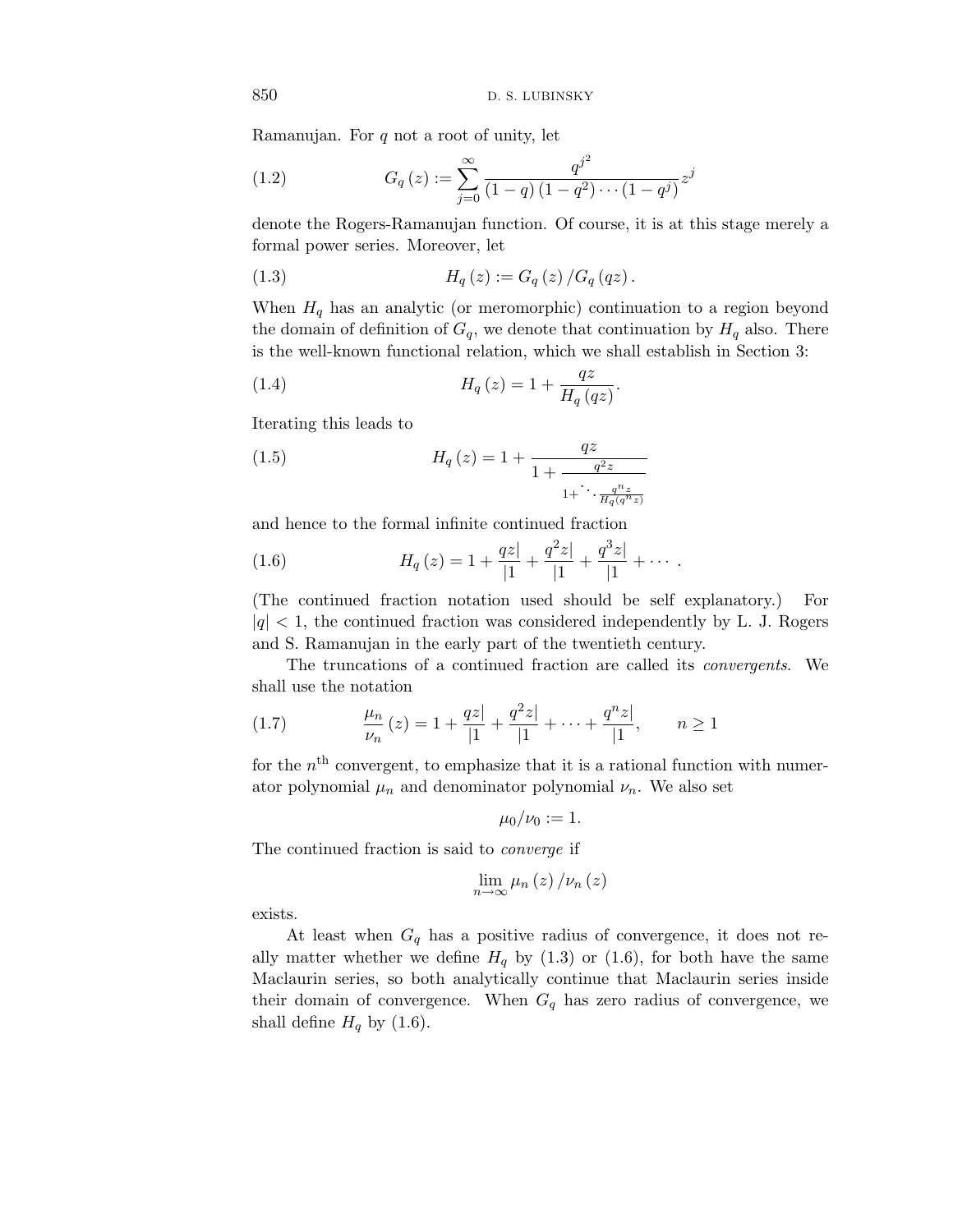Ramanujan. For $q$ not a root of unity, let

$$G_q(z) := \sum_{j=0}^{\infty} \frac{q^{j^2}}{(1-q)(1-q^2)\cdots(1-q^j)} z^j \tag{1.2}$$

denote the Rogers-Ramanujan function. Of course, it is at this stage merely a formal power series. Moreover, let

$$H_q(z) := G_q(z) / G_q(qz). \tag{1.3}$$

When $H_q$ has an analytic (or meromorphic) continuation to a region beyond the domain of definition of $G_q$, we denote that continuation by $H_q$ also. There is the well-known functional relation, which we shall establish in Section 3:

$$H_q(z) = 1 + \frac{qz}{H_q(qz)}. \tag{1.4}$$

Iterating this leads to

$$H_q(z) = 1 + \cfrac{qz}{1 + \cfrac{q^2 z}{1 + \ddots \cfrac{q^n z}{H_q(q^n z)}}} \tag{1.5}$$

and hence to the formal infinite continued fraction

$$H_q(z) = 1 + \frac{qz|}{|1} + \frac{q^2 z|}{|1} + \frac{q^3 z|}{|1} + \cdots. \tag{1.6}$$

(The continued fraction notation used should be self explanatory.) For $|q| < 1$, the continued fraction was considered independently by L. J. Rogers and S. Ramanujan in the early part of the twentieth century.

The truncations of a continued fraction are called its *convergents*. We shall use the notation

$$\frac{\mu_n}{\nu_n}(z) = 1 + \frac{qz|}{|1} + \frac{q^2 z|}{|1} + \cdots + \frac{q^n z|}{|1}, \qquad n \geq 1 \tag{1.7}$$

for the $n^{\text{th}}$ convergent, to emphasize that it is a rational function with numerator polynomial $\mu_n$ and denominator polynomial $\nu_n$. We also set

$$\mu_0/\nu_0 := 1.$$

The continued fraction is said to *converge* if

$$\lim_{n \to \infty} \mu_n(z) / \nu_n(z)$$

exists.

At least when $G_q$ has a positive radius of convergence, it does not really matter whether we define $H_q$ by (1.3) or (1.6), for both have the same Maclaurin series, so both analytically continue that Maclaurin series inside their domain of convergence. When $G_q$ has zero radius of convergence, we shall define $H_q$ by (1.6).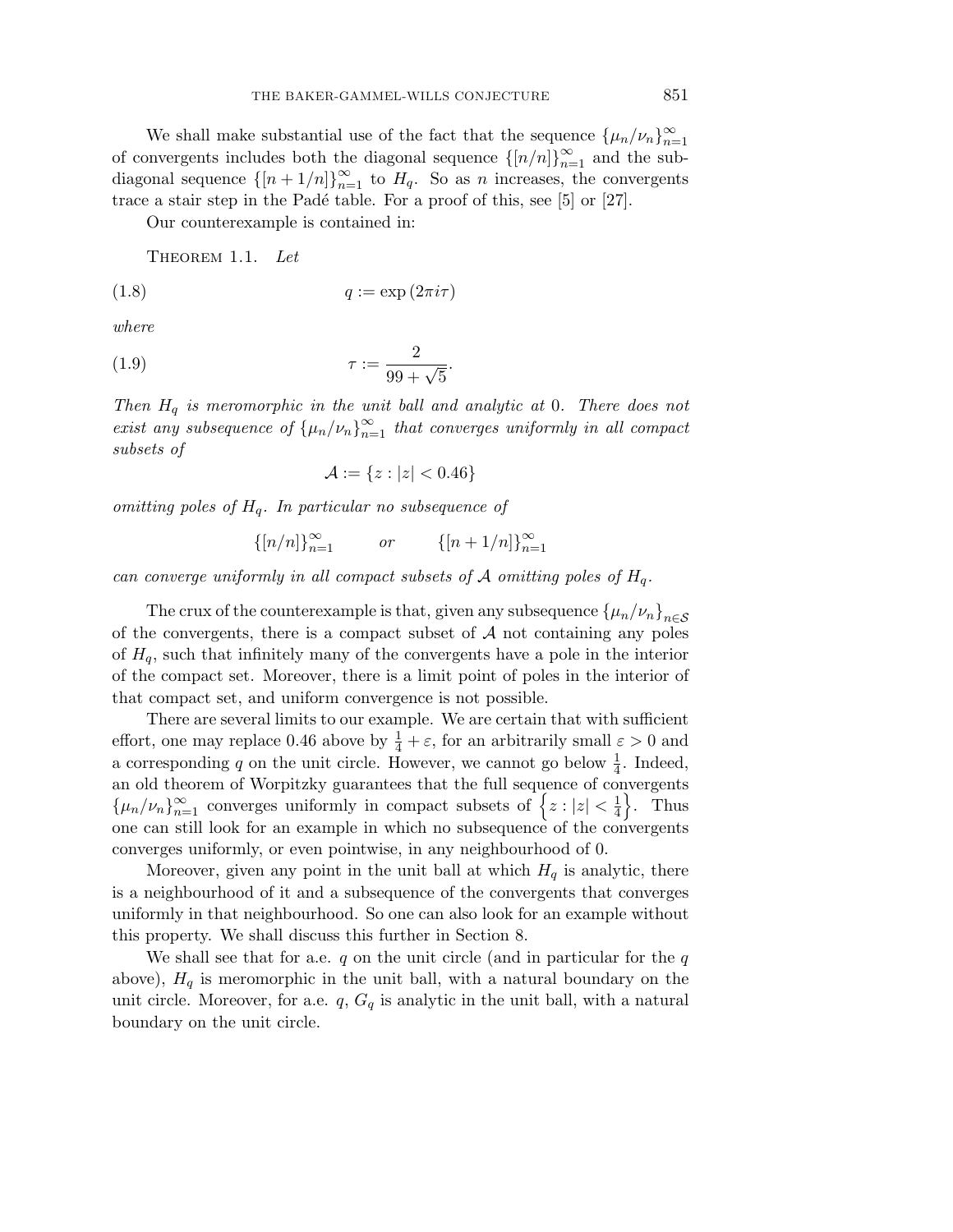We shall make substantial use of the fact that the sequence $\{\mu_n/\nu_n\}_{n=1}^{\infty}$ of convergents includes both the diagonal sequence $\{[n/n]\}_{n=1}^{\infty}$ and the subdiagonal sequence $\{[n+1/n]\}_{n=1}^{\infty}$ to $H_q$. So as $n$ increases, the convergents trace a stair step in the Padé table. For a proof of this, see [5] or [27].

Our counterexample is contained in:

Theorem 1.1. *Let*

$$q := \exp(2\pi i\tau) \tag{1.8}$$

*where*

$$\tau := \frac{2}{99+\sqrt{5}}. \tag{1.9}$$

*Then $H_q$ is meromorphic in the unit ball and analytic at 0. There does not exist any subsequence of $\{\mu_n/\nu_n\}_{n=1}^{\infty}$ that converges uniformly in all compact subsets of*

$$\mathcal{A} := \{z : |z| < 0.46\}$$

*omitting poles of $H_q$. In particular no subsequence of*

$$\{[n/n]\}_{n=1}^{\infty} \qquad \text{or} \qquad \{[n+1/n]\}_{n=1}^{\infty}$$

*can converge uniformly in all compact subsets of $\mathcal{A}$ omitting poles of $H_q$.*

The crux of the counterexample is that, given any subsequence $\{\mu_n/\nu_n\}_{n\in\mathcal{S}}$ of the convergents, there is a compact subset of $\mathcal{A}$ not containing any poles of $H_q$, such that infinitely many of the convergents have a pole in the interior of the compact set. Moreover, there is a limit point of poles in the interior of that compact set, and uniform convergence is not possible.

There are several limits to our example. We are certain that with sufficient effort, one may replace 0.46 above by $\frac{1}{4}+\varepsilon$, for an arbitrarily small $\varepsilon > 0$ and a corresponding $q$ on the unit circle. However, we cannot go below $\frac{1}{4}$. Indeed, an old theorem of Worpitzky guarantees that the full sequence of convergents $\{\mu_n/\nu_n\}_{n=1}^{\infty}$ converges uniformly in compact subsets of $\left\{z : |z| < \frac{1}{4}\right\}$. Thus one can still look for an example in which no subsequence of the convergents converges uniformly, or even pointwise, in any neighbourhood of 0.

Moreover, given any point in the unit ball at which $H_q$ is analytic, there is a neighbourhood of it and a subsequence of the convergents that converges uniformly in that neighbourhood. So one can also look for an example without this property. We shall discuss this further in Section 8.

We shall see that for a.e. $q$ on the unit circle (and in particular for the $q$ above), $H_q$ is meromorphic in the unit ball, with a natural boundary on the unit circle. Moreover, for a.e. $q$, $G_q$ is analytic in the unit ball, with a natural boundary on the unit circle.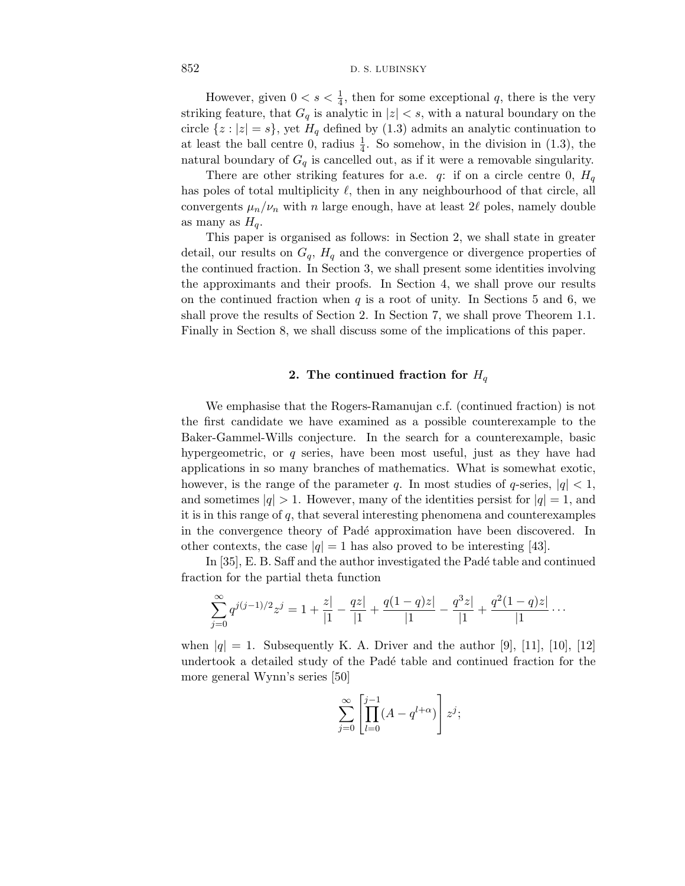However, given $0 < s < \frac{1}{4}$, then for some exceptional $q$, there is the very striking feature, that $G_q$ is analytic in $|z| < s$, with a natural boundary on the circle $\{z : |z| = s\}$, yet $H_q$ defined by (1.3) admits an analytic continuation to at least the ball centre 0, radius $\frac{1}{4}$. So somehow, in the division in (1.3), the natural boundary of $G_q$ is cancelled out, as if it were a removable singularity.

There are other striking features for a.e. $q$: if on a circle centre 0, $H_q$ has poles of total multiplicity $\ell$, then in any neighbourhood of that circle, all convergents $\mu_n/\nu_n$ with $n$ large enough, have at least $2\ell$ poles, namely double as many as $H_q$.

This paper is organised as follows: in Section 2, we shall state in greater detail, our results on $G_q$, $H_q$ and the convergence or divergence properties of the continued fraction. In Section 3, we shall present some identities involving the approximants and their proofs. In Section 4, we shall prove our results on the continued fraction when $q$ is a root of unity. In Sections 5 and 6, we shall prove the results of Section 2. In Section 7, we shall prove Theorem 1.1. Finally in Section 8, we shall discuss some of the implications of this paper.

## 2. The continued fraction for $H_q$

We emphasise that the Rogers-Ramanujan c.f. (continued fraction) is not the first candidate we have examined as a possible counterexample to the Baker-Gammel-Wills conjecture. In the search for a counterexample, basic hypergeometric, or $q$ series, have been most useful, just as they have had applications in so many branches of mathematics. What is somewhat exotic, however, is the range of the parameter $q$. In most studies of $q$-series, $|q| < 1$, and sometimes $|q| > 1$. However, many of the identities persist for $|q| = 1$, and it is in this range of $q$, that several interesting phenomena and counterexamples in the convergence theory of Padé approximation have been discovered. In other contexts, the case $|q| = 1$ has also proved to be interesting [43].

In [35], E. B. Saff and the author investigated the Padé table and continued fraction for the partial theta function

$$\sum_{j=0}^{\infty} q^{j(j-1)/2} z^j = 1 + \frac{z|}{|1} - \frac{qz|}{|1} + \frac{q(1-q)z|}{|1} - \frac{q^3 z|}{|1} + \frac{q^2(1-q)z|}{|1} \cdots$$

when $|q| = 1$. Subsequently K. A. Driver and the author [9], [11], [10], [12] undertook a detailed study of the Padé table and continued fraction for the more general Wynn's series [50]

$$\sum_{j=0}^{\infty} \left[ \prod_{l=0}^{j-1} (A - q^{l+\alpha}) \right] z^j;$$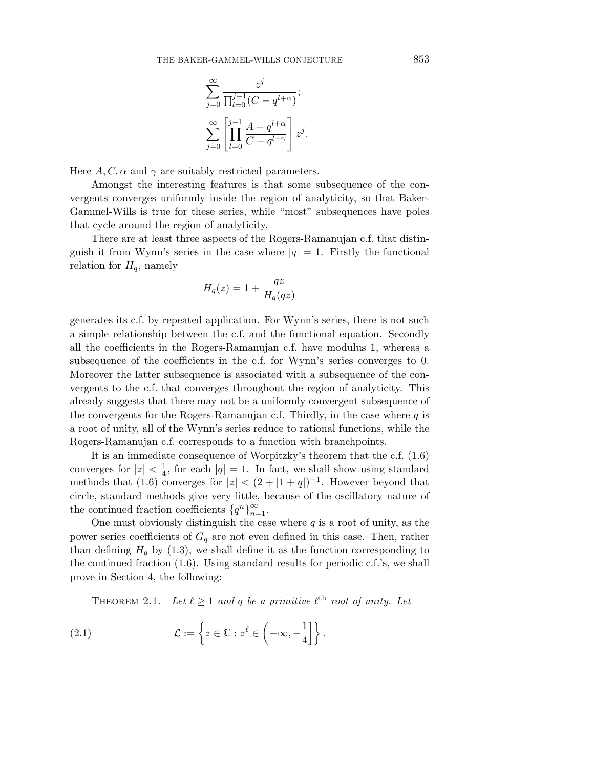$$\sum_{j=0}^{\infty} \frac{z^j}{\prod_{l=0}^{j-1}(C - q^{l+\alpha})};$$

$$\sum_{j=0}^{\infty} \left[ \prod_{l=0}^{j-1} \frac{A - q^{l+\alpha}}{C - q^{l+\gamma}} \right] z^j.$$

Here $A, C, \alpha$ and $\gamma$ are suitably restricted parameters.

Amongst the interesting features is that some subsequence of the convergents converges uniformly inside the region of analyticity, so that Baker-Gammel-Wills is true for these series, while "most" subsequences have poles that cycle around the region of analyticity.

There are at least three aspects of the Rogers-Ramanujan c.f. that distinguish it from Wynn's series in the case where $|q| = 1$. Firstly the functional relation for $H_q$, namely

$$H_q(z) = 1 + \frac{qz}{H_q(qz)}$$

generates its c.f. by repeated application. For Wynn's series, there is not such a simple relationship between the c.f. and the functional equation. Secondly all the coefficients in the Rogers-Ramanujan c.f. have modulus 1, whereas a subsequence of the coefficients in the c.f. for Wynn's series converges to 0. Moreover the latter subsequence is associated with a subsequence of the convergents to the c.f. that converges throughout the region of analyticity. This already suggests that there may not be a uniformly convergent subsequence of the convergents for the Rogers-Ramanujan c.f. Thirdly, in the case where $q$ is a root of unity, all of the Wynn's series reduce to rational functions, while the Rogers-Ramanujan c.f. corresponds to a function with branchpoints.

It is an immediate consequence of Worpitzky's theorem that the c.f. (1.6) converges for $|z| < \frac{1}{4}$, for each $|q| = 1$. In fact, we shall show using standard methods that (1.6) converges for $|z| < (2 + |1 + q|)^{-1}$. However beyond that circle, standard methods give very little, because of the oscillatory nature of the continued fraction coefficients $\{q^n\}_{n=1}^{\infty}$.

One must obviously distinguish the case where $q$ is a root of unity, as the power series coefficients of $G_q$ are not even defined in this case. Then, rather than defining $H_q$ by (1.3), we shall define it as the function corresponding to the continued fraction (1.6). Using standard results for periodic c.f.'s, we shall prove in Section 4, the following:

THEOREM 2.1. *Let $\ell \geq 1$ and $q$ be a primitive $\ell^{\text{th}}$ root of unity. Let*

$$\mathcal{L} := \left\{ z \in \mathbb{C} : z^{\ell} \in \left( -\infty, -\frac{1}{4} \right] \right\}. \tag{2.1}$$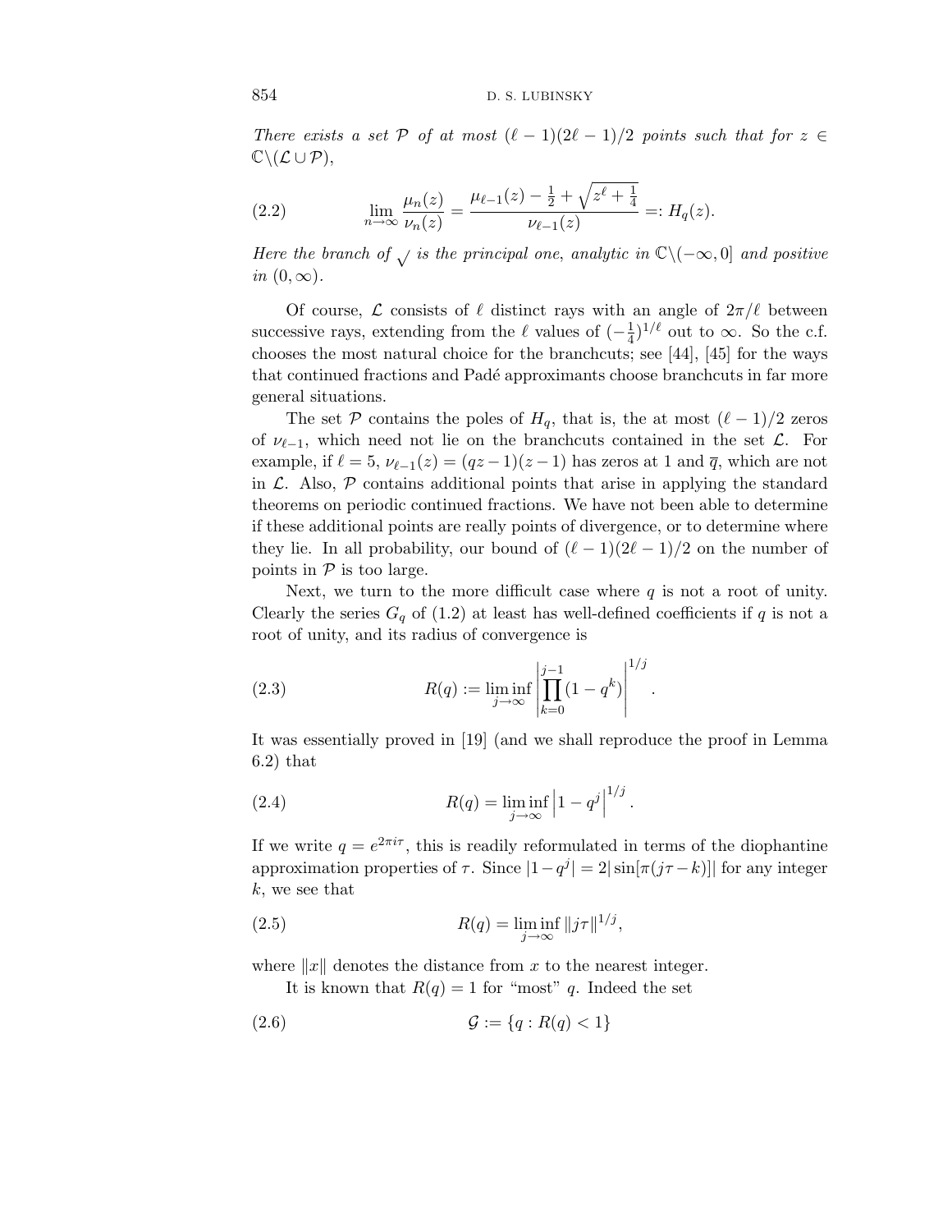*There exists a set $\mathcal{P}$ of at most $(\ell-1)(2\ell-1)/2$ points such that for $z \in \mathbb{C}\backslash(\mathcal{L}\cup\mathcal{P})$,*

$$\lim_{n\to\infty}\frac{\mu_n(z)}{\nu_n(z)} = \frac{\mu_{\ell-1}(z) - \frac{1}{2} + \sqrt{z^\ell + \frac{1}{4}}}{\nu_{\ell-1}(z)} =: H_q(z). \tag{2.2}$$

*Here the branch of $\sqrt{}$ is the principal one, analytic in $\mathbb{C}\backslash(-\infty,0]$ and positive in $(0,\infty)$.*

Of course, $\mathcal{L}$ consists of $\ell$ distinct rays with an angle of $2\pi/\ell$ between successive rays, extending from the $\ell$ values of $(-\frac{1}{4})^{1/\ell}$ out to $\infty$. So the c.f. chooses the most natural choice for the branchcuts; see [44], [45] for the ways that continued fractions and Padé approximants choose branchcuts in far more general situations.

The set $\mathcal{P}$ contains the poles of $H_q$, that is, the at most $(\ell-1)/2$ zeros of $\nu_{\ell-1}$, which need not lie on the branchcuts contained in the set $\mathcal{L}$. For example, if $\ell = 5$, $\nu_{\ell-1}(z) = (qz-1)(z-1)$ has zeros at 1 and $\overline{q}$, which are not in $\mathcal{L}$. Also, $\mathcal{P}$ contains additional points that arise in applying the standard theorems on periodic continued fractions. We have not been able to determine if these additional points are really points of divergence, or to determine where they lie. In all probability, our bound of $(\ell-1)(2\ell-1)/2$ on the number of points in $\mathcal{P}$ is too large.

Next, we turn to the more difficult case where $q$ is not a root of unity. Clearly the series $G_q$ of (1.2) at least has well-defined coefficients if $q$ is not a root of unity, and its radius of convergence is

$$R(q) := \liminf_{j\to\infty}\left|\prod_{k=0}^{j-1}(1-q^k)\right|^{1/j}. \tag{2.3}$$

It was essentially proved in [19] (and we shall reproduce the proof in Lemma 6.2) that

$$R(q) = \liminf_{j\to\infty}\left|1-q^j\right|^{1/j}. \tag{2.4}$$

If we write $q = e^{2\pi i\tau}$, this is readily reformulated in terms of the diophantine approximation properties of $\tau$. Since $|1-q^j| = 2|\sin[\pi(j\tau-k)]|$ for any integer $k$, we see that

$$R(q) = \liminf_{j\to\infty}\|j\tau\|^{1/j}, \tag{2.5}$$

where $\|x\|$ denotes the distance from $x$ to the nearest integer.

It is known that $R(q) = 1$ for "most" $q$. Indeed the set

$$\mathcal{G} := \{q : R(q) < 1\} \tag{2.6}$$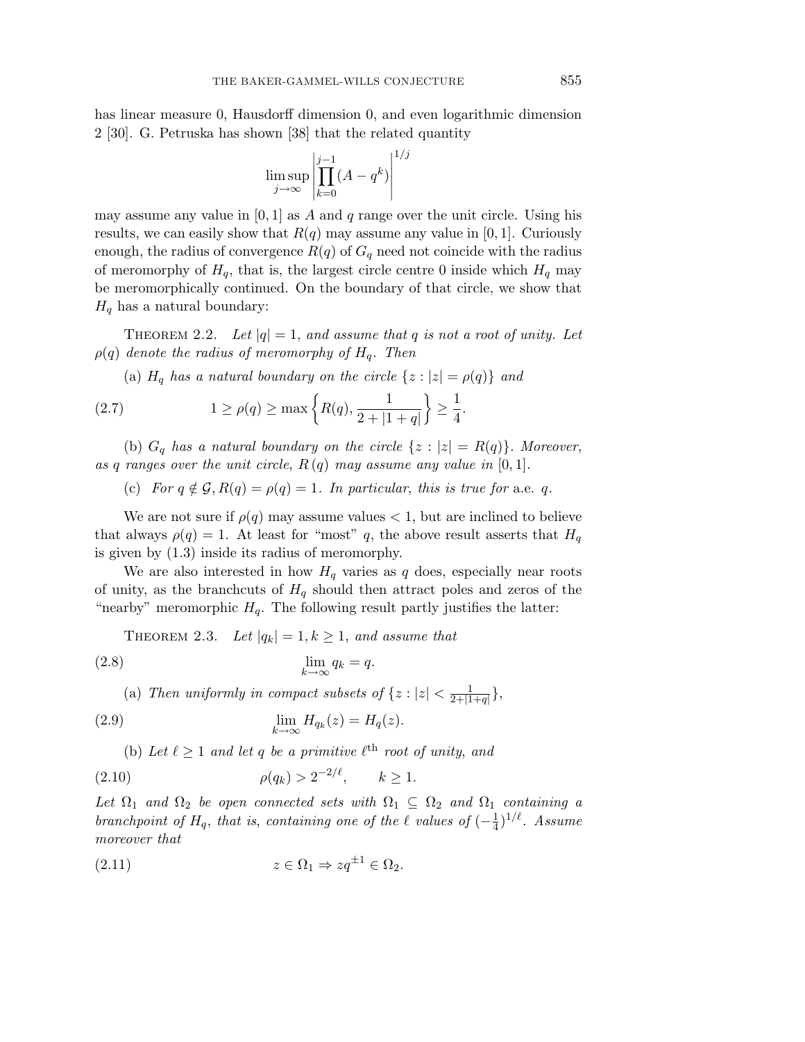has linear measure 0, Hausdorff dimension 0, and even logarithmic dimension 2 [30]. G. Petruska has shown [38] that the related quantity

$$\limsup_{j\to\infty}\left|\prod_{k=0}^{j-1}(A-q^k)\right|^{1/j}$$

may assume any value in $[0,1]$ as $A$ and $q$ range over the unit circle. Using his results, we can easily show that $R(q)$ may assume any value in $[0,1]$. Curiously enough, the radius of convergence $R(q)$ of $G_q$ need not coincide with the radius of meromorphy of $H_q$, that is, the largest circle centre 0 inside which $H_q$ may be meromorphically continued. On the boundary of that circle, we show that $H_q$ has a natural boundary:

THEOREM 2.2. *Let $|q|=1$, and assume that $q$ is not a root of unity. Let $\rho(q)$ denote the radius of meromorphy of $H_q$. Then*

(a) *$H_q$ has a natural boundary on the circle $\{z : |z| = \rho(q)\}$ and*

$$1 \geq \rho(q) \geq \max\left\{R(q), \frac{1}{2+|1+q|}\right\} \geq \frac{1}{4}. \tag{2.7}$$

(b) *$G_q$ has a natural boundary on the circle $\{z : |z| = R(q)\}$. Moreover, as $q$ ranges over the unit circle, $R(q)$ may assume any value in $[0,1]$.*

(c) *For $q \notin \mathcal{G}, R(q) = \rho(q) = 1$. In particular, this is true for* a.e. *$q$.*

We are not sure if $\rho(q)$ may assume values $< 1$, but are inclined to believe that always $\rho(q) = 1$. At least for "most" $q$, the above result asserts that $H_q$ is given by (1.3) inside its radius of meromorphy.

We are also interested in how $H_q$ varies as $q$ does, especially near roots of unity, as the branchcuts of $H_q$ should then attract poles and zeros of the "nearby" meromorphic $H_q$. The following result partly justifies the latter:

THEOREM 2.3. *Let $|q_k| = 1, k \geq 1$, and assume that*

$$\lim_{k\to\infty} q_k = q. \tag{2.8}$$

(a) *Then uniformly in compact subsets of $\{z : |z| < \frac{1}{2+|1+q|}\}$,*

$$\lim_{k\to\infty} H_{q_k}(z) = H_q(z). \tag{2.9}$$

(b) *Let $\ell \geq 1$ and let $q$ be a primitive $\ell^{\text{th}}$ root of unity, and*

$$\rho(q_k) > 2^{-2/\ell}, \qquad k \geq 1. \tag{2.10}$$

*Let $\Omega_1$ and $\Omega_2$ be open connected sets with $\Omega_1 \subseteq \Omega_2$ and $\Omega_1$ containing a branchpoint of $H_q$, that is, containing one of the $\ell$ values of $(-\frac{1}{4})^{1/\ell}$. Assume moreover that*

$$z \in \Omega_1 \Rightarrow zq^{\pm 1} \in \Omega_2. \tag{2.11}$$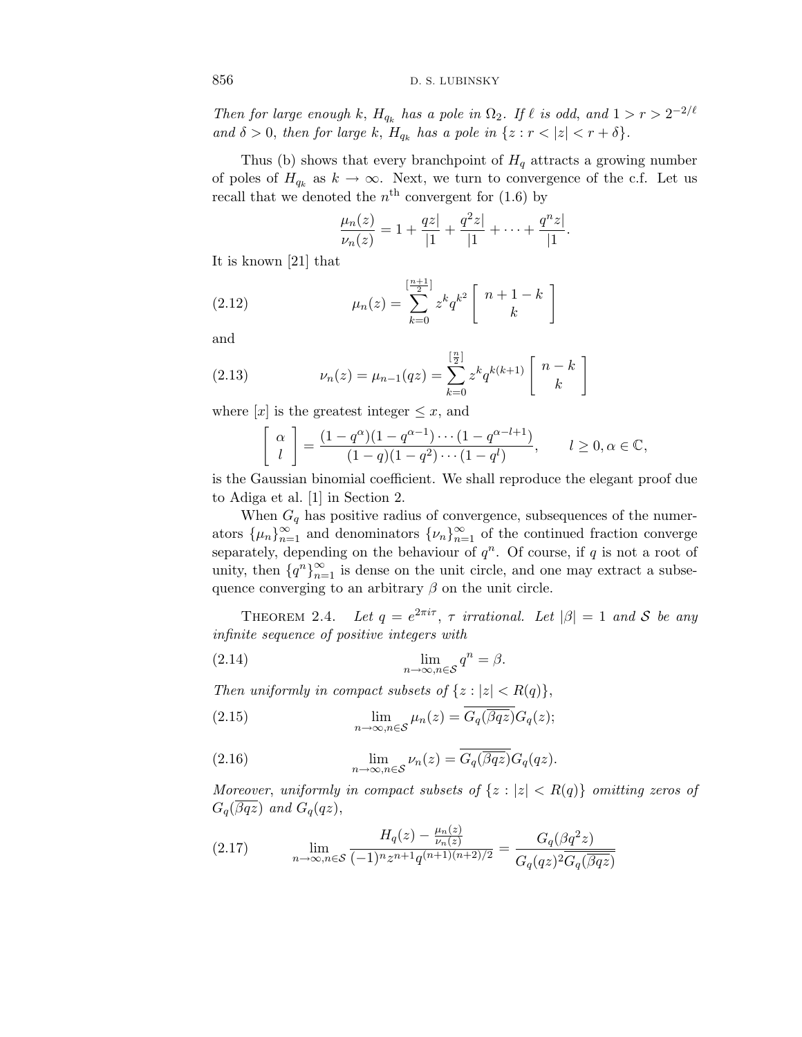*Then for large enough $k$, $H_{q_k}$ has a pole in $\Omega_2$. If $\ell$ is odd, and $1 > r > 2^{-2/\ell}$ and $\delta > 0$, then for large $k$, $H_{q_k}$ has a pole in $\{z : r < |z| < r + \delta\}$.*

Thus (b) shows that every branchpoint of $H_q$ attracts a growing number of poles of $H_{q_k}$ as $k \to \infty$. Next, we turn to convergence of the c.f. Let us recall that we denoted the $n^{\text{th}}$ convergent for (1.6) by

$$\frac{\mu_n(z)}{\nu_n(z)} = 1 + \frac{qz|}{|1} + \frac{q^2 z|}{|1} + \cdots + \frac{q^n z|}{|1}.$$

It is known [21] that

$$\mu_n(z) = \sum_{k=0}^{[\frac{n+1}{2}]} z^k q^{k^2} \left[ \begin{array}{c} n+1-k \\ k \end{array} \right] \tag{2.12}$$

and

$$\nu_n(z) = \mu_{n-1}(qz) = \sum_{k=0}^{[\frac{n}{2}]} z^k q^{k(k+1)} \left[ \begin{array}{c} n-k \\ k \end{array} \right] \tag{2.13}$$

where $[x]$ is the greatest integer $\leq x$, and

$$\left[ \begin{array}{c} \alpha \\ l \end{array} \right] = \frac{(1-q^\alpha)(1-q^{\alpha-1})\cdots(1-q^{\alpha-l+1})}{(1-q)(1-q^2)\cdots(1-q^l)}, \qquad l \geq 0, \alpha \in \mathbb{C},$$

is the Gaussian binomial coefficient. We shall reproduce the elegant proof due to Adiga et al. [1] in Section 2.

When $G_q$ has positive radius of convergence, subsequences of the numerators $\{\mu_n\}_{n=1}^\infty$ and denominators $\{\nu_n\}_{n=1}^\infty$ of the continued fraction converge separately, depending on the behaviour of $q^n$. Of course, if $q$ is not a root of unity, then $\{q^n\}_{n=1}^\infty$ is dense on the unit circle, and one may extract a subsequence converging to an arbitrary $\beta$ on the unit circle.

Theorem 2.4. *Let $q = e^{2\pi i \tau}$, $\tau$ irrational. Let $|\beta| = 1$ and $\mathcal{S}$ be any infinite sequence of positive integers with*

$$\lim_{n \to \infty, n \in \mathcal{S}} q^n = \beta. \tag{2.14}$$

*Then uniformly in compact subsets of $\{z : |z| < R(q)\}$,*

$$\lim_{n \to \infty, n \in \mathcal{S}} \mu_n(z) = \overline{G_q(\overline{\beta q z})} G_q(z); \tag{2.15}$$

$$\lim_{n \to \infty, n \in \mathcal{S}} \nu_n(z) = \overline{G_q(\overline{\beta q z})} G_q(qz). \tag{2.16}$$

*Moreover, uniformly in compact subsets of $\{z : |z| < R(q)\}$ omitting zeros of $G_q(\overline{\beta q z})$ and $G_q(qz)$,*

$$\lim_{n \to \infty, n \in \mathcal{S}} \frac{H_q(z) - \frac{\mu_n(z)}{\nu_n(z)}}{(-1)^n z^{n+1} q^{(n+1)(n+2)/2}} = \frac{G_q(\beta q^2 z)}{G_q(qz)^2 \overline{G_q(\overline{\beta q z})}} \tag{2.17}$$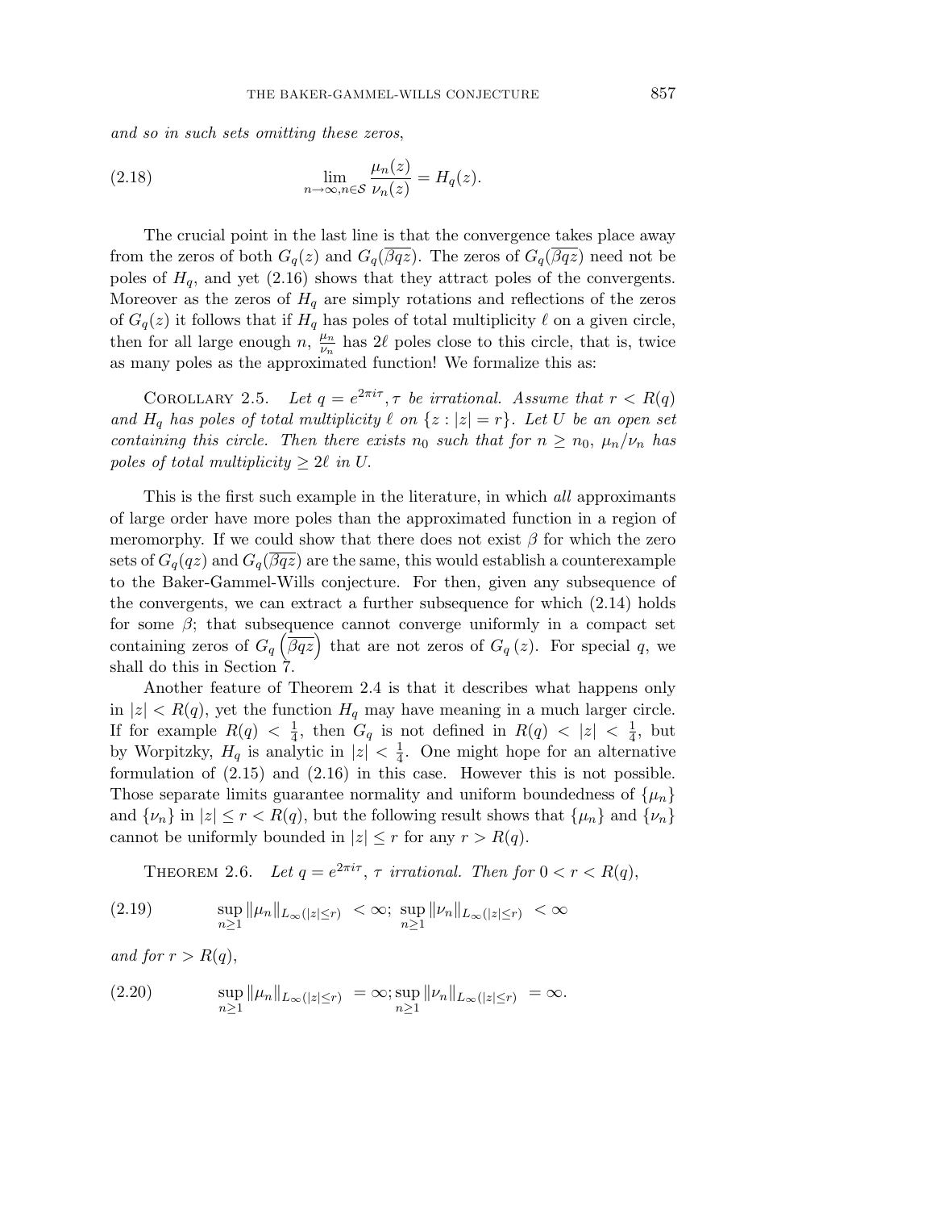*and so in such sets omitting these zeros,*

$$\lim_{n\to\infty, n\in\mathcal{S}} \frac{\mu_n(z)}{\nu_n(z)} = H_q(z). \tag{2.18}$$

The crucial point in the last line is that the convergence takes place away from the zeros of both $G_q(z)$ and $G_q(\overline{\beta q z})$. The zeros of $G_q(\overline{\beta q z})$ need not be poles of $H_q$, and yet (2.16) shows that they attract poles of the convergents. Moreover as the zeros of $H_q$ are simply rotations and reflections of the zeros of $G_q(z)$ it follows that if $H_q$ has poles of total multiplicity $\ell$ on a given circle, then for all large enough $n$, $\frac{\mu_n}{\nu_n}$ has $2\ell$ poles close to this circle, that is, twice as many poles as the approximated function! We formalize this as:

Corollary 2.5. *Let $q = e^{2\pi i \tau}, \tau$ be irrational. Assume that $r < R(q)$ and $H_q$ has poles of total multiplicity $\ell$ on $\{z : |z| = r\}$. Let $U$ be an open set containing this circle. Then there exists $n_0$ such that for $n \geq n_0$, $\mu_n/\nu_n$ has poles of total multiplicity $\geq 2\ell$ in $U$.*

This is the first such example in the literature, in which *all* approximants of large order have more poles than the approximated function in a region of meromorphy. If we could show that there does not exist $\beta$ for which the zero sets of $G_q(qz)$ and $G_q(\overline{\beta q z})$ are the same, this would establish a counterexample to the Baker-Gammel-Wills conjecture. For then, given any subsequence of the convergents, we can extract a further subsequence for which (2.14) holds for some $\beta$; that subsequence cannot converge uniformly in a compact set containing zeros of $G_q\left(\overline{\beta q z}\right)$ that are not zeros of $G_q\left(z\right)$. For special $q$, we shall do this in Section 7.

Another feature of Theorem 2.4 is that it describes what happens only in $|z| < R(q)$, yet the function $H_q$ may have meaning in a much larger circle. If for example $R(q) < \frac{1}{4}$, then $G_q$ is not defined in $R(q) < |z| < \frac{1}{4}$, but by Worpitzky, $H_q$ is analytic in $|z| < \frac{1}{4}$. One might hope for an alternative formulation of (2.15) and (2.16) in this case. However this is not possible. Those separate limits guarantee normality and uniform boundedness of $\{\mu_n\}$ and $\{\nu_n\}$ in $|z| \leq r < R(q)$, but the following result shows that $\{\mu_n\}$ and $\{\nu_n\}$ cannot be uniformly bounded in $|z| \leq r$ for any $r > R(q)$.

Theorem 2.6. *Let $q = e^{2\pi i \tau}$, $\tau$ irrational. Then for $0 < r < R(q)$,*

$$\sup_{n\geq 1} \|\mu_n\|_{L_\infty(|z|\leq r)} < \infty;\ \sup_{n\geq 1} \|\nu_n\|_{L_\infty(|z|\leq r)} < \infty \tag{2.19}$$

*and for $r > R(q)$,*

$$\sup_{n\geq 1} \|\mu_n\|_{L_\infty(|z|\leq r)} = \infty; \sup_{n\geq 1} \|\nu_n\|_{L_\infty(|z|\leq r)} = \infty. \tag{2.20}$$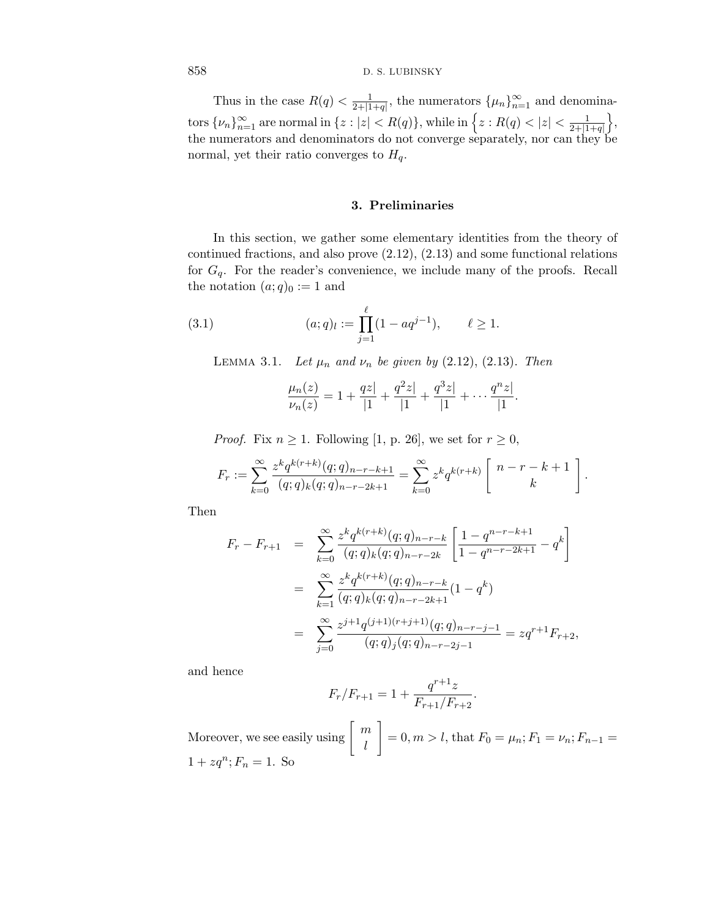Thus in the case $R(q) < \frac{1}{2+|1+q|}$, the numerators $\{\mu_n\}_{n=1}^{\infty}$ and denominators $\{\nu_n\}_{n=1}^{\infty}$ are normal in $\{z : |z| < R(q)\}$, while in $\left\{z : R(q) < |z| < \frac{1}{2+|1+q|}\right\}$, the numerators and denominators do not converge separately, nor can they be normal, yet their ratio converges to $H_q$.

## 3. Preliminaries

In this section, we gather some elementary identities from the theory of continued fractions, and also prove (2.12), (2.13) and some functional relations for $G_q$. For the reader's convenience, we include many of the proofs. Recall the notation $(a;q)_0 := 1$ and

$$(a;q)_l := \prod_{j=1}^{\ell} (1 - aq^{j-1}), \qquad \ell \geq 1. \tag{3.1}$$

LEMMA 3.1. *Let $\mu_n$ and $\nu_n$ be given by* (2.12), (2.13). *Then*

$$\frac{\mu_n(z)}{\nu_n(z)} = 1 + \frac{qz|}{|1} + \frac{q^2z|}{|1} + \frac{q^3z|}{|1} + \cdots \frac{q^nz|}{|1}.$$

*Proof.* Fix $n \geq 1$. Following [1, p. 26], we set for $r \geq 0$,

$$F_r := \sum_{k=0}^{\infty} \frac{z^k q^{k(r+k)} (q;q)_{n-r-k+1}}{(q;q)_k (q;q)_{n-r-2k+1}} = \sum_{k=0}^{\infty} z^k q^{k(r+k)} \left[ \begin{array}{c} n-r-k+1 \\ k \end{array} \right].$$

Then

$$\begin{aligned}
F_r - F_{r+1} &= \sum_{k=0}^{\infty} \frac{z^k q^{k(r+k)} (q;q)_{n-r-k}}{(q;q)_k (q;q)_{n-r-2k}} \left[ \frac{1 - q^{n-r-k+1}}{1 - q^{n-r-2k+1}} - q^k \right] \\
&= \sum_{k=1}^{\infty} \frac{z^k q^{k(r+k)} (q;q)_{n-r-k}}{(q;q)_k (q;q)_{n-r-2k+1}} (1 - q^k) \\
&= \sum_{j=0}^{\infty} \frac{z^{j+1} q^{(j+1)(r+j+1)} (q;q)_{n-r-j-1}}{(q;q)_j (q;q)_{n-r-2j-1}} = zq^{r+1} F_{r+2},
\end{aligned}$$

and hence

$$F_r / F_{r+1} = 1 + \frac{q^{r+1} z}{F_{r+1}/F_{r+2}}.$$

Moreover, we see easily using $\left[ \begin{array}{c} m \\ l \end{array} \right] = 0, m > l$, that $F_0 = \mu_n; F_1 = \nu_n; F_{n-1} = 1 + zq^n; F_n = 1$. So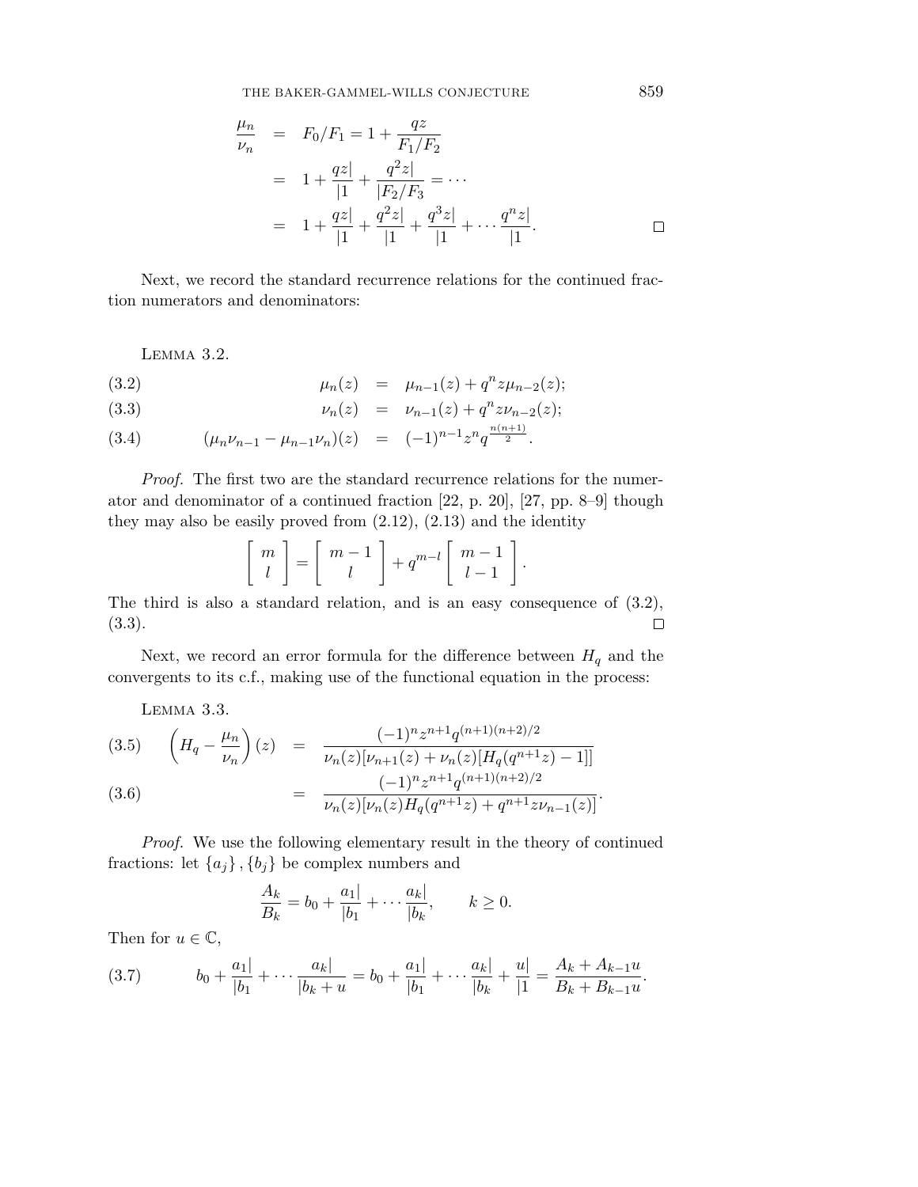$$
\begin{aligned}
\frac{\mu_n}{\nu_n} &= F_0/F_1 = 1 + \frac{qz}{F_1/F_2} \\
&= 1 + \frac{qz|}{|1} + \frac{q^2 z|}{|F_2/F_3} = \cdots \\
&= 1 + \frac{qz|}{|1} + \frac{q^2 z|}{|1} + \frac{q^3 z|}{|1} + \cdots \frac{q^n z|}{|1}. \qquad \square
\end{aligned}
$$

Next, we record the standard recurrence relations for the continued fraction numerators and denominators:

Lemma 3.2.

$$
\mu_n(z) = \mu_{n-1}(z) + q^n z \mu_{n-2}(z); \tag{3.2}
$$

$$
\nu_n(z) = \nu_{n-1}(z) + q^n z \nu_{n-2}(z); \tag{3.3}
$$

$$
(\mu_n \nu_{n-1} - \mu_{n-1} \nu_n)(z) = (-1)^{n-1} z^n q^{\frac{n(n+1)}{2}}. \tag{3.4}
$$

*Proof.* The first two are the standard recurrence relations for the numerator and denominator of a continued fraction [22, p. 20], [27, pp. 8–9] though they may also be easily proved from (2.12), (2.13) and the identity

$$
\left[ \begin{array}{c} m \\ l \end{array} \right] = \left[ \begin{array}{c} m-1 \\ l \end{array} \right] + q^{m-l} \left[ \begin{array}{c} m-1 \\ l-1 \end{array} \right].
$$

The third is also a standard relation, and is an easy consequence of (3.2), (3.3). $\square$

Next, we record an error formula for the difference between $H_q$ and the convergents to its c.f., making use of the functional equation in the process:

Lemma 3.3.

$$
\left( H_q - \frac{\mu_n}{\nu_n} \right)(z) = \frac{(-1)^n z^{n+1} q^{(n+1)(n+2)/2}}{\nu_n(z)[\nu_{n+1}(z) + \nu_n(z)[H_q(q^{n+1}z) - 1]]} \tag{3.5}
$$

$$
= \frac{(-1)^n z^{n+1} q^{(n+1)(n+2)/2}}{\nu_n(z)[\nu_n(z) H_q(q^{n+1}z) + q^{n+1} z \nu_{n-1}(z)]}. \tag{3.6}
$$

*Proof.* We use the following elementary result in the theory of continued fractions: let $\{a_j\}, \{b_j\}$ be complex numbers and

$$
\frac{A_k}{B_k} = b_0 + \frac{a_1|}{|b_1} + \cdots \frac{a_k|}{|b_k}, \qquad k \geq 0.
$$

Then for $u \in \mathbb{C}$,

$$
b_0 + \frac{a_1|}{|b_1} + \cdots \frac{a_k|}{|b_k + u} = b_0 + \frac{a_1|}{|b_1} + \cdots \frac{a_k|}{|b_k} + \frac{u|}{|1} = \frac{A_k + A_{k-1}u}{B_k + B_{k-1}u}. \tag{3.7}
$$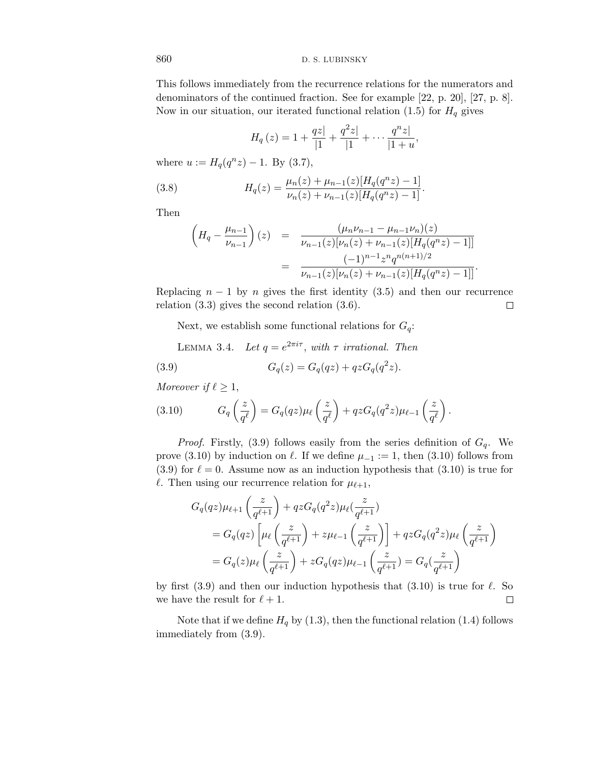This follows immediately from the recurrence relations for the numerators and denominators of the continued fraction. See for example [22, p. 20], [27, p. 8]. Now in our situation, our iterated functional relation (1.5) for $H_q$ gives

$$H_q(z) = 1 + \frac{qz|}{|1} + \frac{q^2 z|}{|1} + \cdots \frac{q^n z|}{|1+u},$$

where $u := H_q(q^n z) - 1$. By (3.7),

$$H_q(z) = \frac{\mu_n(z) + \mu_{n-1}(z)[H_q(q^n z) - 1]}{\nu_n(z) + \nu_{n-1}(z)[H_q(q^n z) - 1]}. \tag{3.8}$$

Then

$$\begin{aligned}
\left(H_q - \frac{\mu_{n-1}}{\nu_{n-1}}\right)(z) &= \frac{(\mu_n \nu_{n-1} - \mu_{n-1}\nu_n)(z)}{\nu_{n-1}(z)[\nu_n(z) + \nu_{n-1}(z)[H_q(q^n z) - 1]]} \\
&= \frac{(-1)^{n-1} z^n q^{n(n+1)/2}}{\nu_{n-1}(z)[\nu_n(z) + \nu_{n-1}(z)[H_q(q^n z) - 1]]}.
\end{aligned}$$

Replacing $n-1$ by $n$ gives the first identity (3.5) and then our recurrence relation (3.3) gives the second relation (3.6). $\square$

Next, we establish some functional relations for $G_q$:

Lemma 3.4. *Let $q = e^{2\pi i \tau}$, with $\tau$ irrational. Then*

$$G_q(z) = G_q(qz) + qzG_q(q^2 z). \tag{3.9}$$

*Moreover if $\ell \geq 1$,*

$$G_q\left(\frac{z}{q^\ell}\right) = G_q(qz)\mu_\ell\left(\frac{z}{q^\ell}\right) + qzG_q(q^2 z)\mu_{\ell-1}\left(\frac{z}{q^\ell}\right). \tag{3.10}$$

*Proof.* Firstly, (3.9) follows easily from the series definition of $G_q$. We prove (3.10) by induction on $\ell$. If we define $\mu_{-1} := 1$, then (3.10) follows from (3.9) for $\ell = 0$. Assume now as an induction hypothesis that (3.10) is true for $\ell$. Then using our recurrence relation for $\mu_{\ell+1}$,

$$\begin{aligned}
&G_q(qz)\mu_{\ell+1}\left(\frac{z}{q^{\ell+1}}\right) + qzG_q(q^2 z)\mu_\ell\left(\frac{z}{q^{\ell+1}}\right) \\
&= G_q(qz)\left[\mu_\ell\left(\frac{z}{q^{\ell+1}}\right) + z\mu_{\ell-1}\left(\frac{z}{q^{\ell+1}}\right)\right] + qzG_q(q^2 z)\mu_\ell\left(\frac{z}{q^{\ell+1}}\right) \\
&= G_q(z)\mu_\ell\left(\frac{z}{q^{\ell+1}}\right) + zG_q(qz)\mu_{\ell-1}\left(\frac{z}{q^{\ell+1}}\right) = G_q\left(\frac{z}{q^{\ell+1}}\right)
\end{aligned}$$

by first (3.9) and then our induction hypothesis that (3.10) is true for $\ell$. So we have the result for $\ell + 1$. $\square$

Note that if we define $H_q$ by (1.3), then the functional relation (1.4) follows immediately from (3.9).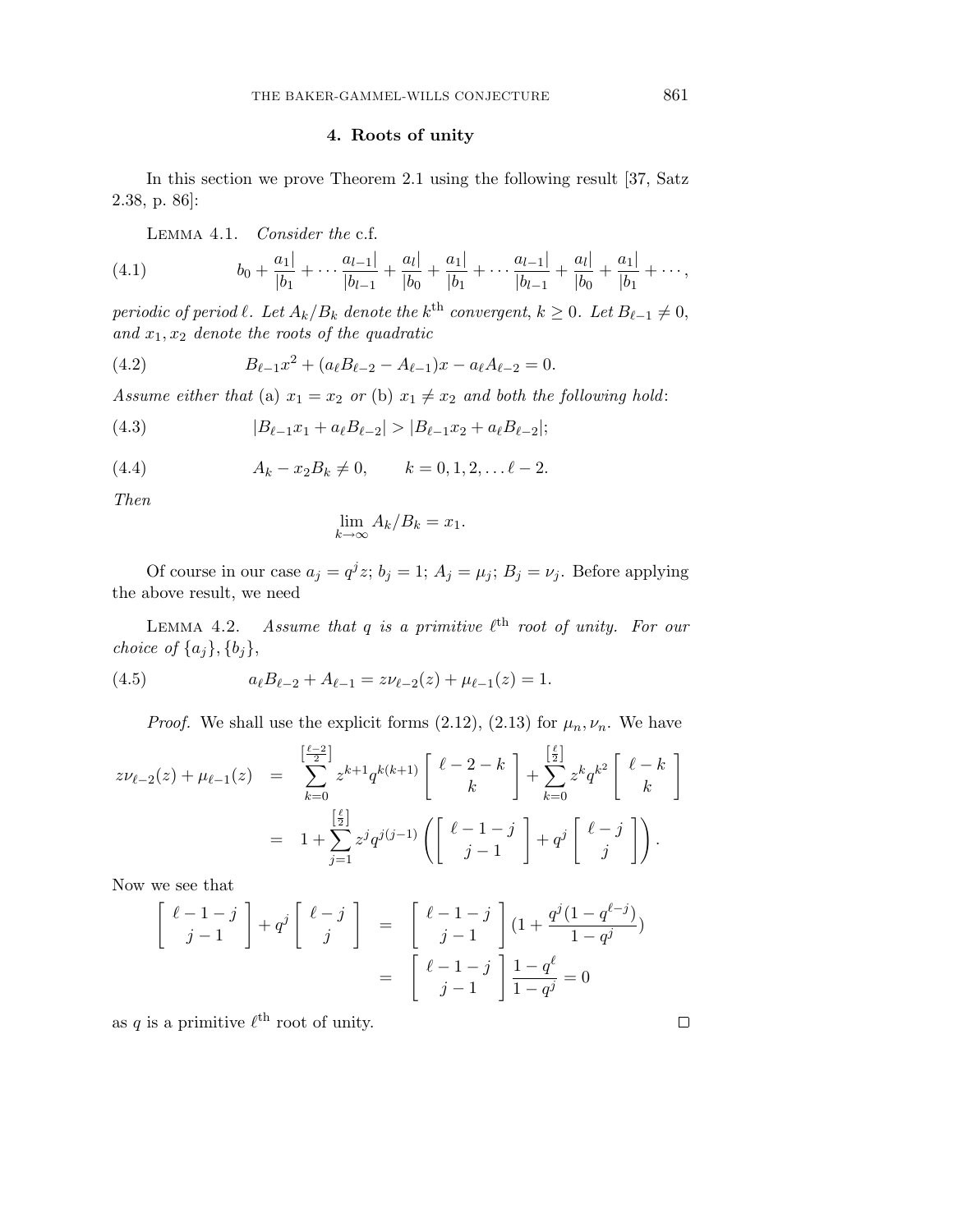## 4. Roots of unity

In this section we prove Theorem 2.1 using the following result [37, Satz 2.38, p. 86]:

Lemma 4.1. *Consider the* c.f.

$$b_0 + \frac{a_1|}{|b_1} + \cdots \frac{a_{l-1}|}{|b_{l-1}} + \frac{a_l|}{|b_0} + \frac{a_1|}{|b_1} + \cdots \frac{a_{l-1}|}{|b_{l-1}} + \frac{a_l|}{|b_0} + \frac{a_1|}{|b_1} + \cdots, \tag{4.1}$$

*periodic of period* $\ell$. *Let* $A_k/B_k$ *denote the* $k^{\text{th}}$ *convergent,* $k \geq 0$. *Let* $B_{\ell-1} \neq 0$, *and* $x_1, x_2$ *denote the roots of the quadratic*

$$B_{\ell-1}x^2 + (a_\ell B_{\ell-2} - A_{\ell-1})x - a_\ell A_{\ell-2} = 0. \tag{4.2}$$

*Assume either that* (a) $x_1 = x_2$ *or* (b) $x_1 \neq x_2$ *and both the following hold*:

$$|B_{\ell-1}x_1 + a_\ell B_{\ell-2}| > |B_{\ell-1}x_2 + a_\ell B_{\ell-2}|; \tag{4.3}$$

$$A_k - x_2 B_k \neq 0, \qquad k = 0, 1, 2, \ldots \ell - 2. \tag{4.4}$$

*Then*

$$\lim_{k \to \infty} A_k/B_k = x_1.$$

Of course in our case $a_j = q^j z$; $b_j = 1$; $A_j = \mu_j$; $B_j = \nu_j$. Before applying the above result, we need

Lemma 4.2. *Assume that* $q$ *is a primitive* $\ell^{\text{th}}$ *root of unity. For our choice of* $\{a_j\}, \{b_j\}$,

$$a_\ell B_{\ell-2} + A_{\ell-1} = z\nu_{\ell-2}(z) + \mu_{\ell-1}(z) = 1. \tag{4.5}$$

*Proof.* We shall use the explicit forms (2.12), (2.13) for $\mu_n, \nu_n$. We have

$$\begin{aligned}
z\nu_{\ell-2}(z) + \mu_{\ell-1}(z) &= \sum_{k=0}^{\left[\frac{\ell-2}{2}\right]} z^{k+1} q^{k(k+1)} \begin{bmatrix} \ell-2-k \\ k \end{bmatrix} + \sum_{k=0}^{\left[\frac{\ell}{2}\right]} z^k q^{k^2} \begin{bmatrix} \ell-k \\ k \end{bmatrix} \\
&= 1 + \sum_{j=1}^{\left[\frac{\ell}{2}\right]} z^j q^{j(j-1)} \left( \begin{bmatrix} \ell-1-j \\ j-1 \end{bmatrix} + q^j \begin{bmatrix} \ell-j \\ j \end{bmatrix} \right).
\end{aligned}$$

Now we see that

$$\begin{aligned}
\begin{bmatrix} \ell-1-j \\ j-1 \end{bmatrix} + q^j \begin{bmatrix} \ell-j \\ j \end{bmatrix} &= \begin{bmatrix} \ell-1-j \\ j-1 \end{bmatrix} \left(1 + \frac{q^j(1-q^{\ell-j})}{1-q^j}\right) \\
&= \begin{bmatrix} \ell-1-j \\ j-1 \end{bmatrix} \frac{1-q^\ell}{1-q^j} = 0
\end{aligned}$$

as $q$ is a primitive $\ell^{\text{th}}$ root of unity. ∎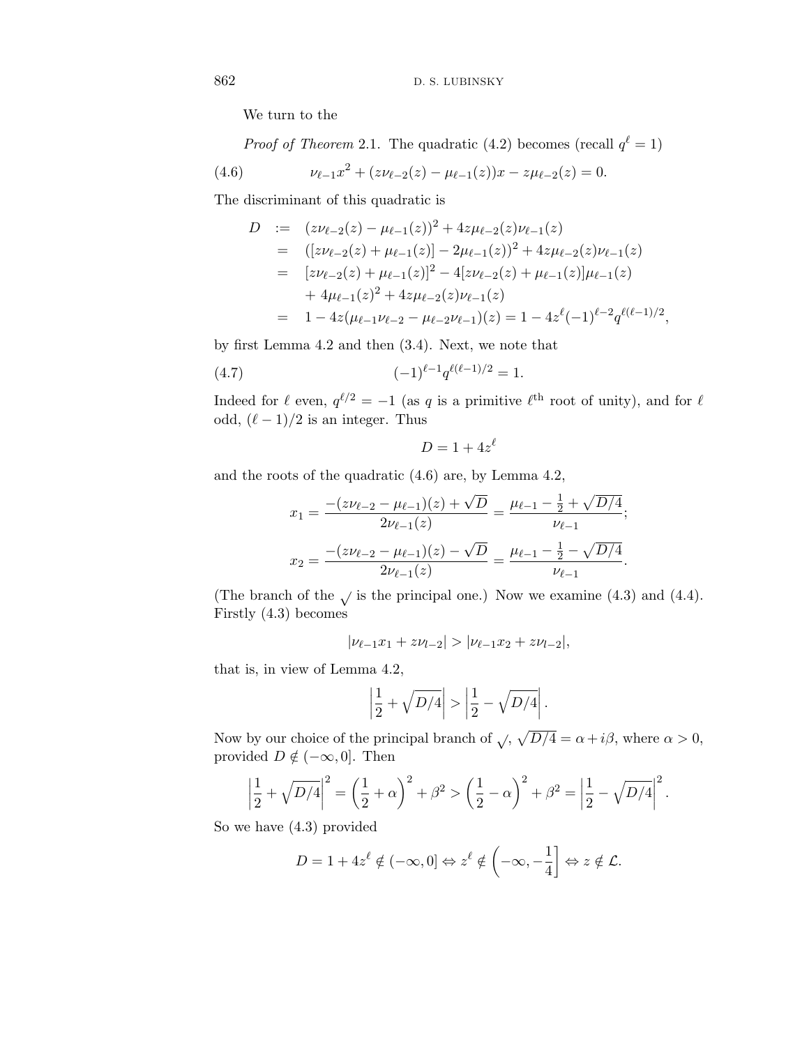We turn to the

*Proof of Theorem* 2.1. The quadratic (4.2) becomes (recall $q^\ell = 1$)

$$\nu_{\ell-1}x^2 + (z\nu_{\ell-2}(z) - \mu_{\ell-1}(z))x - z\mu_{\ell-2}(z) = 0. \tag{4.6}$$

The discriminant of this quadratic is

$$\begin{aligned}
D &:= (z\nu_{\ell-2}(z) - \mu_{\ell-1}(z))^2 + 4z\mu_{\ell-2}(z)\nu_{\ell-1}(z) \\
&= ([z\nu_{\ell-2}(z) + \mu_{\ell-1}(z)] - 2\mu_{\ell-1}(z))^2 + 4z\mu_{\ell-2}(z)\nu_{\ell-1}(z) \\
&= [z\nu_{\ell-2}(z) + \mu_{\ell-1}(z)]^2 - 4[z\nu_{\ell-2}(z) + \mu_{\ell-1}(z)]\mu_{\ell-1}(z) \\
&\quad + 4\mu_{\ell-1}(z)^2 + 4z\mu_{\ell-2}(z)\nu_{\ell-1}(z) \\
&= 1 - 4z(\mu_{\ell-1}\nu_{\ell-2} - \mu_{\ell-2}\nu_{\ell-1})(z) = 1 - 4z^\ell(-1)^{\ell-2}q^{\ell(\ell-1)/2},
\end{aligned}$$

by first Lemma 4.2 and then (3.4). Next, we note that

$$(-1)^{\ell-1}q^{\ell(\ell-1)/2} = 1. \tag{4.7}$$

Indeed for $\ell$ even, $q^{\ell/2} = -1$ (as $q$ is a primitive $\ell^{\text{th}}$ root of unity), and for $\ell$ odd, $(\ell-1)/2$ is an integer. Thus

$$D = 1 + 4z^\ell$$

and the roots of the quadratic (4.6) are, by Lemma 4.2,

$$x_1 = \frac{-(z\nu_{\ell-2} - \mu_{\ell-1})(z) + \sqrt{D}}{2\nu_{\ell-1}(z)} = \frac{\mu_{\ell-1} - \frac{1}{2} + \sqrt{D/4}}{\nu_{\ell-1}};$$

$$x_2 = \frac{-(z\nu_{\ell-2} - \mu_{\ell-1})(z) - \sqrt{D}}{2\nu_{\ell-1}(z)} = \frac{\mu_{\ell-1} - \frac{1}{2} - \sqrt{D/4}}{\nu_{\ell-1}}.$$

(The branch of the $\sqrt{\ }$ is the principal one.) Now we examine (4.3) and (4.4). Firstly (4.3) becomes

$$|\nu_{\ell-1}x_1 + z\nu_{l-2}| > |\nu_{\ell-1}x_2 + z\nu_{l-2}|,$$

that is, in view of Lemma 4.2,

$$\left|\frac{1}{2} + \sqrt{D/4}\right| > \left|\frac{1}{2} - \sqrt{D/4}\right|.$$

Now by our choice of the principal branch of $\sqrt{\ }$, $\sqrt{D/4} = \alpha + i\beta$, where $\alpha > 0$, provided $D \notin (-\infty, 0]$. Then

$$\left|\frac{1}{2} + \sqrt{D/4}\right|^2 = \left(\frac{1}{2} + \alpha\right)^2 + \beta^2 > \left(\frac{1}{2} - \alpha\right)^2 + \beta^2 = \left|\frac{1}{2} - \sqrt{D/4}\right|^2.$$

So we have (4.3) provided

$$D = 1 + 4z^\ell \notin (-\infty, 0] \Leftrightarrow z^\ell \notin \left(-\infty, -\frac{1}{4}\right] \Leftrightarrow z \notin \mathcal{L}.$$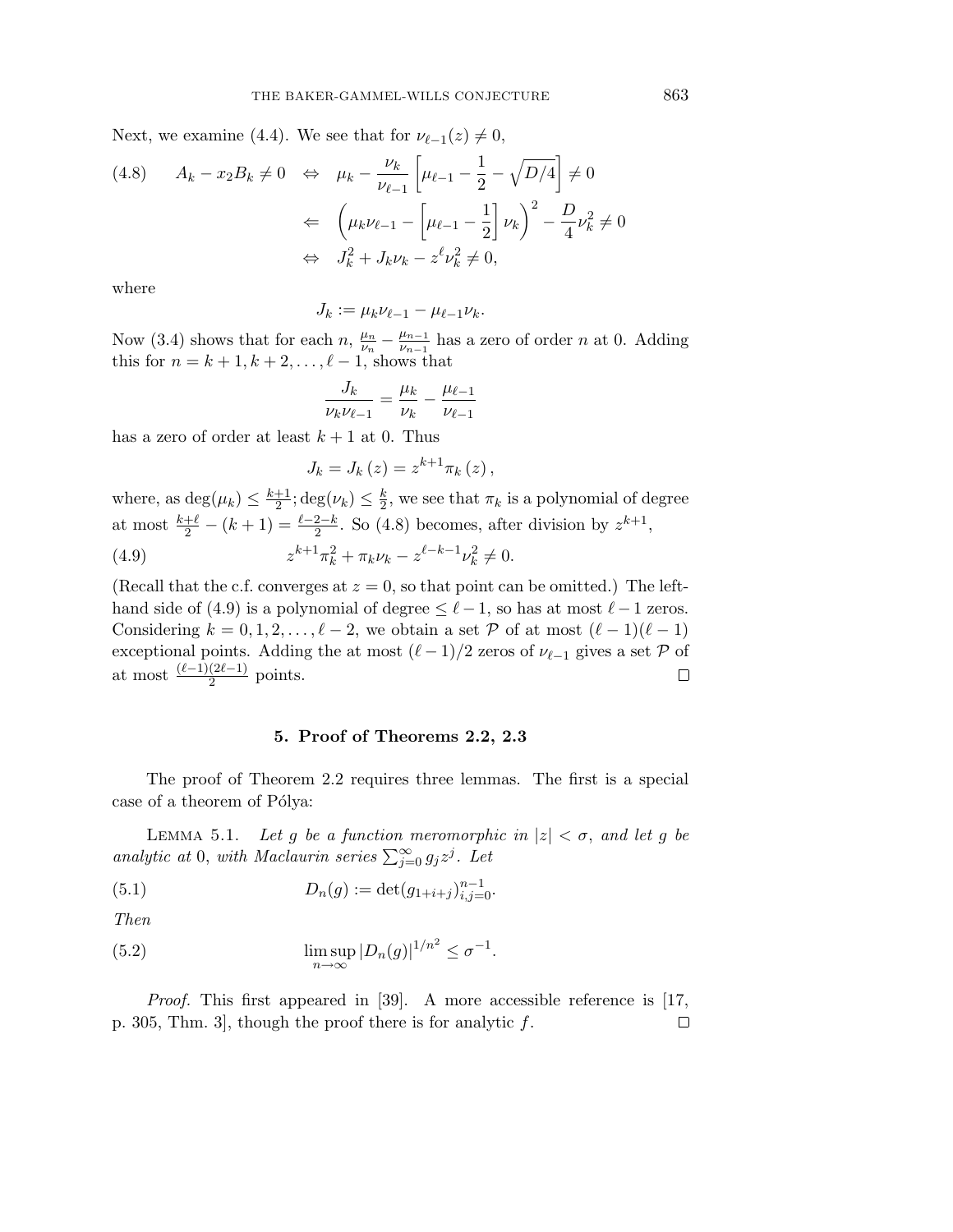Next, we examine (4.4). We see that for $\nu_{\ell-1}(z) \neq 0$,

$$
\begin{aligned}
(4.8) \qquad A_k - x_2 B_k \neq 0 \quad &\Leftrightarrow \quad \mu_k - \frac{\nu_k}{\nu_{\ell-1}}\left[\mu_{\ell-1} - \frac{1}{2} - \sqrt{D/4}\right] \neq 0 \\
&\Leftarrow \quad \left(\mu_k \nu_{\ell-1} - \left[\mu_{\ell-1} - \frac{1}{2}\right]\nu_k\right)^2 - \frac{D}{4}\nu_k^2 \neq 0 \\
&\Leftrightarrow \quad J_k^2 + J_k \nu_k - z^\ell \nu_k^2 \neq 0,
\end{aligned}
$$

where

$$J_k := \mu_k \nu_{\ell-1} - \mu_{\ell-1}\nu_k.$$

Now (3.4) shows that for each $n$, $\frac{\mu_n}{\nu_n} - \frac{\mu_{n-1}}{\nu_{n-1}}$ has a zero of order $n$ at 0. Adding this for $n = k+1, k+2, \ldots, \ell-1$, shows that

$$\frac{J_k}{\nu_k \nu_{\ell-1}} = \frac{\mu_k}{\nu_k} - \frac{\mu_{\ell-1}}{\nu_{\ell-1}}$$

has a zero of order at least $k+1$ at 0. Thus

$$J_k = J_k(z) = z^{k+1}\pi_k(z),$$

where, as $\deg(\mu_k) \leq \frac{k+1}{2}; \deg(\nu_k) \leq \frac{k}{2}$, we see that $\pi_k$ is a polynomial of degree at most $\frac{k+\ell}{2} - (k+1) = \frac{\ell-2-k}{2}$. So (4.8) becomes, after division by $z^{k+1}$,

$$z^{k+1}\pi_k^2 + \pi_k \nu_k - z^{\ell-k-1}\nu_k^2 \neq 0. \tag{4.9}$$

(Recall that the c.f. converges at $z = 0$, so that point can be omitted.) The left-hand side of (4.9) is a polynomial of degree $\leq \ell - 1$, so has at most $\ell - 1$ zeros. Considering $k = 0, 1, 2, \ldots, \ell-2$, we obtain a set $\mathcal{P}$ of at most $(\ell-1)(\ell-1)$ exceptional points. Adding the at most $(\ell-1)/2$ zeros of $\nu_{\ell-1}$ gives a set $\mathcal{P}$ of at most $\frac{(\ell-1)(2\ell-1)}{2}$ points. □

## 5. Proof of Theorems 2.2, 2.3

The proof of Theorem 2.2 requires three lemmas. The first is a special case of a theorem of Pólya:

Lemma 5.1. *Let $g$ be a function meromorphic in $|z| < \sigma$, and let $g$ be analytic at 0, with Maclaurin series $\sum_{j=0}^{\infty} g_j z^j$. Let*

$$D_n(g) := \det(g_{1+i+j})_{i,j=0}^{n-1}. \tag{5.1}$$

*Then*

$$\limsup_{n\to\infty} |D_n(g)|^{1/n^2} \leq \sigma^{-1}. \tag{5.2}$$

*Proof.* This first appeared in [39]. A more accessible reference is [17, p. 305, Thm. 3], though the proof there is for analytic $f$. □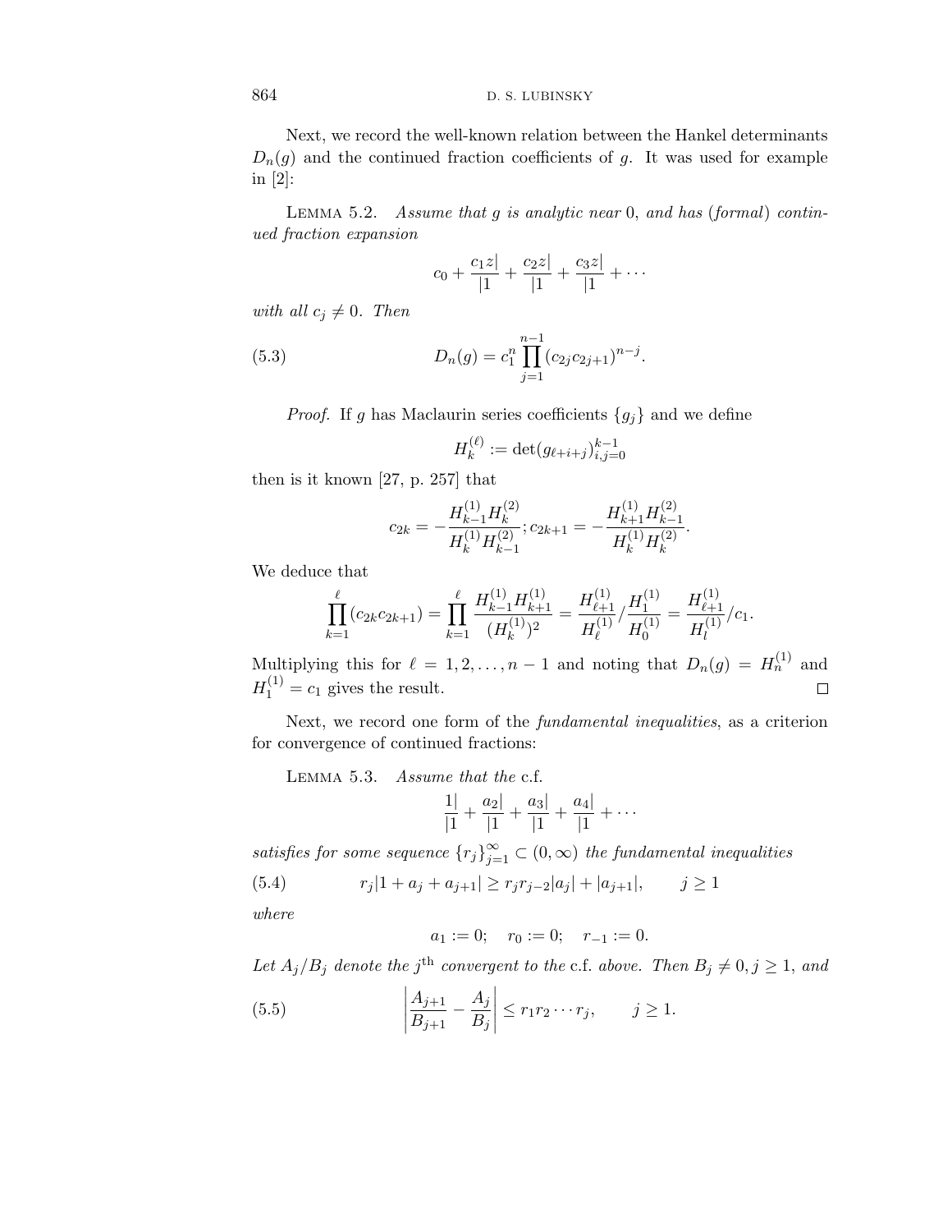Next, we record the well-known relation between the Hankel determinants $D_n(g)$ and the continued fraction coefficients of $g$. It was used for example in [2]:

Lemma 5.2. *Assume that $g$ is analytic near $0$, and has (formal) continued fraction expansion*

$$c_0 + \frac{c_1 z|}{|1} + \frac{c_2 z|}{|1} + \frac{c_3 z|}{|1} + \cdots$$

*with all $c_j \neq 0$. Then*

$$D_n(g) = c_1^n \prod_{j=1}^{n-1} (c_{2j} c_{2j+1})^{n-j}. \tag{5.3}$$

*Proof.* If $g$ has Maclaurin series coefficients $\{g_j\}$ and we define

$$H_k^{(\ell)} := \det(g_{\ell+i+j})_{i,j=0}^{k-1}$$

then is it known [27, p. 257] that

$$c_{2k} = -\frac{H_{k-1}^{(1)} H_k^{(2)}}{H_k^{(1)} H_{k-1}^{(2)}}; c_{2k+1} = -\frac{H_{k+1}^{(1)} H_{k-1}^{(2)}}{H_k^{(1)} H_k^{(2)}}.$$

We deduce that

$$\prod_{k=1}^{\ell} (c_{2k} c_{2k+1}) = \prod_{k=1}^{\ell} \frac{H_{k-1}^{(1)} H_{k+1}^{(1)}}{(H_k^{(1)})^2} = \frac{H_{\ell+1}^{(1)}}{H_\ell^{(1)}} / \frac{H_1^{(1)}}{H_0^{(1)}} = \frac{H_{\ell+1}^{(1)}}{H_l^{(1)}} / c_1.$$

Multiplying this for $\ell = 1, 2, \ldots, n-1$ and noting that $D_n(g) = H_n^{(1)}$ and $H_1^{(1)} = c_1$ gives the result. $\square$

Next, we record one form of the *fundamental inequalities*, as a criterion for convergence of continued fractions:

Lemma 5.3. *Assume that the* c.f.

$$\frac{1|}{|1} + \frac{a_2|}{|1} + \frac{a_3|}{|1} + \frac{a_4|}{|1} + \cdots$$

*satisfies for some sequence $\{r_j\}_{j=1}^{\infty} \subset (0, \infty)$ the fundamental inequalities*

$$r_j |1 + a_j + a_{j+1}| \geq r_j r_{j-2} |a_j| + |a_{j+1}|, \qquad j \geq 1 \tag{5.4}$$

*where*

$$a_1 := 0; \quad r_0 := 0; \quad r_{-1} := 0.$$

*Let $A_j/B_j$ denote the $j^{\text{th}}$ convergent to the* c.f. *above. Then $B_j \neq 0, j \geq 1$, and*

$$\left| \frac{A_{j+1}}{B_{j+1}} - \frac{A_j}{B_j} \right| \leq r_1 r_2 \cdots r_j, \qquad j \geq 1. \tag{5.5}$$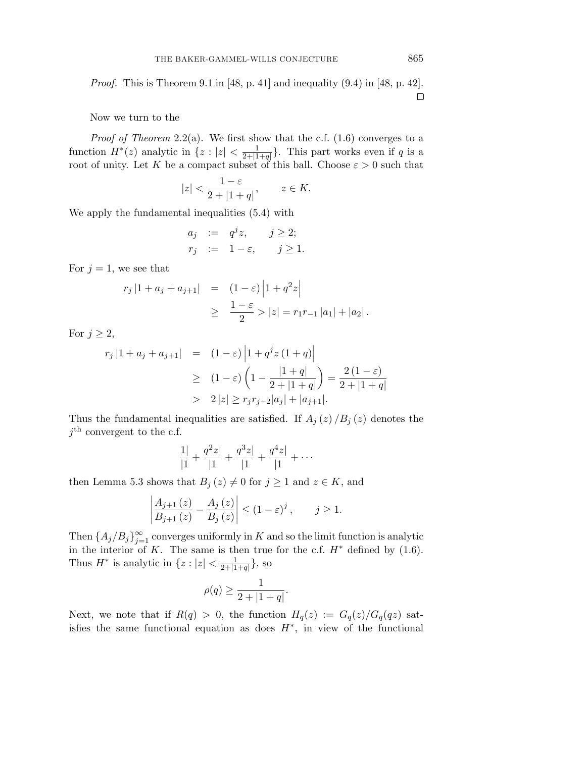*Proof.* This is Theorem 9.1 in [48, p. 41] and inequality (9.4) in [48, p. 42]. □

Now we turn to the

*Proof of Theorem* 2.2(a). We first show that the c.f. (1.6) converges to a function $H^*(z)$ analytic in $\{z : |z| < \frac{1}{2+|1+q|}\}$. This part works even if $q$ is a root of unity. Let $K$ be a compact subset of this ball. Choose $\varepsilon > 0$ such that

$$|z| < \frac{1-\varepsilon}{2+|1+q|}, \qquad z \in K.$$

We apply the fundamental inequalities (5.4) with

$$\begin{aligned} a_j &:= q^j z, \qquad j \geq 2; \\ r_j &:= 1-\varepsilon, \qquad j \geq 1. \end{aligned}$$

For $j = 1$, we see that

$$\begin{aligned} r_j\,|1 + a_j + a_{j+1}| &= (1-\varepsilon)\left|1 + q^2 z\right| \\ &\geq \frac{1-\varepsilon}{2} > |z| = r_1 r_{-1}\,|a_1| + |a_2|\,. \end{aligned}$$

For $j \geq 2$,

$$\begin{aligned} r_j\,|1 + a_j + a_{j+1}| &= (1-\varepsilon)\left|1 + q^j z\,(1+q)\right| \\ &\geq (1-\varepsilon)\left(1 - \frac{|1+q|}{2+|1+q|}\right) = \frac{2\,(1-\varepsilon)}{2+|1+q|} \\ &> 2\,|z| \geq r_j r_{j-2}|a_j| + |a_{j+1}|. \end{aligned}$$

Thus the fundamental inequalities are satisfied. If $A_j\,(z)\,/B_j\,(z)$ denotes the $j^{\text{th}}$ convergent to the c.f.

$$\frac{1|}{|1} + \frac{q^2 z|}{|1} + \frac{q^3 z|}{|1} + \frac{q^4 z|}{|1} + \cdots$$

then Lemma 5.3 shows that $B_j\,(z) \neq 0$ for $j \geq 1$ and $z \in K$, and

$$\left|\frac{A_{j+1}\,(z)}{B_{j+1}\,(z)} - \frac{A_j\,(z)}{B_j\,(z)}\right| \leq (1-\varepsilon)^j\,, \qquad j \geq 1.$$

Then $\{A_j/B_j\}_{j=1}^{\infty}$ converges uniformly in $K$ and so the limit function is analytic in the interior of $K$. The same is then true for the c.f. $H^*$ defined by (1.6). Thus $H^*$ is analytic in $\{z : |z| < \frac{1}{2+|1+q|}\}$, so

$$\rho(q) \geq \frac{1}{2+|1+q|}.$$

Next, we note that if $R(q) > 0$, the function $H_q(z) := G_q(z)/G_q(qz)$ satisfies the same functional equation as does $H^*$, in view of the functional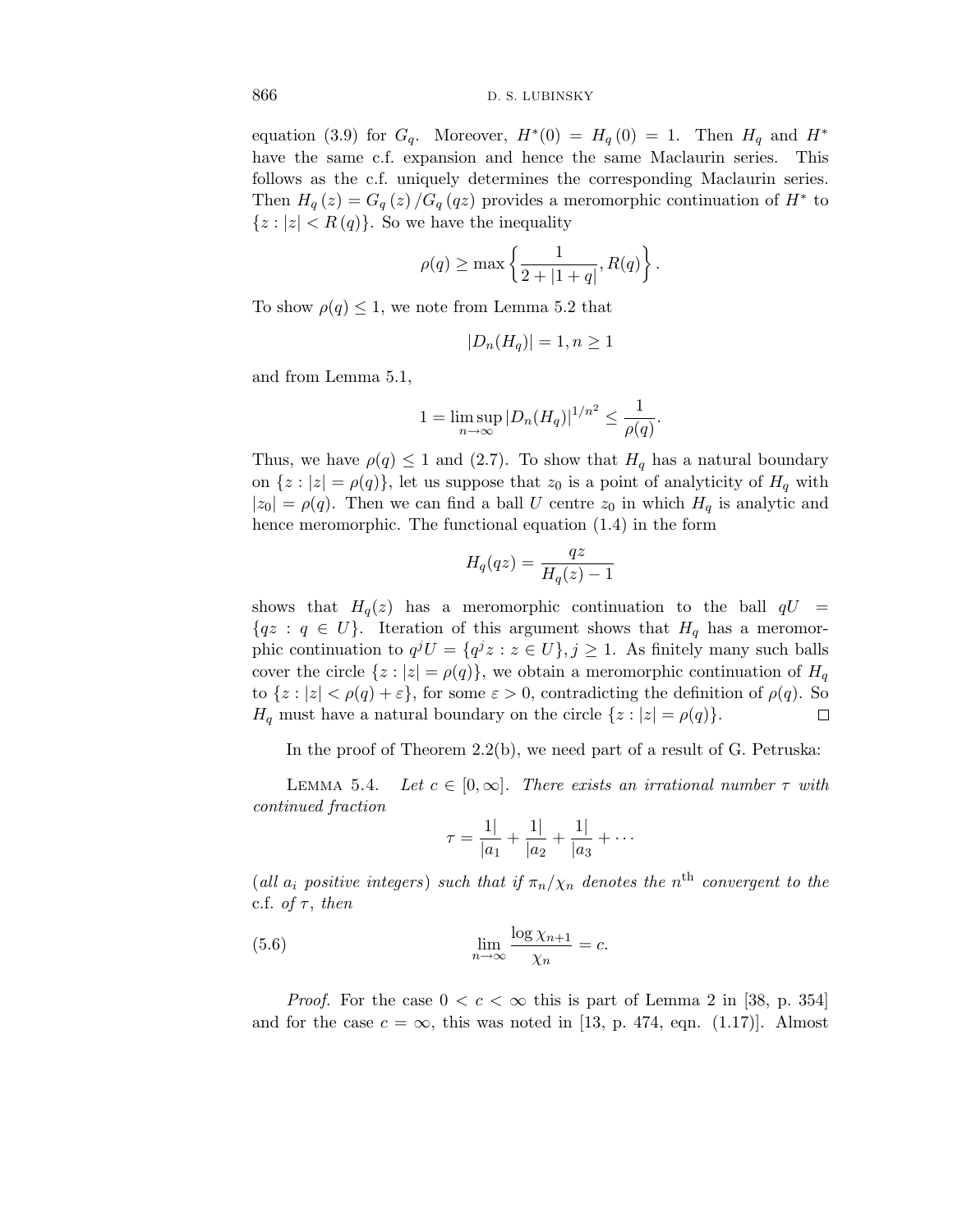equation (3.9) for $G_q$. Moreover, $H^*(0) = H_q(0) = 1$. Then $H_q$ and $H^*$ have the same c.f. expansion and hence the same Maclaurin series. This follows as the c.f. uniquely determines the corresponding Maclaurin series. Then $H_q(z) = G_q(z)/G_q(qz)$ provides a meromorphic continuation of $H^*$ to $\{z : |z| < R(q)\}$. So we have the inequality

$$\rho(q) \geq \max\left\{\frac{1}{2+|1+q|}, R(q)\right\}.$$

To show $\rho(q) \leq 1$, we note from Lemma 5.2 that

$$|D_n(H_q)| = 1, n \geq 1$$

and from Lemma 5.1,

$$1 = \limsup_{n\to\infty} |D_n(H_q)|^{1/n^2} \leq \frac{1}{\rho(q)}.$$

Thus, we have $\rho(q) \leq 1$ and (2.7). To show that $H_q$ has a natural boundary on $\{z : |z| = \rho(q)\}$, let us suppose that $z_0$ is a point of analyticity of $H_q$ with $|z_0| = \rho(q)$. Then we can find a ball $U$ centre $z_0$ in which $H_q$ is analytic and hence meromorphic. The functional equation (1.4) in the form

$$H_q(qz) = \frac{qz}{H_q(z) - 1}$$

shows that $H_q(z)$ has a meromorphic continuation to the ball $qU = \{qz : q \in U\}$. Iteration of this argument shows that $H_q$ has a meromorphic continuation to $q^jU = \{q^jz : z \in U\}, j \geq 1$. As finitely many such balls cover the circle $\{z : |z| = \rho(q)\}$, we obtain a meromorphic continuation of $H_q$ to $\{z : |z| < \rho(q) + \varepsilon\}$, for some $\varepsilon > 0$, contradicting the definition of $\rho(q)$. So $H_q$ must have a natural boundary on the circle $\{z : |z| = \rho(q)\}$. □

In the proof of Theorem 2.2(b), we need part of a result of G. Petruska:

Lemma 5.4. *Let $c \in [0, \infty]$. There exists an irrational number $\tau$ with continued fraction*

$$\tau = \frac{1|}{|a_1} + \frac{1|}{|a_2} + \frac{1|}{|a_3} + \cdots$$

(*all $a_i$ positive integers*) *such that if $\pi_n/\chi_n$ denotes the $n^{\text{th}}$ convergent to the* c.f. *of $\tau$, then*

$$\lim_{n\to\infty} \frac{\log \chi_{n+1}}{\chi_n} = c. \tag{5.6}$$

*Proof.* For the case $0 < c < \infty$ this is part of Lemma 2 in [38, p. 354] and for the case $c = \infty$, this was noted in [13, p. 474, eqn. (1.17)]. Almost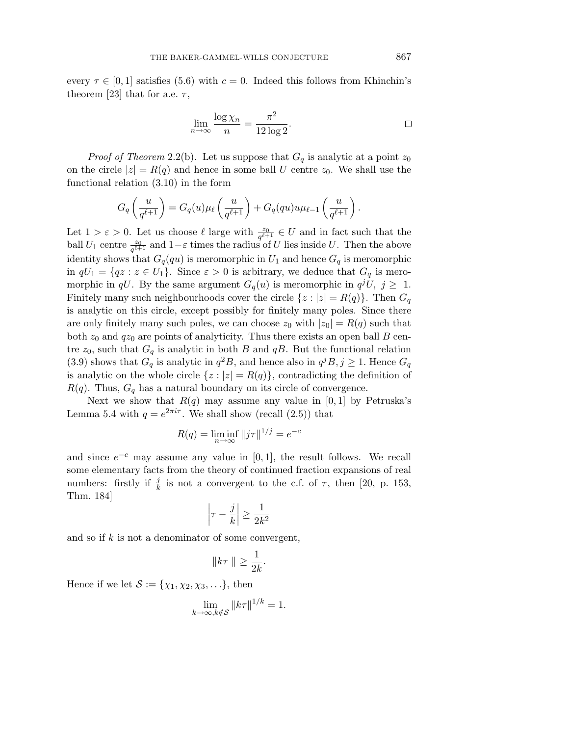every $\tau \in [0,1]$ satisfies (5.6) with $c = 0$. Indeed this follows from Khinchin's theorem [23] that for a.e. $\tau$,

$$\lim_{n\to\infty} \frac{\log \chi_n}{n} = \frac{\pi^2}{12 \log 2}. \qquad \square$$

*Proof of Theorem* 2.2(b). Let us suppose that $G_q$ is analytic at a point $z_0$ on the circle $|z| = R(q)$ and hence in some ball $U$ centre $z_0$. We shall use the functional relation (3.10) in the form

$$G_q\left(\frac{u}{q^{\ell+1}}\right) = G_q(u)\mu_\ell\left(\frac{u}{q^{\ell+1}}\right) + G_q(qu)u\mu_{\ell-1}\left(\frac{u}{q^{\ell+1}}\right).$$

Let $1 > \varepsilon > 0$. Let us choose $\ell$ large with $\frac{z_0}{q^{\ell+1}} \in U$ and in fact such that the ball $U_1$ centre $\frac{z_0}{q^{\ell+1}}$ and $1-\varepsilon$ times the radius of $U$ lies inside $U$. Then the above identity shows that $G_q(qu)$ is meromorphic in $U_1$ and hence $G_q$ is meromorphic in $qU_1 = \{qz : z \in U_1\}$. Since $\varepsilon > 0$ is arbitrary, we deduce that $G_q$ is meromorphic in $qU$. By the same argument $G_q(u)$ is meromorphic in $q^jU$, $j \geq 1$. Finitely many such neighbourhoods cover the circle $\{z : |z| = R(q)\}$. Then $G_q$ is analytic on this circle, except possibly for finitely many poles. Since there are only finitely many such poles, we can choose $z_0$ with $|z_0| = R(q)$ such that both $z_0$ and $qz_0$ are points of analyticity. Thus there exists an open ball $B$ centre $z_0$, such that $G_q$ is analytic in both $B$ and $qB$. But the functional relation (3.9) shows that $G_q$ is analytic in $q^2B$, and hence also in $q^jB, j \geq 1$. Hence $G_q$ is analytic on the whole circle $\{z : |z| = R(q)\}$, contradicting the definition of $R(q)$. Thus, $G_q$ has a natural boundary on its circle of convergence.

Next we show that $R(q)$ may assume any value in $[0,1]$ by Petruska's Lemma 5.4 with $q = e^{2\pi i\tau}$. We shall show (recall (2.5)) that

$$R(q) = \liminf_{n\to\infty} \|j\tau\|^{1/j} = e^{-c}$$

and since $e^{-c}$ may assume any value in $[0,1]$, the result follows. We recall some elementary facts from the theory of continued fraction expansions of real numbers: firstly if $\frac{j}{k}$ is not a convergent to the c.f. of $\tau$, then [20, p. 153, Thm. 184]

$$\left|\tau - \frac{j}{k}\right| \geq \frac{1}{2k^2}$$

and so if $k$ is not a denominator of some convergent,

$$\|k\tau\| \geq \frac{1}{2k}.$$

Hence if we let $\mathcal{S} := \{\chi_1, \chi_2, \chi_3, \ldots\}$, then

$$\lim_{k\to\infty, k\notin\mathcal{S}} \|k\tau\|^{1/k} = 1.$$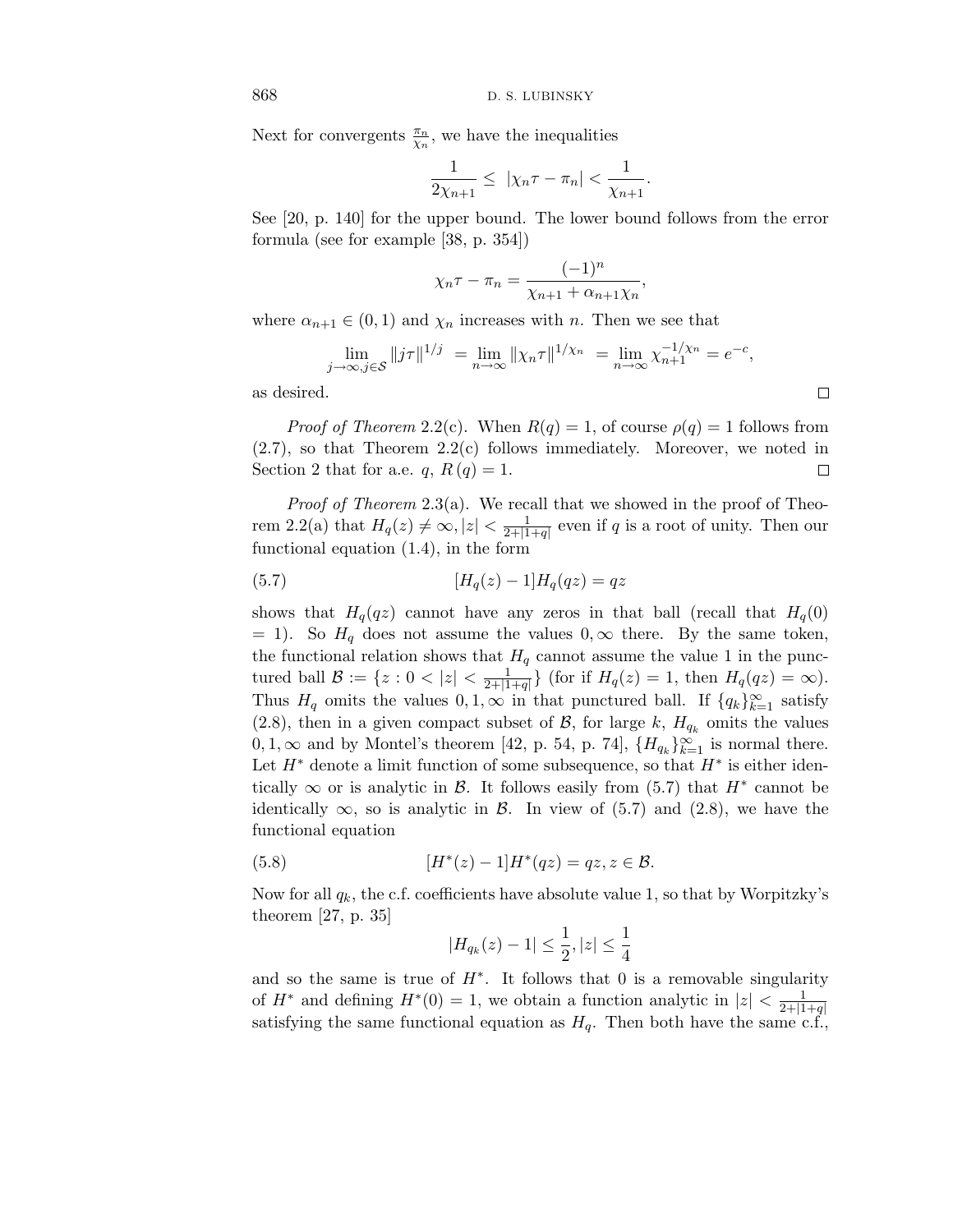Next for convergents $\frac{\pi_n}{\chi_n}$, we have the inequalities

$$\frac{1}{2\chi_{n+1}} \leq \; |\chi_n \tau - \pi_n| < \frac{1}{\chi_{n+1}}.$$

See [20, p. 140] for the upper bound. The lower bound follows from the error formula (see for example [38, p. 354])

$$\chi_n \tau - \pi_n = \frac{(-1)^n}{\chi_{n+1} + \alpha_{n+1}\chi_n},$$

where $\alpha_{n+1} \in (0,1)$ and $\chi_n$ increases with $n$. Then we see that

$$\lim_{j\to\infty, j\in\mathcal{S}} \|j\tau\|^{1/j} \; = \lim_{n\to\infty} \|\chi_n \tau\|^{1/\chi_n} \; = \lim_{n\to\infty} \chi_{n+1}^{-1/\chi_n} = e^{-c},$$

as desired. □

*Proof of Theorem* 2.2(c). When $R(q) = 1$, of course $\rho(q) = 1$ follows from (2.7), so that Theorem 2.2(c) follows immediately. Moreover, we noted in Section 2 that for a.e. $q$, $R\,(q) = 1$. □

*Proof of Theorem* 2.3(a). We recall that we showed in the proof of Theorem 2.2(a) that $H_q(z) \neq \infty, |z| < \frac{1}{2+|1+q|}$ even if $q$ is a root of unity. Then our functional equation (1.4), in the form

$$[H_q(z) - 1]H_q(qz) = qz \tag{5.7}$$

shows that $H_q(qz)$ cannot have any zeros in that ball (recall that $H_q(0) = 1$). So $H_q$ does not assume the values $0, \infty$ there. By the same token, the functional relation shows that $H_q$ cannot assume the value 1 in the punctured ball $\mathcal{B} := \{z : 0 < |z| < \frac{1}{2+|1+q|}\}$ (for if $H_q(z) = 1$, then $H_q(qz) = \infty$). Thus $H_q$ omits the values $0, 1, \infty$ in that punctured ball. If $\{q_k\}_{k=1}^{\infty}$ satisfy (2.8), then in a given compact subset of $\mathcal{B}$, for large $k$, $H_{q_k}$ omits the values $0, 1, \infty$ and by Montel's theorem [42, p. 54, p. 74], $\{H_{q_k}\}_{k=1}^{\infty}$ is normal there. Let $H^*$ denote a limit function of some subsequence, so that $H^*$ is either identically $\infty$ or is analytic in $\mathcal{B}$. It follows easily from (5.7) that $H^*$ cannot be identically $\infty$, so is analytic in $\mathcal{B}$. In view of (5.7) and (2.8), we have the functional equation

$$[H^*(z) - 1]H^*(qz) = qz, z \in \mathcal{B}. \tag{5.8}$$

Now for all $q_k$, the c.f. coefficients have absolute value 1, so that by Worpitzky's theorem [27, p. 35]

$$|H_{q_k}(z) - 1| \leq \frac{1}{2}, |z| \leq \frac{1}{4}$$

and so the same is true of $H^*$. It follows that 0 is a removable singularity of $H^*$ and defining $H^*(0) = 1$, we obtain a function analytic in $|z| < \frac{1}{2+|1+q|}$ satisfying the same functional equation as $H_q$. Then both have the same c.f.,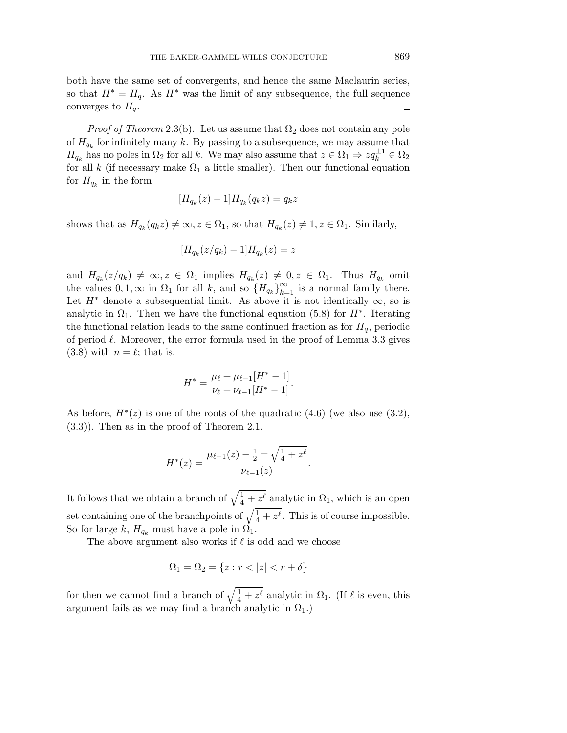both have the same set of convergents, and hence the same Maclaurin series, so that $H^* = H_q$. As $H^*$ was the limit of any subsequence, the full sequence converges to $H_q$. $\square$

*Proof of Theorem* 2.3(b). Let us assume that $\Omega_2$ does not contain any pole of $H_{q_k}$ for infinitely many $k$. By passing to a subsequence, we may assume that $H_{q_k}$ has no poles in $\Omega_2$ for all $k$. We may also assume that $z \in \Omega_1 \Rightarrow zq_k^{\pm 1} \in \Omega_2$ for all $k$ (if necessary make $\Omega_1$ a little smaller). Then our functional equation for $H_{q_k}$ in the form

$$[H_{q_k}(z) - 1]H_{q_k}(q_k z) = q_k z$$

shows that as $H_{q_k}(q_k z) \neq \infty, z \in \Omega_1$, so that $H_{q_k}(z) \neq 1, z \in \Omega_1$. Similarly,

$$[H_{q_k}(z/q_k) - 1]H_{q_k}(z) = z$$

and $H_{q_k}(z/q_k) \neq \infty, z \in \Omega_1$ implies $H_{q_k}(z) \neq 0, z \in \Omega_1$. Thus $H_{q_k}$ omit the values $0, 1, \infty$ in $\Omega_1$ for all $k$, and so $\{H_{q_k}\}_{k=1}^{\infty}$ is a normal family there. Let $H^*$ denote a subsequential limit. As above it is not identically $\infty$, so is analytic in $\Omega_1$. Then we have the functional equation (5.8) for $H^*$. Iterating the functional relation leads to the same continued fraction as for $H_q$, periodic of period $\ell$. Moreover, the error formula used in the proof of Lemma 3.3 gives (3.8) with $n = \ell$; that is,

$$H^* = \frac{\mu_\ell + \mu_{\ell-1}[H^* - 1]}{\nu_\ell + \nu_{\ell-1}[H^* - 1]}.$$

As before, $H^*(z)$ is one of the roots of the quadratic (4.6) (we also use (3.2), (3.3)). Then as in the proof of Theorem 2.1,

$$H^*(z) = \frac{\mu_{\ell-1}(z) - \frac{1}{2} \pm \sqrt{\frac{1}{4} + z^\ell}}{\nu_{\ell-1}(z)}.$$

It follows that we obtain a branch of $\sqrt{\frac{1}{4} + z^\ell}$ analytic in $\Omega_1$, which is an open set containing one of the branchpoints of $\sqrt{\frac{1}{4} + z^\ell}$. This is of course impossible. So for large $k$, $H_{q_k}$ must have a pole in $\Omega_1$.

The above argument also works if $\ell$ is odd and we choose

$$\Omega_1 = \Omega_2 = \{z : r < |z| < r + \delta\}$$

for then we cannot find a branch of $\sqrt{\frac{1}{4} + z^\ell}$ analytic in $\Omega_1$. (If $\ell$ is even, this argument fails as we may find a branch analytic in $\Omega_1$.) $\square$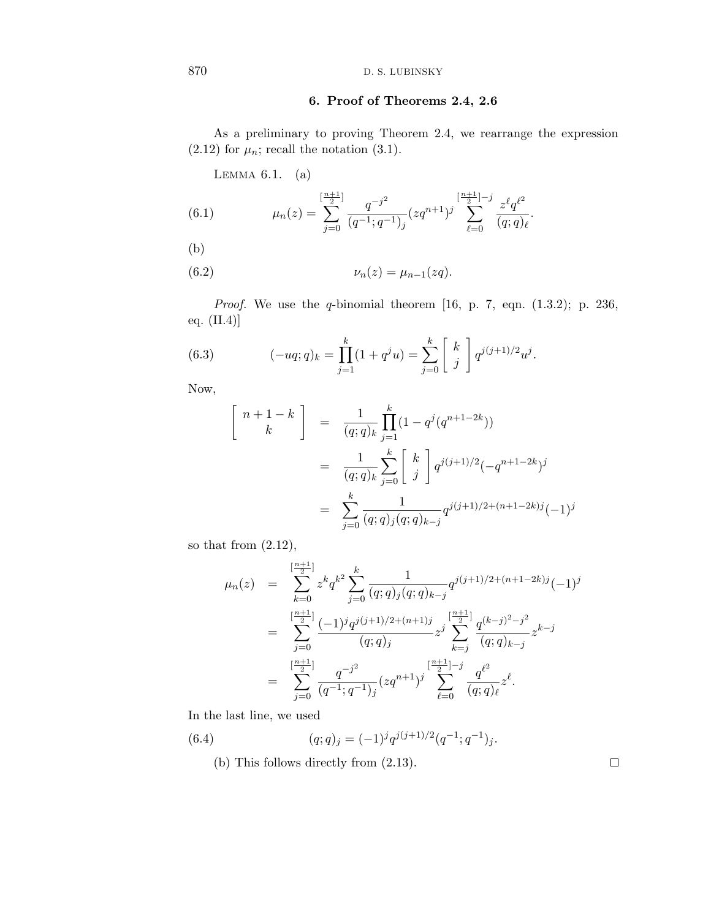## 6. Proof of Theorems 2.4, 2.6

As a preliminary to proving Theorem 2.4, we rearrange the expression (2.12) for $\mu_n$; recall the notation (3.1).

Lemma 6.1. (a)

$$\mu_n(z) = \sum_{j=0}^{\left[\frac{n+1}{2}\right]} \frac{q^{-j^2}}{(q^{-1};q^{-1})_j} (zq^{n+1})^j \sum_{\ell=0}^{\left[\frac{n+1}{2}\right]-j} \frac{z^\ell q^{\ell^2}}{(q;q)_\ell}. \tag{6.1}$$

(b)

$$\nu_n(z) = \mu_{n-1}(zq). \tag{6.2}$$

*Proof.* We use the $q$-binomial theorem [16, p. 7, eqn. (1.3.2); p. 236, eq. (II.4)]

$$(-uq;q)_k = \prod_{j=1}^{k} (1+q^j u) = \sum_{j=0}^{k} \begin{bmatrix} k \\ j \end{bmatrix} q^{j(j+1)/2} u^j. \tag{6.3}$$

Now,

$$\begin{aligned}
\begin{bmatrix} n+1-k \\ k \end{bmatrix} &= \frac{1}{(q;q)_k} \prod_{j=1}^{k} (1 - q^j (q^{n+1-2k})) \\
&= \frac{1}{(q;q)_k} \sum_{j=0}^{k} \begin{bmatrix} k \\ j \end{bmatrix} q^{j(j+1)/2} (-q^{n+1-2k})^j \\
&= \sum_{j=0}^{k} \frac{1}{(q;q)_j (q;q)_{k-j}} q^{j(j+1)/2+(n+1-2k)j} (-1)^j
\end{aligned}$$

so that from (2.12),

$$\begin{aligned}
\mu_n(z) &= \sum_{k=0}^{\left[\frac{n+1}{2}\right]} z^k q^{k^2} \sum_{j=0}^{k} \frac{1}{(q;q)_j (q;q)_{k-j}} q^{j(j+1)/2+(n+1-2k)j} (-1)^j \\
&= \sum_{j=0}^{\left[\frac{n+1}{2}\right]} \frac{(-1)^j q^{j(j+1)/2+(n+1)j}}{(q;q)_j} z^j \sum_{k=j}^{\left[\frac{n+1}{2}\right]} \frac{q^{(k-j)^2 - j^2}}{(q;q)_{k-j}} z^{k-j} \\
&= \sum_{j=0}^{\left[\frac{n+1}{2}\right]} \frac{q^{-j^2}}{(q^{-1};q^{-1})_j} (zq^{n+1})^j \sum_{\ell=0}^{\left[\frac{n+1}{2}\right]-j} \frac{q^{\ell^2}}{(q;q)_\ell} z^\ell.
\end{aligned}$$

In the last line, we used

$$(q;q)_j = (-1)^j q^{j(j+1)/2} (q^{-1};q^{-1})_j. \tag{6.4}$$

(b) This follows directly from (2.13). □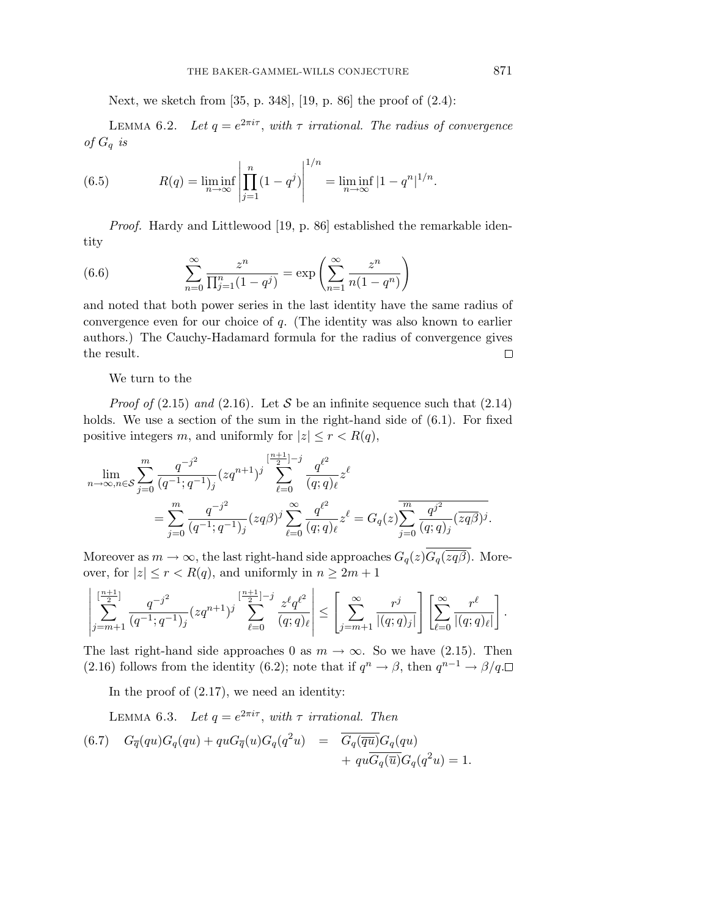Next, we sketch from [35, p. 348], [19, p. 86] the proof of (2.4):

Lemma 6.2. *Let $q = e^{2\pi i\tau}$, with $\tau$ irrational. The radius of convergence of $G_q$ is*

$$R(q) = \liminf_{n\to\infty} \left| \prod_{j=1}^{n} (1 - q^j) \right|^{1/n} = \liminf_{n\to\infty} |1 - q^n|^{1/n}. \tag{6.5}$$

*Proof.* Hardy and Littlewood [19, p. 86] established the remarkable identity

$$\sum_{n=0}^{\infty} \frac{z^n}{\prod_{j=1}^{n}(1-q^j)} = \exp\left( \sum_{n=1}^{\infty} \frac{z^n}{n(1-q^n)} \right) \tag{6.6}$$

and noted that both power series in the last identity have the same radius of convergence even for our choice of $q$. (The identity was also known to earlier authors.) The Cauchy-Hadamard formula for the radius of convergence gives the result. $\square$

We turn to the

*Proof of* (2.15) *and* (2.16). Let $\mathcal{S}$ be an infinite sequence such that (2.14) holds. We use a section of the sum in the right-hand side of (6.1). For fixed positive integers $m$, and uniformly for $|z| \le r < R(q)$,

$$\begin{aligned} \lim_{n\to\infty, n\in\mathcal{S}} \sum_{j=0}^{m} \frac{q^{-j^2}}{(q^{-1};q^{-1})_j} (zq^{n+1})^j \sum_{\ell=0}^{[\frac{n+1}{2}]-j} \frac{q^{\ell^2}}{(q;q)_\ell} z^\ell \\ = \sum_{j=0}^{m} \frac{q^{-j^2}}{(q^{-1};q^{-1})_j} (zq\beta)^j \sum_{\ell=0}^{\infty} \frac{q^{\ell^2}}{(q;q)_\ell} z^\ell = G_q(z) \overline{\sum_{j=0}^{m} \frac{q^{j^2}}{(q;q)_j} (\overline{zq\beta})^j}. \end{aligned}$$

Moreover as $m \to \infty$, the last right-hand side approaches $G_q(z)\overline{G_q(\overline{zq\beta})}$. Moreover, for $|z| \le r < R(q)$, and uniformly in $n \ge 2m+1$

$$\left| \sum_{j=m+1}^{[\frac{n+1}{2}]} \frac{q^{-j^2}}{(q^{-1};q^{-1})_j} (zq^{n+1})^j \sum_{\ell=0}^{[\frac{n+1}{2}]-j} \frac{z^\ell q^{\ell^2}}{(q;q)_\ell} \right| \le \left[ \sum_{j=m+1}^{\infty} \frac{r^j}{|(q;q)_j|} \right] \left[ \sum_{\ell=0}^{\infty} \frac{r^\ell}{|(q;q)_\ell|} \right].$$

The last right-hand side approaches 0 as $m \to \infty$. So we have (2.15). Then (2.16) follows from the identity (6.2); note that if $q^n \to \beta$, then $q^{n-1} \to \beta/q$. $\square$

In the proof of (2.17), we need an identity:

Lemma 6.3. *Let $q = e^{2\pi i\tau}$, with $\tau$ irrational. Then*

$$\begin{aligned} G_{\overline{q}}(qu)G_q(qu) + quG_{\overline{q}}(u)G_q(q^2u) &= \overline{G_q(\overline{qu})}G_q(qu) \\ &\quad + qu\overline{G_q(\overline{u})}G_q(q^2u) = 1. \end{aligned} \tag{6.7}$$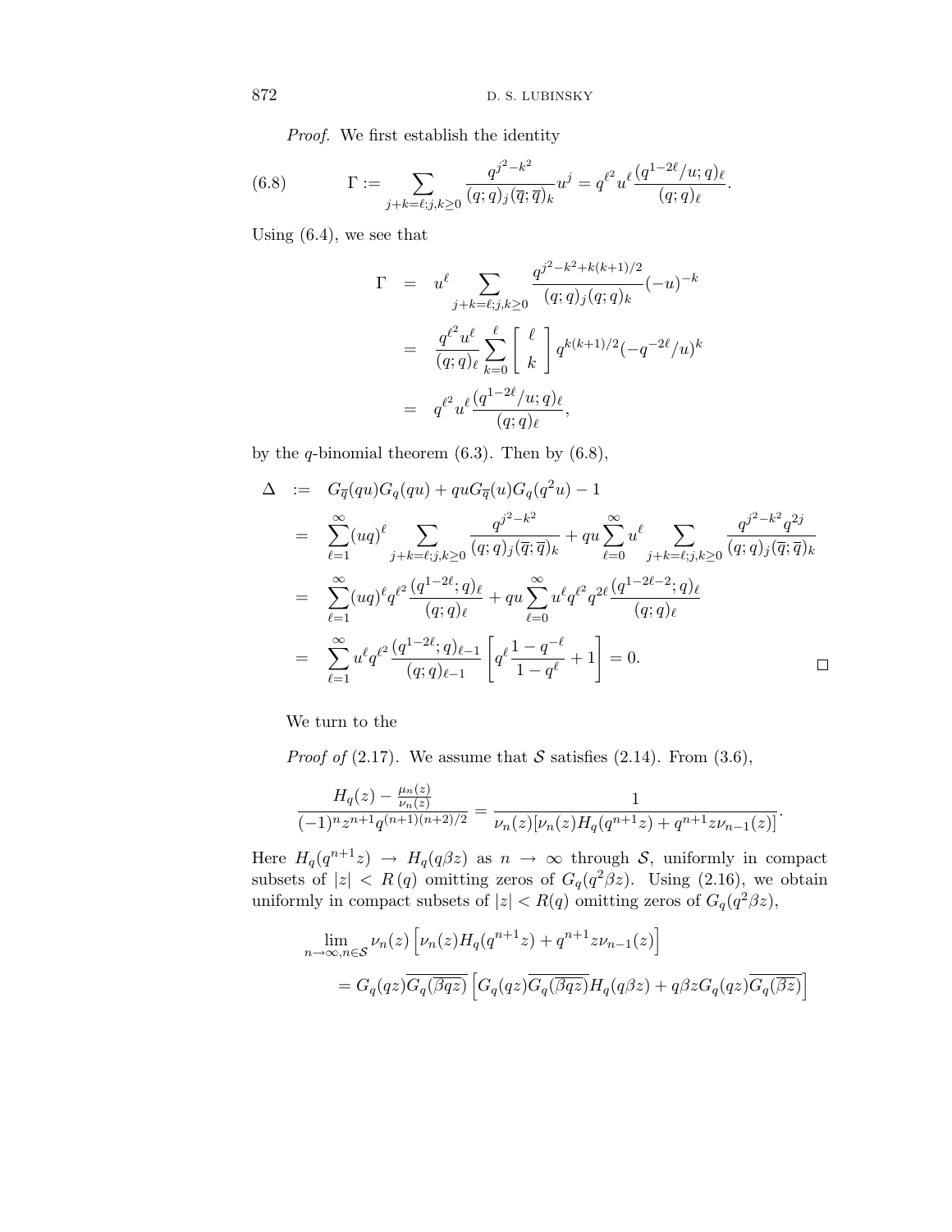*Proof.* We first establish the identity

$$\Gamma := \sum_{j+k=\ell; j,k\geq 0} \frac{q^{j^2-k^2}}{(q;q)_j (\overline{q};\overline{q})_k} u^j = q^{\ell^2} u^\ell \frac{(q^{1-2\ell}/u;q)_\ell}{(q;q)_\ell}. \tag{6.8}$$

Using (6.4), we see that

$$\begin{aligned}
\Gamma &= u^\ell \sum_{j+k=\ell; j,k\geq 0} \frac{q^{j^2-k^2+k(k+1)/2}}{(q;q)_j (q;q)_k} (-u)^{-k} \\
&= \frac{q^{\ell^2} u^\ell}{(q;q)_\ell} \sum_{k=0}^{\ell} \begin{bmatrix} \ell \\ k \end{bmatrix} q^{k(k+1)/2} (-q^{-2\ell}/u)^k \\
&= q^{\ell^2} u^\ell \frac{(q^{1-2\ell}/u;q)_\ell}{(q;q)_\ell},
\end{aligned}$$

by the $q$-binomial theorem (6.3). Then by (6.8),

$$\begin{aligned}
\Delta &:= G_{\overline{q}}(qu) G_q(qu) + qu G_{\overline{q}}(u) G_q(q^2 u) - 1 \\
&= \sum_{\ell=1}^{\infty} (uq)^\ell \sum_{j+k=\ell; j,k\geq 0} \frac{q^{j^2-k^2}}{(q;q)_j (\overline{q};\overline{q})_k} + qu \sum_{\ell=0}^{\infty} u^\ell \sum_{j+k=\ell; j,k\geq 0} \frac{q^{j^2-k^2} q^{2j}}{(q;q)_j (\overline{q};\overline{q})_k} \\
&= \sum_{\ell=1}^{\infty} (uq)^\ell q^{\ell^2} \frac{(q^{1-2\ell};q)_\ell}{(q;q)_\ell} + qu \sum_{\ell=0}^{\infty} u^\ell q^{\ell^2} q^{2\ell} \frac{(q^{1-2\ell-2};q)_\ell}{(q;q)_\ell} \\
&= \sum_{\ell=1}^{\infty} u^\ell q^{\ell^2} \frac{(q^{1-2\ell};q)_{\ell-1}}{(q;q)_{\ell-1}} \left[ q^\ell \frac{1-q^{-\ell}}{1-q^\ell} + 1 \right] = 0.
\end{aligned}$$

□

We turn to the

*Proof of* (2.17). We assume that $\mathcal{S}$ satisfies (2.14). From (3.6),

$$\frac{H_q(z) - \frac{\mu_n(z)}{\nu_n(z)}}{(-1)^n z^{n+1} q^{(n+1)(n+2)/2}} = \frac{1}{\nu_n(z)[\nu_n(z) H_q(q^{n+1}z) + q^{n+1} z \nu_{n-1}(z)]}.$$

Here $H_q(q^{n+1}z) \to H_q(q\beta z)$ as $n \to \infty$ through $\mathcal{S}$, uniformly in compact subsets of $|z| < R(q)$ omitting zeros of $G_q(q^2\beta z)$. Using (2.16), we obtain uniformly in compact subsets of $|z| < R(q)$ omitting zeros of $G_q(q^2\beta z)$,

$$\begin{aligned}
&\lim_{n\to\infty, n\in\mathcal{S}} \nu_n(z) \left[ \nu_n(z) H_q(q^{n+1}z) + q^{n+1} z \nu_{n-1}(z) \right] \\
&\quad = G_q(qz) \overline{G_q(\overline{\beta q z})} \left[ G_q(qz) \overline{G_q(\overline{\beta q z})} H_q(q\beta z) + q\beta z G_q(qz) \overline{G_q(\overline{\beta z})} \right]
\end{aligned}$$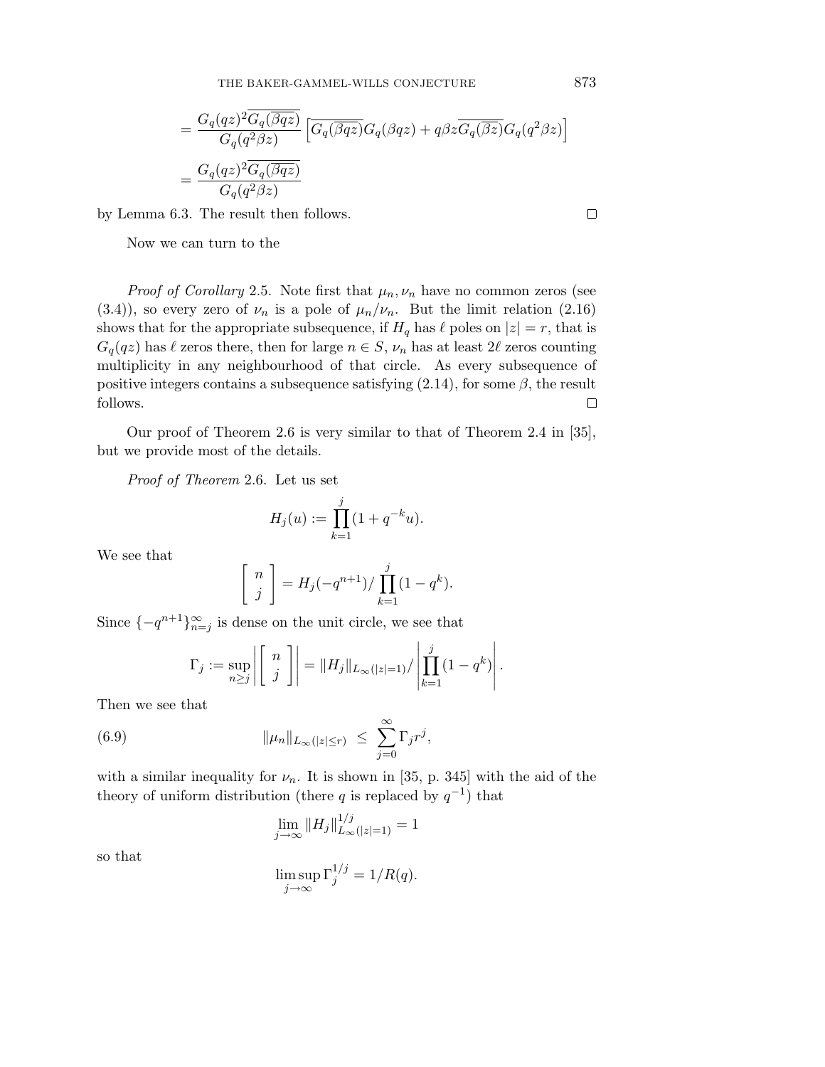$$= \frac{G_q(qz)^2\overline{G_q(\overline{\beta qz})}}{G_q(q^2\beta z)}\left[\overline{G_q(\overline{\beta qz})}G_q(\beta qz) + q\beta z\overline{G_q(\overline{\beta z})}G_q(q^2\beta z)\right]$$

$$= \frac{G_q(qz)^2\overline{G_q(\overline{\beta qz})}}{G_q(q^2\beta z)}$$

by Lemma 6.3. The result then follows. □

Now we can turn to the

*Proof of Corollary* 2.5. Note first that $\mu_n, \nu_n$ have no common zeros (see (3.4)), so every zero of $\nu_n$ is a pole of $\mu_n/\nu_n$. But the limit relation (2.16) shows that for the appropriate subsequence, if $H_q$ has $\ell$ poles on $|z| = r$, that is $G_q(qz)$ has $\ell$ zeros there, then for large $n \in S$, $\nu_n$ has at least $2\ell$ zeros counting multiplicity in any neighbourhood of that circle. As every subsequence of positive integers contains a subsequence satisfying (2.14), for some $\beta$, the result follows. □

Our proof of Theorem 2.6 is very similar to that of Theorem 2.4 in [35], but we provide most of the details.

*Proof of Theorem* 2.6. Let us set

$$H_j(u) := \prod_{k=1}^{j}(1 + q^{-k}u).$$

We see that

$$\left[\begin{array}{c} n \\ j \end{array}\right] = H_j(-q^{n+1}) / \prod_{k=1}^{j}(1 - q^k).$$

Since $\{-q^{n+1}\}_{n=j}^{\infty}$ is dense on the unit circle, we see that

$$\Gamma_j := \sup_{n \geq j}\left|\left[\begin{array}{c} n \\ j \end{array}\right]\right| = \|H_j\|_{L_\infty(|z|=1)} / \left|\prod_{k=1}^{j}(1 - q^k)\right|.$$

Then we see that

$$\|\mu_n\|_{L_\infty(|z|\leq r)} \leq \sum_{j=0}^{\infty}\Gamma_j r^j, \tag{6.9}$$

with a similar inequality for $\nu_n$. It is shown in [35, p. 345] with the aid of the theory of uniform distribution (there $q$ is replaced by $q^{-1}$) that

$$\lim_{j\to\infty}\|H_j\|_{L_\infty(|z|=1)}^{1/j} = 1$$

so that

$$\limsup_{j\to\infty}\Gamma_j^{1/j} = 1/R(q).$$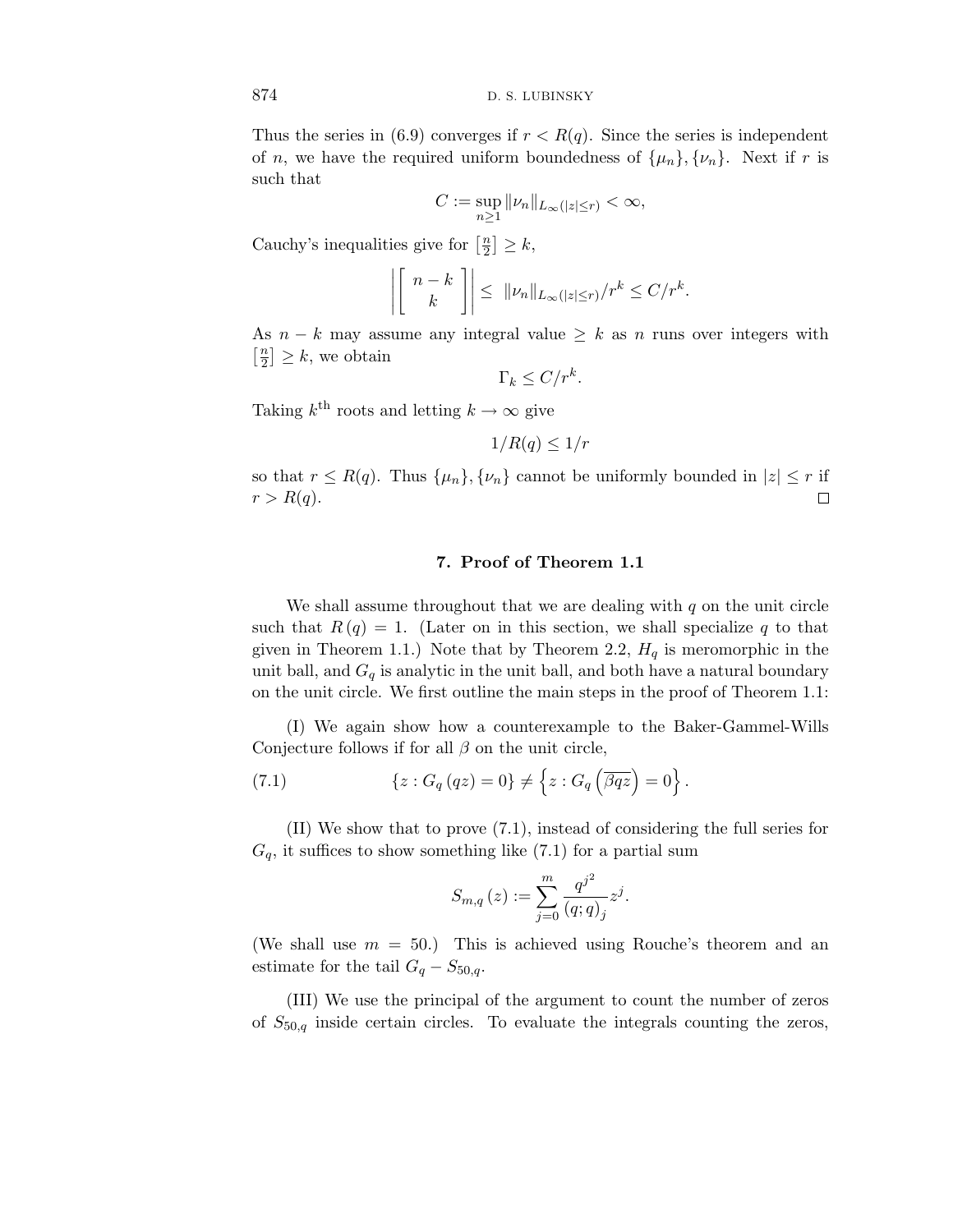Thus the series in (6.9) converges if $r < R(q)$. Since the series is independent of $n$, we have the required uniform boundedness of $\{\mu_n\}, \{\nu_n\}$. Next if $r$ is such that

$$C := \sup_{n \geq 1} \|\nu_n\|_{L_\infty(|z| \leq r)} < \infty,$$

Cauchy's inequalities give for $\left[\frac{n}{2}\right] \geq k$,

$$\left| \left[ \begin{array}{c} n-k \\ k \end{array} \right] \right| \leq \ \|\nu_n\|_{L_\infty(|z| \leq r)} / r^k \leq C/r^k.$$

As $n - k$ may assume any integral value $\geq k$ as $n$ runs over integers with $\left[\frac{n}{2}\right] \geq k$, we obtain

$$\Gamma_k \leq C/r^k.$$

Taking $k^{\text{th}}$ roots and letting $k \to \infty$ give

$$1/R(q) \leq 1/r$$

so that $r \leq R(q)$. Thus $\{\mu_n\}, \{\nu_n\}$ cannot be uniformly bounded in $|z| \leq r$ if $r > R(q)$. □

## 7. Proof of Theorem 1.1

We shall assume throughout that we are dealing with $q$ on the unit circle such that $R(q) = 1$. (Later on in this section, we shall specialize $q$ to that given in Theorem 1.1.) Note that by Theorem 2.2, $H_q$ is meromorphic in the unit ball, and $G_q$ is analytic in the unit ball, and both have a natural boundary on the unit circle. We first outline the main steps in the proof of Theorem 1.1:

(I) We again show how a counterexample to the Baker-Gammel-Wills Conjecture follows if for all $\beta$ on the unit circle,

$$\{z : G_q(qz) = 0\} \neq \left\{z : G_q\left(\overline{\beta q z}\right) = 0\right\}. \tag{7.1}$$

(II) We show that to prove (7.1), instead of considering the full series for $G_q$, it suffices to show something like (7.1) for a partial sum

$$S_{m,q}(z) := \sum_{j=0}^{m} \frac{q^{j^2}}{(q;q)_j} z^j.$$

(We shall use $m = 50$.) This is achieved using Rouche's theorem and an estimate for the tail $G_q - S_{50,q}$.

(III) We use the principal of the argument to count the number of zeros of $S_{50,q}$ inside certain circles. To evaluate the integrals counting the zeros,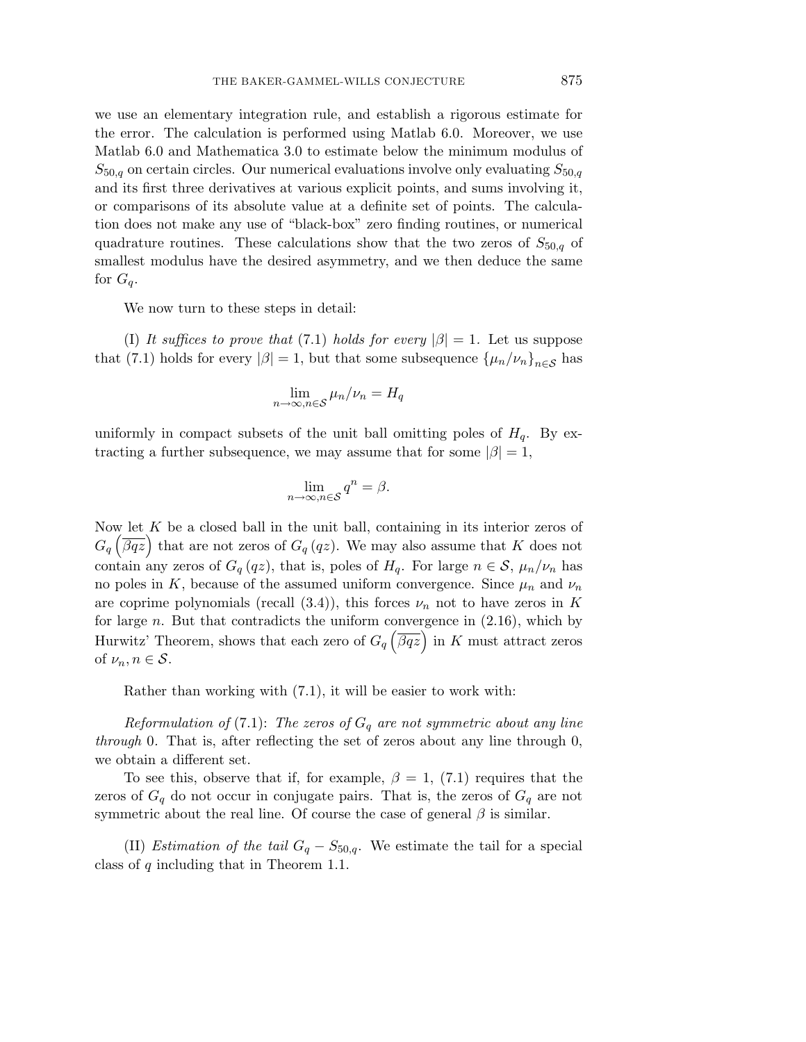we use an elementary integration rule, and establish a rigorous estimate for the error. The calculation is performed using Matlab 6.0. Moreover, we use Matlab 6.0 and Mathematica 3.0 to estimate below the minimum modulus of $S_{50,q}$ on certain circles. Our numerical evaluations involve only evaluating $S_{50,q}$ and its first three derivatives at various explicit points, and sums involving it, or comparisons of its absolute value at a definite set of points. The calculation does not make any use of "black-box" zero finding routines, or numerical quadrature routines. These calculations show that the two zeros of $S_{50,q}$ of smallest modulus have the desired asymmetry, and we then deduce the same for $G_q$.

We now turn to these steps in detail:

(I) *It suffices to prove that* (7.1) *holds for every* $|\beta| = 1$. Let us suppose that (7.1) holds for every $|\beta| = 1$, but that some subsequence $\{\mu_n/\nu_n\}_{n\in\mathcal{S}}$ has

$$\lim_{n\to\infty, n\in\mathcal{S}} \mu_n/\nu_n = H_q$$

uniformly in compact subsets of the unit ball omitting poles of $H_q$. By extracting a further subsequence, we may assume that for some $|\beta| = 1$,

$$\lim_{n\to\infty, n\in\mathcal{S}} q^n = \beta.$$

Now let $K$ be a closed ball in the unit ball, containing in its interior zeros of $G_q\left(\overline{\beta q z}\right)$ that are not zeros of $G_q(qz)$. We may also assume that $K$ does not contain any zeros of $G_q(qz)$, that is, poles of $H_q$. For large $n \in \mathcal{S}$, $\mu_n/\nu_n$ has no poles in $K$, because of the assumed uniform convergence. Since $\mu_n$ and $\nu_n$ are coprime polynomials (recall (3.4)), this forces $\nu_n$ not to have zeros in $K$ for large $n$. But that contradicts the uniform convergence in (2.16), which by Hurwitz' Theorem, shows that each zero of $G_q\left(\overline{\beta q z}\right)$ in $K$ must attract zeros of $\nu_n, n \in \mathcal{S}$.

Rather than working with (7.1), it will be easier to work with:

*Reformulation of* (7.1): *The zeros of* $G_q$ *are not symmetric about any line through* 0. That is, after reflecting the set of zeros about any line through 0, we obtain a different set.

To see this, observe that if, for example, $\beta = 1$, (7.1) requires that the zeros of $G_q$ do not occur in conjugate pairs. That is, the zeros of $G_q$ are not symmetric about the real line. Of course the case of general $\beta$ is similar.

(II) *Estimation of the tail* $G_q - S_{50,q}$. We estimate the tail for a special class of $q$ including that in Theorem 1.1.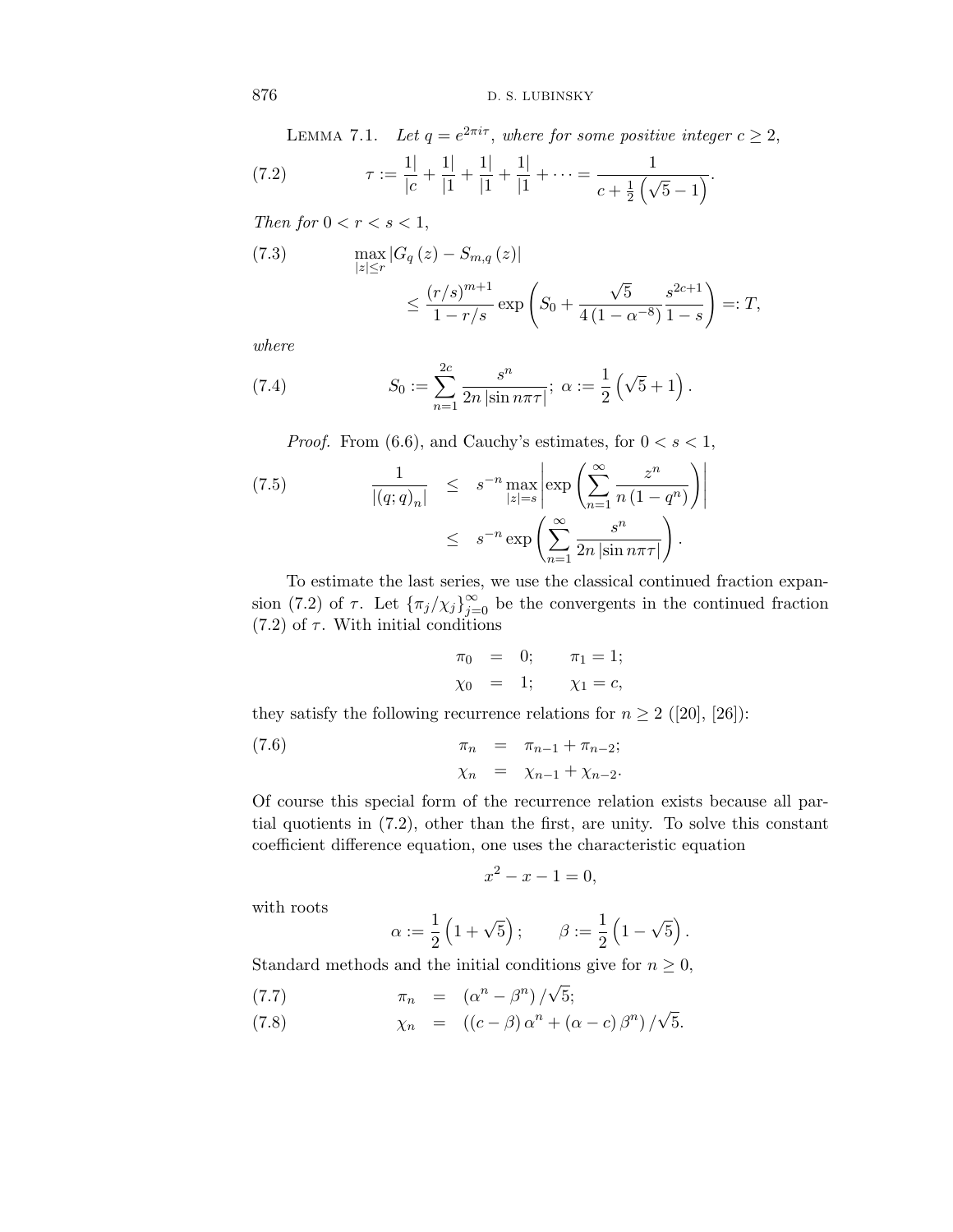Lemma 7.1. *Let $q = e^{2\pi i\tau}$, where for some positive integer $c \geq 2$,*

$$\tau := \frac{1|}{|c} + \frac{1|}{|1} + \frac{1|}{|1} + \frac{1|}{|1} + \cdots = \frac{1}{c + \frac{1}{2}\left(\sqrt{5} - 1\right)}. \tag{7.2}$$

*Then for $0 < r < s < 1$,*

$$\max_{|z| \leq r} |G_q(z) - S_{m,q}(z)| \leq \frac{(r/s)^{m+1}}{1 - r/s} \exp\left(S_0 + \frac{\sqrt{5}}{4(1 - \alpha^{-8})} \frac{s^{2c+1}}{1-s}\right) =: T, \tag{7.3}$$

*where*

$$S_0 := \sum_{n=1}^{2c} \frac{s^n}{2n |\sin n\pi\tau|}; \; \alpha := \frac{1}{2}\left(\sqrt{5} + 1\right). \tag{7.4}$$

*Proof.* From (6.6), and Cauchy's estimates, for $0 < s < 1$,

$$\begin{aligned} \frac{1}{|(q;q)_n|} &\leq s^{-n} \max_{|z|=s} \left| \exp\left( \sum_{n=1}^{\infty} \frac{z^n}{n(1-q^n)} \right) \right| \\ &\leq s^{-n} \exp\left( \sum_{n=1}^{\infty} \frac{s^n}{2n|\sin n\pi\tau|} \right). \end{aligned} \tag{7.5}$$

To estimate the last series, we use the classical continued fraction expansion (7.2) of $\tau$. Let $\{\pi_j/\chi_j\}_{j=0}^{\infty}$ be the convergents in the continued fraction (7.2) of $\tau$. With initial conditions

$$\begin{aligned} \pi_0 &= 0; \qquad \pi_1 = 1; \\ \chi_0 &= 1; \qquad \chi_1 = c, \end{aligned}$$

they satisfy the following recurrence relations for $n \geq 2$ ([20], [26]):

$$\begin{aligned} \pi_n &= \pi_{n-1} + \pi_{n-2}; \\ \chi_n &= \chi_{n-1} + \chi_{n-2}. \end{aligned} \tag{7.6}$$

Of course this special form of the recurrence relation exists because all partial quotients in (7.2), other than the first, are unity. To solve this constant coefficient difference equation, one uses the characteristic equation

$$x^2 - x - 1 = 0,$$

with roots

$$\alpha := \frac{1}{2}\left(1 + \sqrt{5}\right); \qquad \beta := \frac{1}{2}\left(1 - \sqrt{5}\right).$$

Standard methods and the initial conditions give for $n \geq 0$,

$$\pi_n = \left(\alpha^n - \beta^n\right)/\sqrt{5}; \tag{7.7}$$

$$\chi_n = \left((c - \beta)\alpha^n + (\alpha - c)\beta^n\right)/\sqrt{5}. \tag{7.8}$$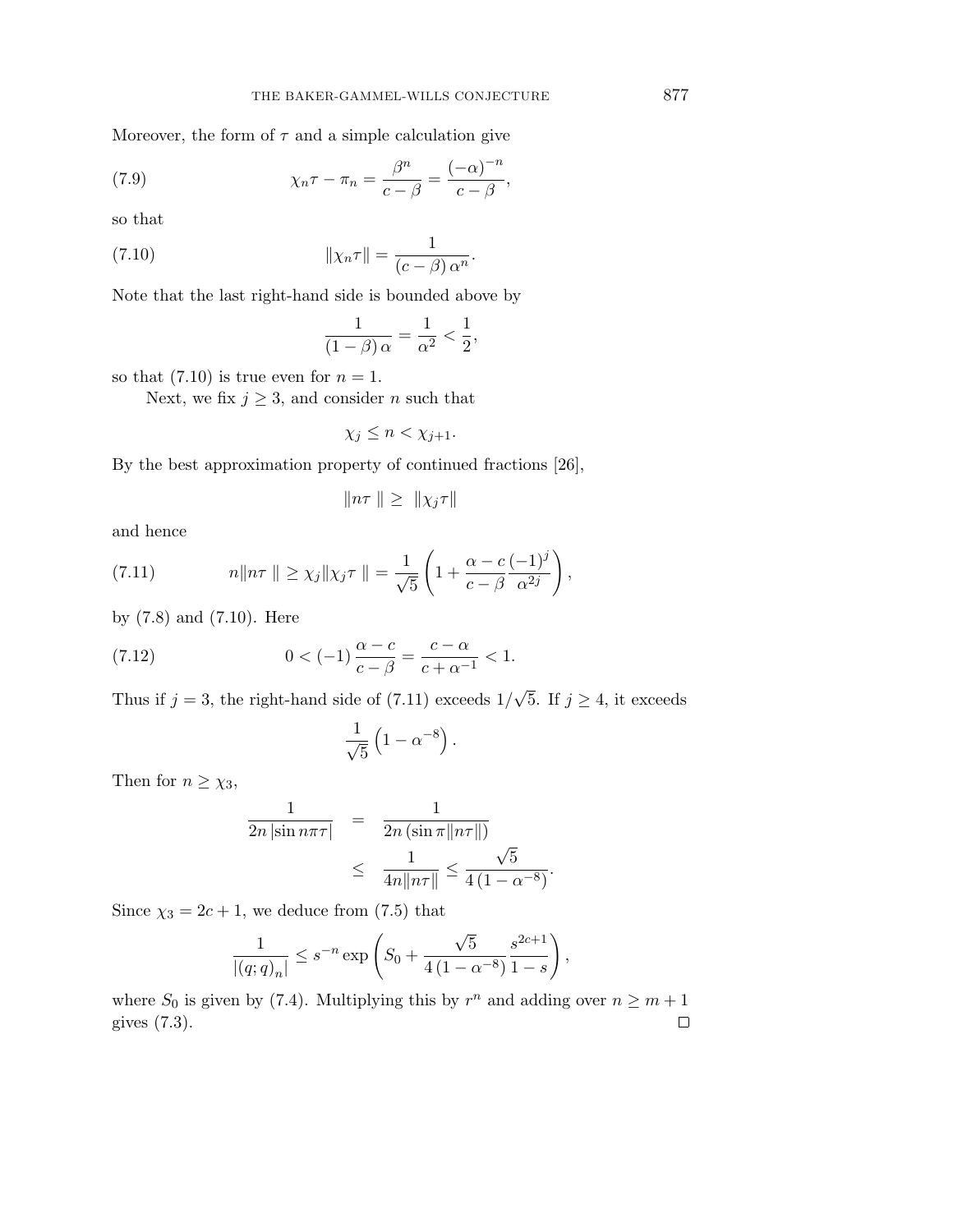Moreover, the form of $\tau$ and a simple calculation give

$$\chi_n \tau - \pi_n = \frac{\beta^n}{c-\beta} = \frac{(-\alpha)^{-n}}{c-\beta}, \tag{7.9}$$

so that

$$\|\chi_n \tau\| = \frac{1}{(c-\beta)\,\alpha^n}. \tag{7.10}$$

Note that the last right-hand side is bounded above by

$$\frac{1}{(1-\beta)\,\alpha} = \frac{1}{\alpha^2} < \frac{1}{2},$$

so that (7.10) is true even for $n = 1$.

Next, we fix $j \geq 3$, and consider $n$ such that

$$\chi_j \leq n < \chi_{j+1}.$$

By the best approximation property of continued fractions [26],

$$\|n\tau\| \geq \|\chi_j \tau\|$$

and hence

$$n\|n\tau\| \geq \chi_j \|\chi_j \tau\| = \frac{1}{\sqrt{5}} \left(1 + \frac{\alpha - c}{c-\beta} \frac{(-1)^j}{\alpha^{2j}}\right), \tag{7.11}$$

by (7.8) and (7.10). Here

$$0 < (-1)\,\frac{\alpha - c}{c - \beta} = \frac{c-\alpha}{c+\alpha^{-1}} < 1. \tag{7.12}$$

Thus if $j = 3$, the right-hand side of (7.11) exceeds $1/\sqrt{5}$. If $j \geq 4$, it exceeds

$$\frac{1}{\sqrt{5}} \left(1 - \alpha^{-8}\right).$$

Then for $n \geq \chi_3$,

$$\begin{aligned}
\frac{1}{2n\,|\sin n\pi\tau|} &= \frac{1}{2n\,(\sin \pi \|n\tau\|)} \\
&\leq \frac{1}{4n\|n\tau\|} \leq \frac{\sqrt{5}}{4\,(1-\alpha^{-8})}.
\end{aligned}$$

Since $\chi_3 = 2c + 1$, we deduce from (7.5) that

$$\frac{1}{|(q;q)_n|} \leq s^{-n} \exp\left(S_0 + \frac{\sqrt{5}}{4\,(1-\alpha^{-8})} \frac{s^{2c+1}}{1-s}\right),$$

where $S_0$ is given by (7.4). Multiplying this by $r^n$ and adding over $n \geq m+1$ gives (7.3). $\square$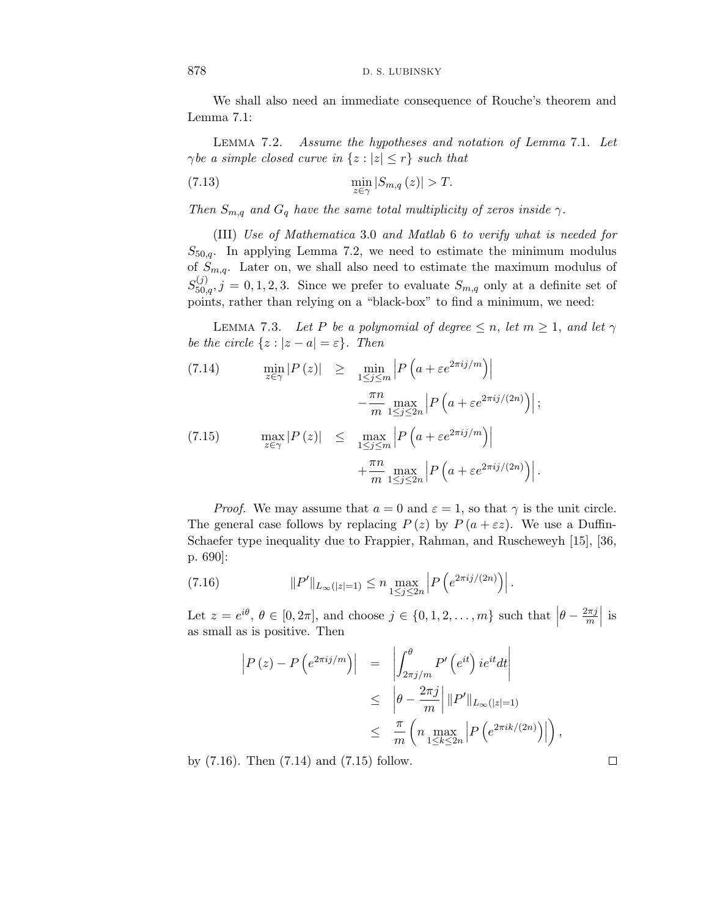We shall also need an immediate consequence of Rouche's theorem and Lemma 7.1:

Lemma 7.2. *Assume the hypotheses and notation of Lemma* 7.1. *Let* $\gamma$ *be a simple closed curve in* $\{z : |z| \le r\}$ *such that*

$$\min_{z\in\gamma} |S_{m,q}(z)| > T. \tag{7.13}$$

*Then* $S_{m,q}$ *and* $G_q$ *have the same total multiplicity of zeros inside* $\gamma$.

(III) *Use of Mathematica* 3.0 *and Matlab* 6 *to verify what is needed for* $S_{50,q}$. In applying Lemma 7.2, we need to estimate the minimum modulus of $S_{m,q}$. Later on, we shall also need to estimate the maximum modulus of $S_{50,q}^{(j)}, j = 0, 1, 2, 3$. Since we prefer to evaluate $S_{m,q}$ only at a definite set of points, rather than relying on a "black-box" to find a minimum, we need:

Lemma 7.3. *Let* $P$ *be a polynomial of degree* $\le n$, *let* $m \ge 1$, *and let* $\gamma$ *be the circle* $\{z : |z - a| = \varepsilon\}$. *Then*

$$\min_{z\in\gamma} |P(z)| \ge \min_{1\le j\le m} \left|P\left(a + \varepsilon e^{2\pi ij/m}\right)\right| - \frac{\pi n}{m} \max_{1\le j\le 2n} \left|P\left(a + \varepsilon e^{2\pi ij/(2n)}\right)\right|; \tag{7.14}$$

$$\max_{z\in\gamma} |P(z)| \le \max_{1\le j\le m} \left|P\left(a + \varepsilon e^{2\pi ij/m}\right)\right| + \frac{\pi n}{m} \max_{1\le j\le 2n} \left|P\left(a + \varepsilon e^{2\pi ij/(2n)}\right)\right|. \tag{7.15}$$

*Proof.* We may assume that $a = 0$ and $\varepsilon = 1$, so that $\gamma$ is the unit circle. The general case follows by replacing $P(z)$ by $P(a + \varepsilon z)$. We use a Duffin-Schaefer type inequality due to Frappier, Rahman, and Ruscheweyh [15], [36, p. 690]:

$$\|P'\|_{L_\infty(|z|=1)} \le n \max_{1\le j\le 2n} \left|P\left(e^{2\pi ij/(2n)}\right)\right|. \tag{7.16}$$

Let $z = e^{i\theta}$, $\theta \in [0, 2\pi]$, and choose $j \in \{0, 1, 2, \ldots, m\}$ such that $\left|\theta - \frac{2\pi j}{m}\right|$ is as small as is positive. Then

$$\begin{aligned}
\left|P(z) - P\left(e^{2\pi ij/m}\right)\right| &= \left|\int_{2\pi j/m}^{\theta} P'\left(e^{it}\right) ie^{it} dt\right| \\
&\le \left|\theta - \frac{2\pi j}{m}\right| \|P'\|_{L_\infty(|z|=1)} \\
&\le \frac{\pi}{m} \left(n \max_{1\le k\le 2n} \left|P\left(e^{2\pi ik/(2n)}\right)\right|\right),
\end{aligned}$$

by (7.16). Then (7.14) and (7.15) follow. □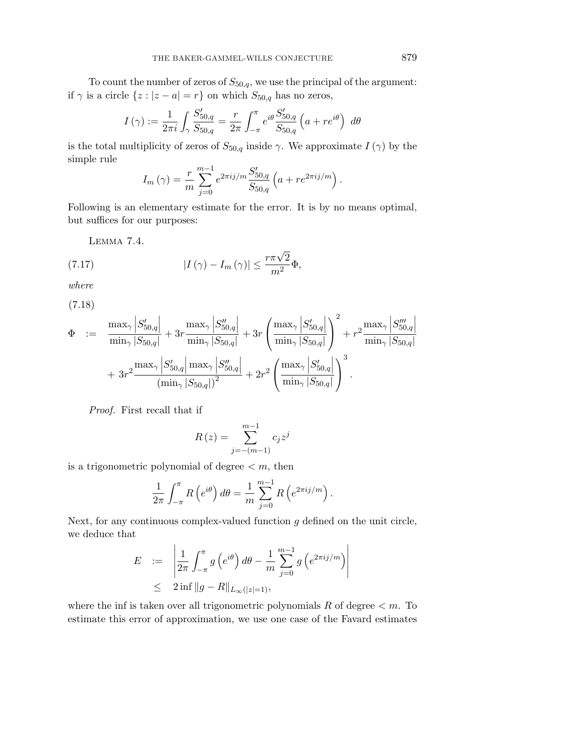To count the number of zeros of $S_{50,q}$, we use the principal of the argument: if $\gamma$ is a circle $\{z : |z-a| = r\}$ on which $S_{50,q}$ has no zeros,

$$I(\gamma) := \frac{1}{2\pi i}\int_\gamma \frac{S'_{50,q}}{S_{50,q}} = \frac{r}{2\pi}\int_{-\pi}^{\pi} e^{i\theta}\frac{S'_{50,q}}{S_{50,q}}\left(a+re^{i\theta}\right)\, d\theta$$

is the total multiplicity of zeros of $S_{50,q}$ inside $\gamma$. We approximate $I(\gamma)$ by the simple rule

$$I_m(\gamma) = \frac{r}{m}\sum_{j=0}^{m-1} e^{2\pi ij/m}\frac{S'_{50,q}}{S_{50,q}}\left(a+re^{2\pi ij/m}\right).$$

Following is an elementary estimate for the error. It is by no means optimal, but suffices for our purposes:

Lemma 7.4.

$$|I(\gamma) - I_m(\gamma)| \leq \frac{r\pi\sqrt{2}}{m^2}\Phi, \tag{7.17}$$

*where*

(7.18)

$$\begin{aligned}\Phi \quad := \quad & \frac{\max_\gamma \left|S'_{50,q}\right|}{\min_\gamma |S_{50,q}|} + 3r\frac{\max_\gamma \left|S''_{50,q}\right|}{\min_\gamma |S_{50,q}|} + 3r\left(\frac{\max_\gamma \left|S'_{50,q}\right|}{\min_\gamma |S_{50,q}|}\right)^2 + r^2\frac{\max_\gamma \left|S'''_{50,q}\right|}{\min_\gamma |S_{50,q}|} \\ & + 3r^2\frac{\max_\gamma \left|S'_{50,q}\right| \max_\gamma \left|S''_{50,q}\right|}{\left(\min_\gamma |S_{50,q}|\right)^2} + 2r^2\left(\frac{\max_\gamma \left|S'_{50,q}\right|}{\min_\gamma |S_{50,q}|}\right)^3.\end{aligned}$$

*Proof.* First recall that if

$$R(z) = \sum_{j=-(m-1)}^{m-1} c_j z^j$$

is a trigonometric polynomial of degree $< m$, then

$$\frac{1}{2\pi}\int_{-\pi}^{\pi} R\left(e^{i\theta}\right)d\theta = \frac{1}{m}\sum_{j=0}^{m-1} R\left(e^{2\pi ij/m}\right).$$

Next, for any continuous complex-valued function $g$ defined on the unit circle, we deduce that

$$\begin{aligned} E \quad &:= \quad \left|\frac{1}{2\pi}\int_{-\pi}^{\pi} g\left(e^{i\theta}\right)d\theta - \frac{1}{m}\sum_{j=0}^{m-1} g\left(e^{2\pi ij/m}\right)\right| \\ &\leq \quad 2\inf \|g-R\|_{L_\infty(|z|=1)},\end{aligned}$$

where the inf is taken over all trigonometric polynomials $R$ of degree $< m$. To estimate this error of approximation, we use one case of the Favard estimates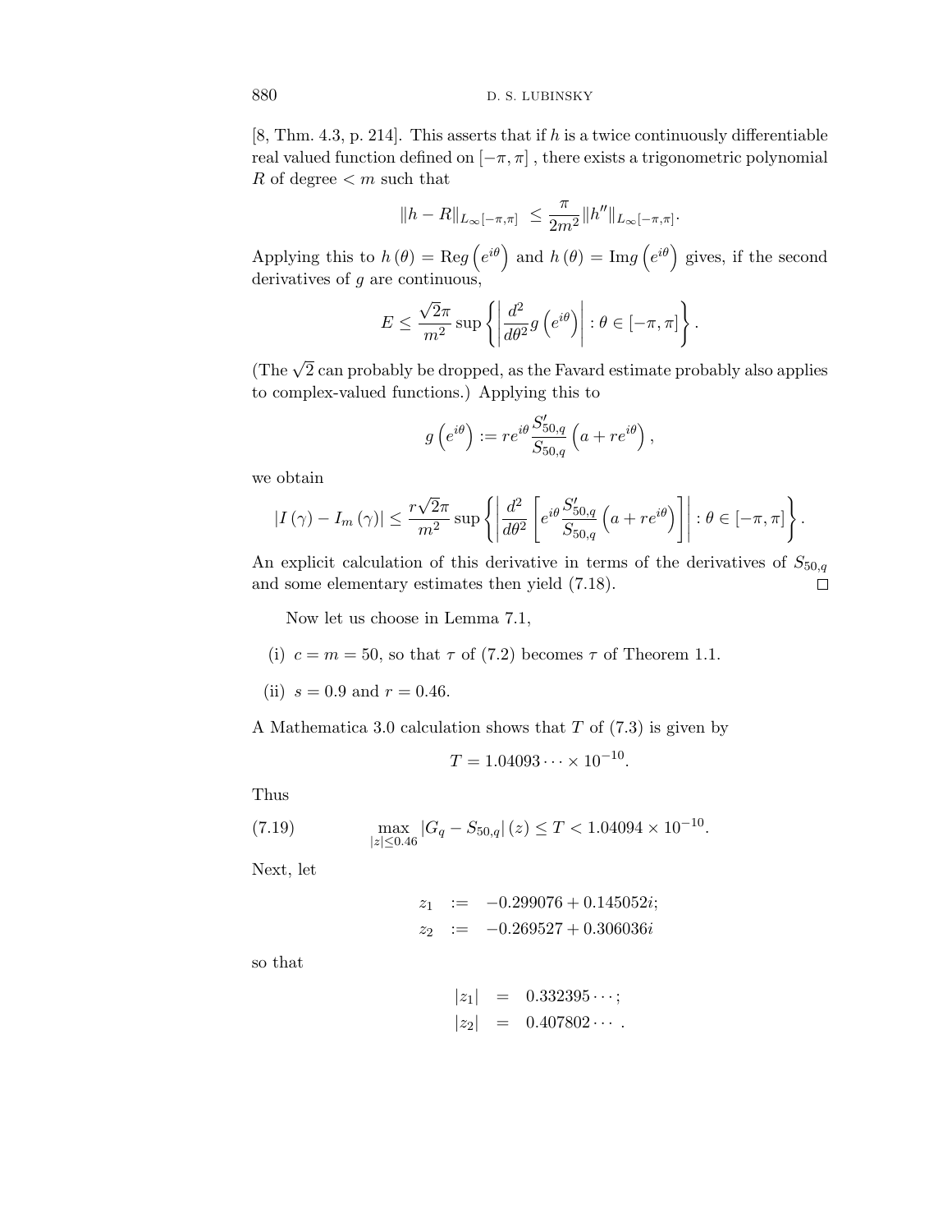[8, Thm. 4.3, p. 214]. This asserts that if $h$ is a twice continuously differentiable real valued function defined on $[-\pi, \pi]$, there exists a trigonometric polynomial $R$ of degree $< m$ such that

$$\|h - R\|_{L_\infty[-\pi,\pi]} \leq \frac{\pi}{2m^2}\|h''\|_{L_\infty[-\pi,\pi]}.$$

Applying this to $h(\theta) = \mathrm{Re} g\left(e^{i\theta}\right)$ and $h(\theta) = \mathrm{Im} g\left(e^{i\theta}\right)$ gives, if the second derivatives of $g$ are continuous,

$$E \leq \frac{\sqrt{2}\pi}{m^2} \sup\left\{\left|\frac{d^2}{d\theta^2} g\left(e^{i\theta}\right)\right| : \theta \in [-\pi, \pi]\right\}.$$

(The $\sqrt{2}$ can probably be dropped, as the Favard estimate probably also applies to complex-valued functions.) Applying this to

$$g\left(e^{i\theta}\right) := re^{i\theta}\frac{S'_{50,q}}{S_{50,q}}\left(a + re^{i\theta}\right),$$

we obtain

$$|I(\gamma) - I_m(\gamma)| \leq \frac{r\sqrt{2}\pi}{m^2} \sup\left\{\left|\frac{d^2}{d\theta^2}\left[e^{i\theta}\frac{S'_{50,q}}{S_{50,q}}\left(a + re^{i\theta}\right)\right]\right| : \theta \in [-\pi, \pi]\right\}.$$

An explicit calculation of this derivative in terms of the derivatives of $S_{50,q}$ and some elementary estimates then yield (7.18). $\square$

Now let us choose in Lemma 7.1,

(i) $c = m = 50$, so that $\tau$ of (7.2) becomes $\tau$ of Theorem 1.1.

(ii) $s = 0.9$ and $r = 0.46$.

A Mathematica 3.0 calculation shows that $T$ of (7.3) is given by

$$T = 1.04093 \cdots \times 10^{-10}.$$

Thus

$$\max_{|z| \leq 0.46} |G_q - S_{50,q}|(z) \leq T < 1.04094 \times 10^{-10}. \tag{7.19}$$

Next, let

$$\begin{aligned} z_1 &:= -0.299076 + 0.145052i; \\ z_2 &:= -0.269527 + 0.306036i \end{aligned}$$

so that

$$\begin{aligned} |z_1| &= 0.332395\cdots; \\ |z_2| &= 0.407802\cdots. \end{aligned}$$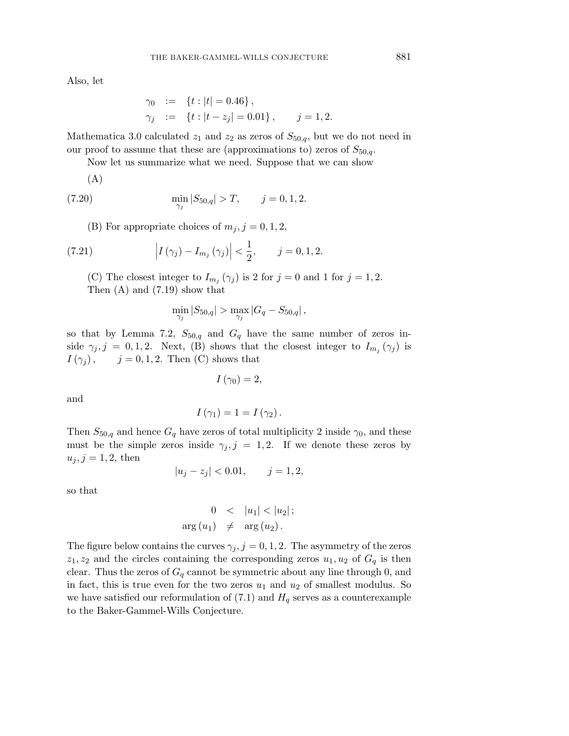Also, let

$$
\begin{aligned}
\gamma_0 &:= \{t : |t| = 0.46\}, \\
\gamma_j &:= \{t : |t - z_j| = 0.01\}, \qquad j = 1, 2.
\end{aligned}
$$

Mathematica 3.0 calculated $z_1$ and $z_2$ as zeros of $S_{50,q}$, but we do not need in our proof to assume that these are (approximations to) zeros of $S_{50,q}$.

Now let us summarize what we need. Suppose that we can show

(A)

$$
\min_{\gamma_j} |S_{50,q}| > T, \qquad j = 0, 1, 2. \tag{7.20}
$$

(B) For appropriate choices of $m_j, j = 0, 1, 2$,

$$
\left| I(\gamma_j) - I_{m_j}(\gamma_j) \right| < \frac{1}{2}, \qquad j = 0, 1, 2. \tag{7.21}
$$

(C) The closest integer to $I_{m_j}(\gamma_j)$ is 2 for $j = 0$ and 1 for $j = 1, 2$.

Then (A) and (7.19) show that

$$
\min_{\gamma_j} |S_{50,q}| > \max_{\gamma_j} |G_q - S_{50,q}|,
$$

so that by Lemma 7.2, $S_{50,q}$ and $G_q$ have the same number of zeros inside $\gamma_j, j = 0, 1, 2$. Next, (B) shows that the closest integer to $I_{m_j}(\gamma_j)$ is $I(\gamma_j), \quad j = 0, 1, 2$. Then (C) shows that

$$
I(\gamma_0) = 2,
$$

and

$$
I(\gamma_1) = 1 = I(\gamma_2).
$$

Then $S_{50,q}$ and hence $G_q$ have zeros of total multiplicity 2 inside $\gamma_0$, and these must be the simple zeros inside $\gamma_j, j = 1, 2$. If we denote these zeros by $u_j, j = 1, 2$, then

$$
|u_j - z_j| < 0.01, \qquad j = 1, 2,
$$

so that

$$
\begin{aligned}
0 &< |u_1| < |u_2|; \\
\arg(u_1) &\neq \arg(u_2).
\end{aligned}
$$

The figure below contains the curves $\gamma_j, j = 0, 1, 2$. The asymmetry of the zeros $z_1, z_2$ and the circles containing the corresponding zeros $u_1, u_2$ of $G_q$ is then clear. Thus the zeros of $G_q$ cannot be symmetric about any line through 0, and in fact, this is true even for the two zeros $u_1$ and $u_2$ of smallest modulus. So we have satisfied our reformulation of (7.1) and $H_q$ serves as a counterexample to the Baker-Gammel-Wills Conjecture.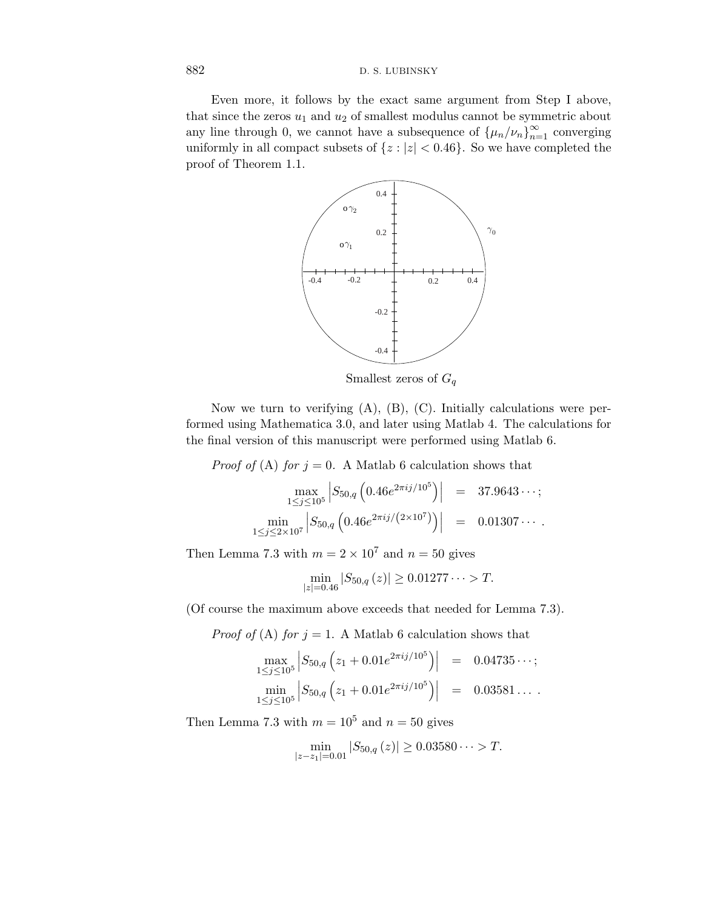Even more, it follows by the exact same argument from Step I above, that since the zeros $u_1$ and $u_2$ of smallest modulus cannot be symmetric about any line through 0, we cannot have a subsequence of $\{\mu_n/\nu_n\}_{n=1}^{\infty}$ converging uniformly in all compact subsets of $\{z : |z| < 0.46\}$. So we have completed the proof of Theorem 1.1.

Smallest zeros of $G_q$

Now we turn to verifying (A), (B), (C). Initially calculations were performed using Mathematica 3.0, and later using Matlab 4. The calculations for the final version of this manuscript were performed using Matlab 6.

*Proof of* (A) *for* $j = 0$. A Matlab 6 calculation shows that

$$\max_{1\leq j\leq 10^5} \left| S_{50,q}\left(0.46 e^{2\pi i j/10^5}\right)\right| = 37.9643\cdots;$$
$$\min_{1\leq j\leq 2\times 10^7} \left| S_{50,q}\left(0.46 e^{2\pi i j/\left(2\times 10^7\right)}\right)\right| = 0.01307\cdots.$$

Then Lemma 7.3 with $m = 2 \times 10^7$ and $n = 50$ gives

$$\min_{|z|=0.46} |S_{50,q}(z)| \geq 0.01277\cdots > T.$$

(Of course the maximum above exceeds that needed for Lemma 7.3).

*Proof of* (A) *for* $j = 1$. A Matlab 6 calculation shows that

$$\max_{1\leq j\leq 10^5} \left| S_{50,q}\left(z_1 + 0.01 e^{2\pi i j/10^5}\right)\right| = 0.04735\cdots;$$
$$\min_{1\leq j\leq 10^5} \left| S_{50,q}\left(z_1 + 0.01 e^{2\pi i j/10^5}\right)\right| = 0.03581\ldots.$$

Then Lemma 7.3 with $m = 10^5$ and $n = 50$ gives

$$\min_{|z-z_1|=0.01} |S_{50,q}(z)| \geq 0.03580\cdots > T.$$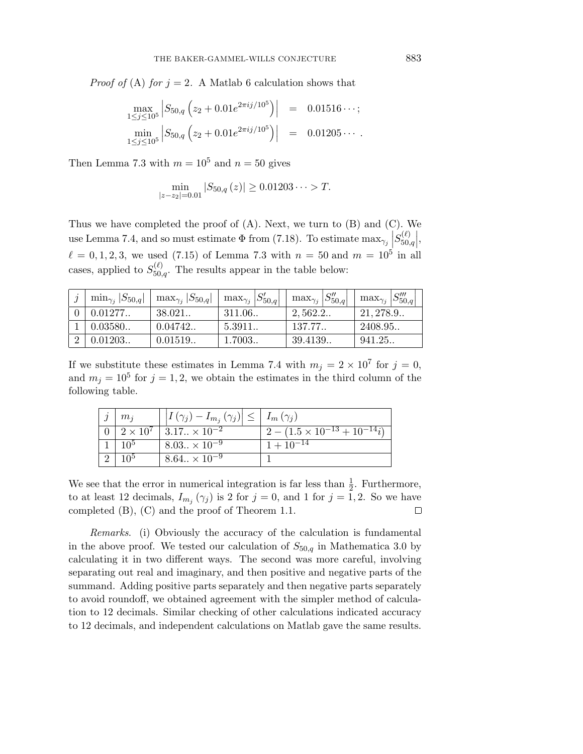*Proof of* (A) *for* $j = 2$. A Matlab 6 calculation shows that

$$\max_{1 \le j \le 10^5} \left| S_{50,q} \left( z_2 + 0.01 e^{2\pi i j / 10^5} \right) \right| = 0.01516 \cdots ;$$

$$\min_{1 \le j \le 10^5} \left| S_{50,q} \left( z_2 + 0.01 e^{2\pi i j / 10^5} \right) \right| = 0.01205 \cdots .$$

Then Lemma 7.3 with $m = 10^5$ and $n = 50$ gives

$$\min_{|z - z_2| = 0.01} |S_{50,q}(z)| \ge 0.01203 \cdots > T.$$

Thus we have completed the proof of (A). Next, we turn to (B) and (C). We use Lemma 7.4, and so must estimate $\Phi$ from (7.18). To estimate $\max_{\gamma_j} \left| S_{50,q}^{(\ell)} \right|$, $\ell = 0, 1, 2, 3$, we used (7.15) of Lemma 7.3 with $n = 50$ and $m = 10^5$ in all cases, applied to $S_{50,q}^{(\ell)}$. The results appear in the table below:

| $j$ | $\min_{\gamma_j} \|S_{50,q}\|$ | $\max_{\gamma_j} \|S_{50,q}\|$ | $\max_{\gamma_j} \left\|S'_{50,q}\right\|$ | $\max_{\gamma_j} \left\|S''_{50,q}\right\|$ | $\max_{\gamma_j} \left\|S'''_{50,q}\right\|$ |
|---|---|---|---|---|---|
| 0 | 0.01277.. | 38.021.. | 311.06.. | 2,562.2.. | 21,278.9.. |
| 1 | 0.03580.. | 0.04742.. | 5.3911.. | 137.77.. | 2408.95.. |
| 2 | 0.01203.. | 0.01519.. | 1.7003.. | 39.4139.. | 941.25.. |

If we substitute these estimates in Lemma 7.4 with $m_j = 2 \times 10^7$ for $j = 0$, and $m_j = 10^5$ for $j = 1, 2$, we obtain the estimates in the third column of the following table.

| $j$ | $m_j$ | $\left\| I(\gamma_j) - I_{m_j}(\gamma_j) \right\| \le$ | $I_m(\gamma_j)$ |
|---|---|---|---|
| 0 | $2 \times 10^7$ | $3.17.. \times 10^{-2}$ | $2 - (1.5 \times 10^{-13} + 10^{-14} i)$ |
| 1 | $10^5$ | $8.03.. \times 10^{-9}$ | $1 + 10^{-14}$ |
| 2 | $10^5$ | $8.64.. \times 10^{-9}$ | 1 |

We see that the error in numerical integration is far less than $\frac{1}{2}$. Furthermore, to at least 12 decimals, $I_{m_j}(\gamma_j)$ is 2 for $j = 0$, and 1 for $j = 1, 2$. So we have completed (B), (C) and the proof of Theorem 1.1. $\square$

*Remarks.* (i) Obviously the accuracy of the calculation is fundamental in the above proof. We tested our calculation of $S_{50,q}$ in Mathematica 3.0 by calculating it in two different ways. The second was more careful, involving separating out real and imaginary, and then positive and negative parts of the summand. Adding positive parts separately and then negative parts separately to avoid roundoff, we obtained agreement with the simpler method of calculation to 12 decimals. Similar checking of other calculations indicated accuracy to 12 decimals, and independent calculations on Matlab gave the same results.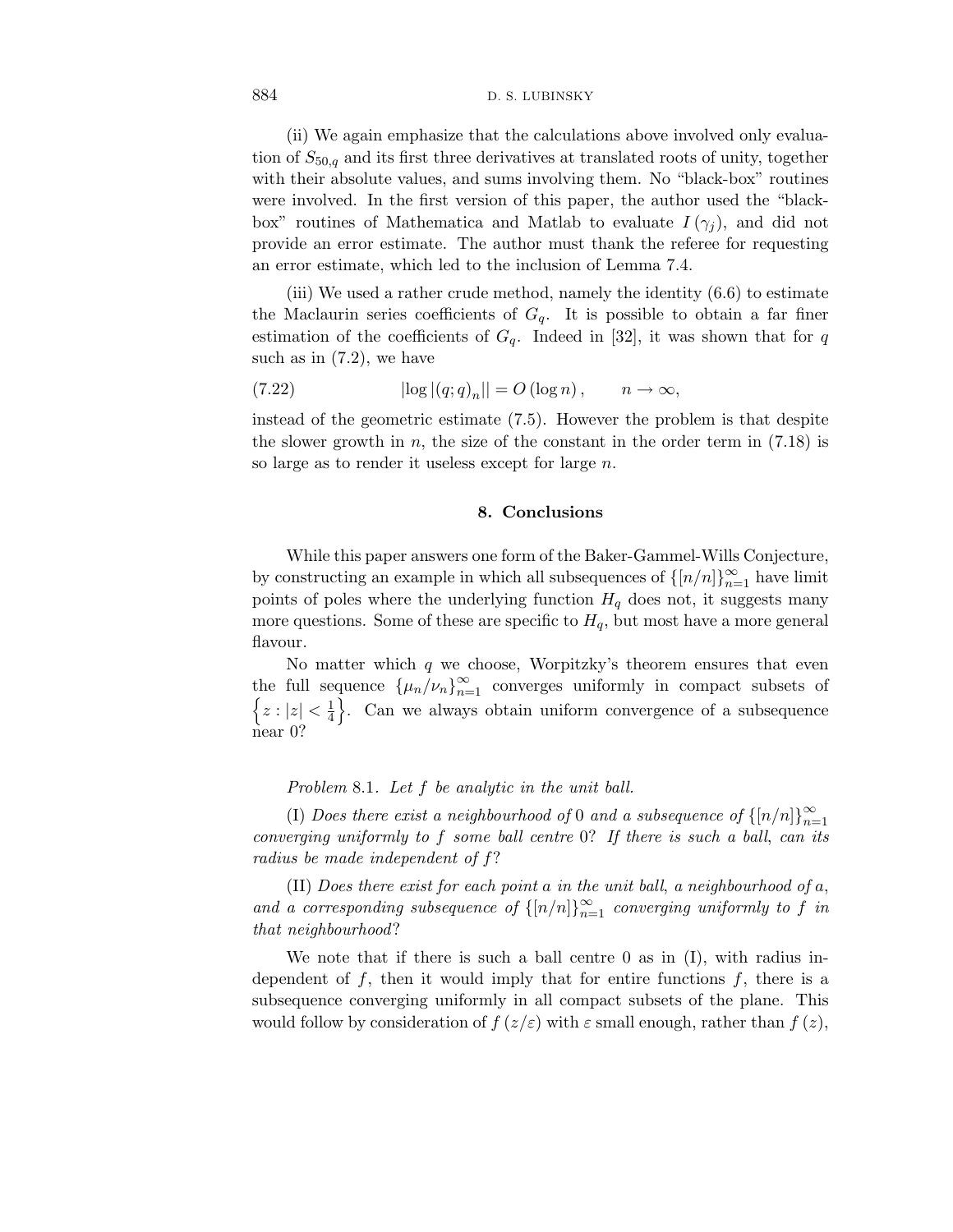(ii) We again emphasize that the calculations above involved only evaluation of $S_{50,q}$ and its first three derivatives at translated roots of unity, together with their absolute values, and sums involving them. No "black-box" routines were involved. In the first version of this paper, the author used the "black-box" routines of Mathematica and Matlab to evaluate $I(\gamma_j)$, and did not provide an error estimate. The author must thank the referee for requesting an error estimate, which led to the inclusion of Lemma 7.4.

(iii) We used a rather crude method, namely the identity (6.6) to estimate the Maclaurin series coefficients of $G_q$. It is possible to obtain a far finer estimation of the coefficients of $G_q$. Indeed in [32], it was shown that for $q$ such as in (7.2), we have

$$|\log |(q;q)_n|| = O(\log n), \qquad n \to \infty, \tag{7.22}$$

instead of the geometric estimate (7.5). However the problem is that despite the slower growth in $n$, the size of the constant in the order term in (7.18) is so large as to render it useless except for large $n$.

## 8. Conclusions

While this paper answers one form of the Baker-Gammel-Wills Conjecture, by constructing an example in which all subsequences of $\{[n/n]\}_{n=1}^{\infty}$ have limit points of poles where the underlying function $H_q$ does not, it suggests many more questions. Some of these are specific to $H_q$, but most have a more general flavour.

No matter which $q$ we choose, Worpitzky's theorem ensures that even the full sequence $\{\mu_n/\nu_n\}_{n=1}^{\infty}$ converges uniformly in compact subsets of $\left\{z : |z| < \frac{1}{4}\right\}$. Can we always obtain uniform convergence of a subsequence near 0?

*Problem* 8.1. *Let $f$ be analytic in the unit ball.*

(I) *Does there exist a neighbourhood of* 0 *and a subsequence of* $\{[n/n]\}_{n=1}^{\infty}$ *converging uniformly to $f$ some ball centre* 0? *If there is such a ball, can its radius be made independent of $f$?*

(II) *Does there exist for each point $a$ in the unit ball, a neighbourhood of $a$, and a corresponding subsequence of* $\{[n/n]\}_{n=1}^{\infty}$ *converging uniformly to $f$ in that neighbourhood?*

We note that if there is such a ball centre 0 as in (I), with radius independent of $f$, then it would imply that for entire functions $f$, there is a subsequence converging uniformly in all compact subsets of the plane. This would follow by consideration of $f(z/\varepsilon)$ with $\varepsilon$ small enough, rather than $f(z)$,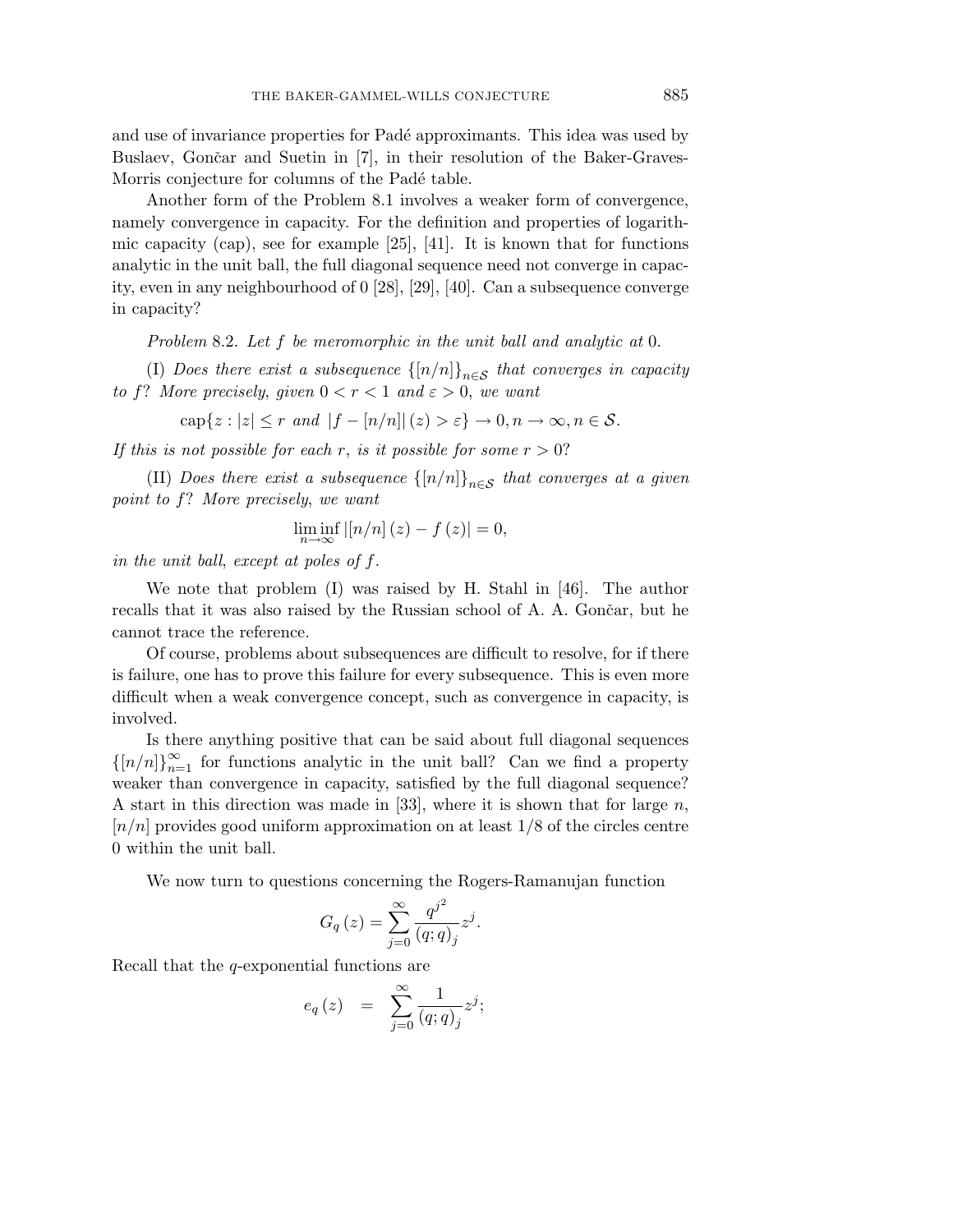and use of invariance properties for Padé approximants. This idea was used by Buslaev, Gončar and Suetin in [7], in their resolution of the Baker-Graves-Morris conjecture for columns of the Padé table.

Another form of the Problem 8.1 involves a weaker form of convergence, namely convergence in capacity. For the definition and properties of logarithmic capacity (cap), see for example [25], [41]. It is known that for functions analytic in the unit ball, the full diagonal sequence need not converge in capacity, even in any neighbourhood of 0 [28], [29], [40]. Can a subsequence converge in capacity?

*Problem* 8.2. *Let $f$ be meromorphic in the unit ball and analytic at* 0.

(I) *Does there exist a subsequence $\{[n/n]\}_{n\in\mathcal{S}}$ that converges in capacity to $f$? More precisely, given $0 < r < 1$ and $\varepsilon > 0$, we want*

$$\operatorname{cap}\{z : |z| \leq r \text{ and } |f - [n/n]|(z) > \varepsilon\} \to 0, n \to \infty, n \in \mathcal{S}.$$

*If this is not possible for each $r$, is it possible for some $r > 0$?*

(II) *Does there exist a subsequence $\{[n/n]\}_{n\in\mathcal{S}}$ that converges at a given point to $f$? More precisely, we want*

$$\liminf_{n\to\infty} |[n/n](z) - f(z)| = 0,$$

*in the unit ball, except at poles of $f$.*

We note that problem (I) was raised by H. Stahl in [46]. The author recalls that it was also raised by the Russian school of A. A. Gončar, but he cannot trace the reference.

Of course, problems about subsequences are difficult to resolve, for if there is failure, one has to prove this failure for every subsequence. This is even more difficult when a weak convergence concept, such as convergence in capacity, is involved.

Is there anything positive that can be said about full diagonal sequences $\{[n/n]\}_{n=1}^{\infty}$ for functions analytic in the unit ball? Can we find a property weaker than convergence in capacity, satisfied by the full diagonal sequence? A start in this direction was made in [33], where it is shown that for large $n$, $[n/n]$ provides good uniform approximation on at least $1/8$ of the circles centre 0 within the unit ball.

We now turn to questions concerning the Rogers-Ramanujan function

$$G_q(z) = \sum_{j=0}^{\infty} \frac{q^{j^2}}{(q;q)_j} z^j.$$

Recall that the $q$-exponential functions are

$$e_q(z) \quad = \quad \sum_{j=0}^{\infty} \frac{1}{(q;q)_j} z^j;$$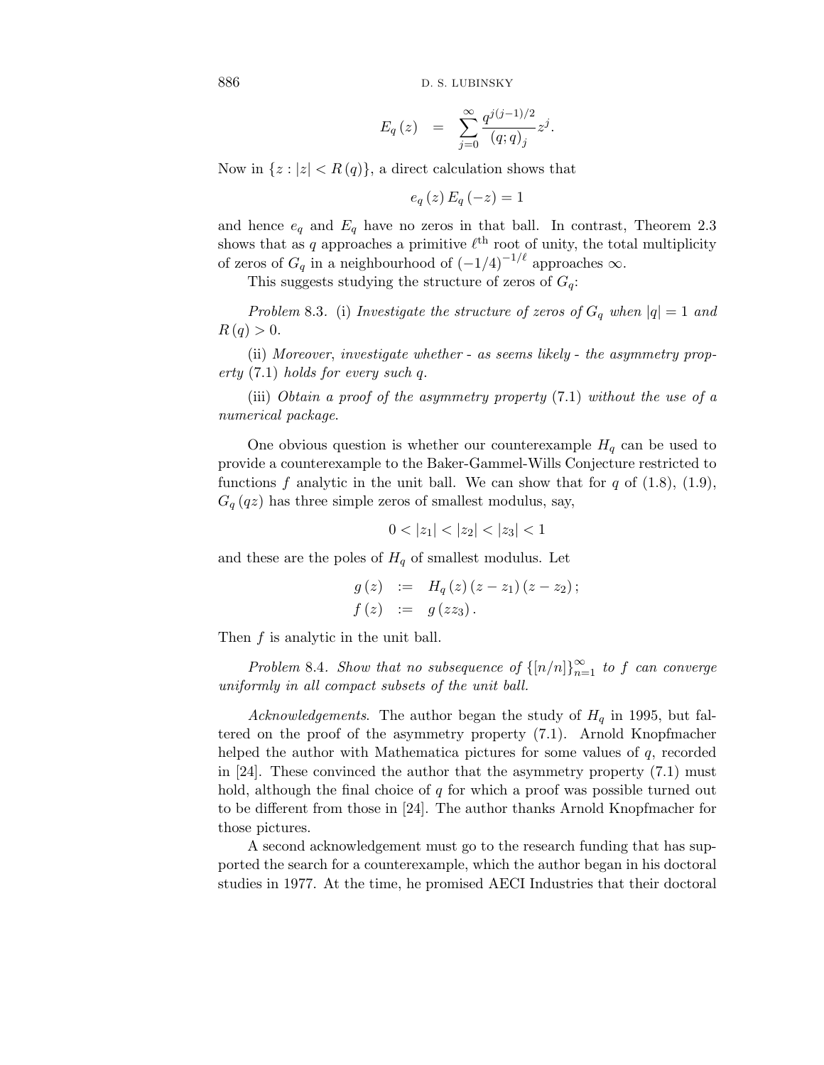$$E_q(z) = \sum_{j=0}^{\infty} \frac{q^{j(j-1)/2}}{(q;q)_j} z^j.$$

Now in $\{z : |z| < R(q)\}$, a direct calculation shows that

$$e_q(z) E_q(-z) = 1$$

and hence $e_q$ and $E_q$ have no zeros in that ball. In contrast, Theorem 2.3 shows that as $q$ approaches a primitive $\ell^{\text{th}}$ root of unity, the total multiplicity of zeros of $G_q$ in a neighbourhood of $(-1/4)^{-1/\ell}$ approaches $\infty$.

This suggests studying the structure of zeros of $G_q$:

*Problem* 8.3. (i) *Investigate the structure of zeros of* $G_q$ *when* $|q| = 1$ *and* $R(q) > 0$.

(ii) *Moreover, investigate whether - as seems likely - the asymmetry property* (7.1) *holds for every such* $q$.

(iii) *Obtain a proof of the asymmetry property* (7.1) *without the use of a numerical package.*

One obvious question is whether our counterexample $H_q$ can be used to provide a counterexample to the Baker-Gammel-Wills Conjecture restricted to functions $f$ analytic in the unit ball. We can show that for $q$ of (1.8), (1.9), $G_q(qz)$ has three simple zeros of smallest modulus, say,

$$0 < |z_1| < |z_2| < |z_3| < 1$$

and these are the poles of $H_q$ of smallest modulus. Let

$$\begin{aligned} g(z) &:= H_q(z)(z - z_1)(z - z_2); \\ f(z) &:= g(zz_3). \end{aligned}$$

Then $f$ is analytic in the unit ball.

*Problem* 8.4. *Show that no subsequence of* $\{[n/n]\}_{n=1}^{\infty}$ *to* $f$ *can converge uniformly in all compact subsets of the unit ball.*

*Acknowledgements*. The author began the study of $H_q$ in 1995, but faltered on the proof of the asymmetry property (7.1). Arnold Knopfmacher helped the author with Mathematica pictures for some values of $q$, recorded in [24]. These convinced the author that the asymmetry property (7.1) must hold, although the final choice of $q$ for which a proof was possible turned out to be different from those in [24]. The author thanks Arnold Knopfmacher for those pictures.

A second acknowledgement must go to the research funding that has supported the search for a counterexample, which the author began in his doctoral studies in 1977. At the time, he promised AECI Industries that their doctoral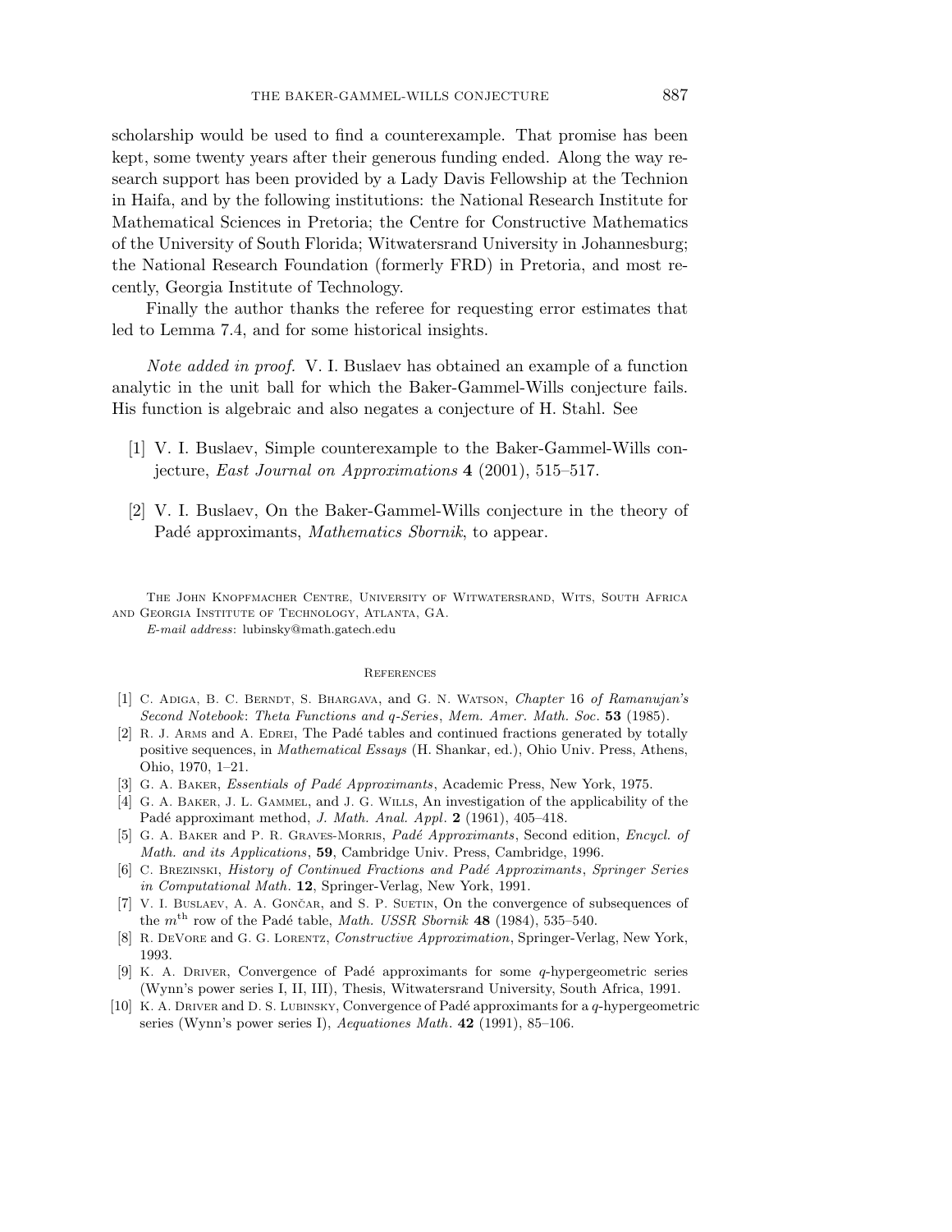scholarship would be used to find a counterexample. That promise has been kept, some twenty years after their generous funding ended. Along the way research support has been provided by a Lady Davis Fellowship at the Technion in Haifa, and by the following institutions: the National Research Institute for Mathematical Sciences in Pretoria; the Centre for Constructive Mathematics of the University of South Florida; Witwatersrand University in Johannesburg; the National Research Foundation (formerly FRD) in Pretoria, and most recently, Georgia Institute of Technology.

Finally the author thanks the referee for requesting error estimates that led to Lemma 7.4, and for some historical insights.

*Note added in proof.* V. I. Buslaev has obtained an example of a function analytic in the unit ball for which the Baker-Gammel-Wills conjecture fails. His function is algebraic and also negates a conjecture of H. Stahl. See

[1] V. I. Buslaev, Simple counterexample to the Baker-Gammel-Wills conjecture, *East Journal on Approximations* **4** (2001), 515–517.

[2] V. I. Buslaev, On the Baker-Gammel-Wills conjecture in the theory of Padé approximants, *Mathematics Sbornik*, to appear.

The John Knopfmacher Centre, University of Witwatersrand, Wits, South Africa and Georgia Institute of Technology, Atlanta, GA.

*E-mail address*: lubinsky@math.gatech.edu

## References

[1] C. Adiga, B. C. Berndt, S. Bhargava, and G. N. Watson, *Chapter* 16 *of Ramanujan's Second Notebook*: *Theta Functions and q-Series*, *Mem. Amer. Math. Soc.* **53** (1985).

[2] R. J. Arms and A. Edrei, The Padé tables and continued fractions generated by totally positive sequences, in *Mathematical Essays* (H. Shankar, ed.), Ohio Univ. Press, Athens, Ohio, 1970, 1–21.

[3] G. A. Baker, *Essentials of Padé Approximants*, Academic Press, New York, 1975.

[4] G. A. Baker, J. L. Gammel, and J. G. Wills, An investigation of the applicability of the Padé approximant method, *J. Math. Anal. Appl.* **2** (1961), 405–418.

[5] G. A. Baker and P. R. Graves-Morris, *Padé Approximants*, Second edition, *Encycl. of Math. and its Applications*, **59**, Cambridge Univ. Press, Cambridge, 1996.

[6] C. Brezinski, *History of Continued Fractions and Padé Approximants*, *Springer Series in Computational Math.* **12**, Springer-Verlag, New York, 1991.

[7] V. I. Buslaev, A. A. Gončar, and S. P. Suetin, On the convergence of subsequences of the $m^{\text{th}}$ row of the Padé table, *Math. USSR Sbornik* **48** (1984), 535–540.

[8] R. DeVore and G. G. Lorentz, *Constructive Approximation*, Springer-Verlag, New York, 1993.

[9] K. A. Driver, Convergence of Padé approximants for some $q$-hypergeometric series (Wynn's power series I, II, III), Thesis, Witwatersrand University, South Africa, 1991.

[10] K. A. Driver and D. S. Lubinsky, Convergence of Padé approximants for a $q$-hypergeometric series (Wynn's power series I), *Aequationes Math.* **42** (1991), 85–106.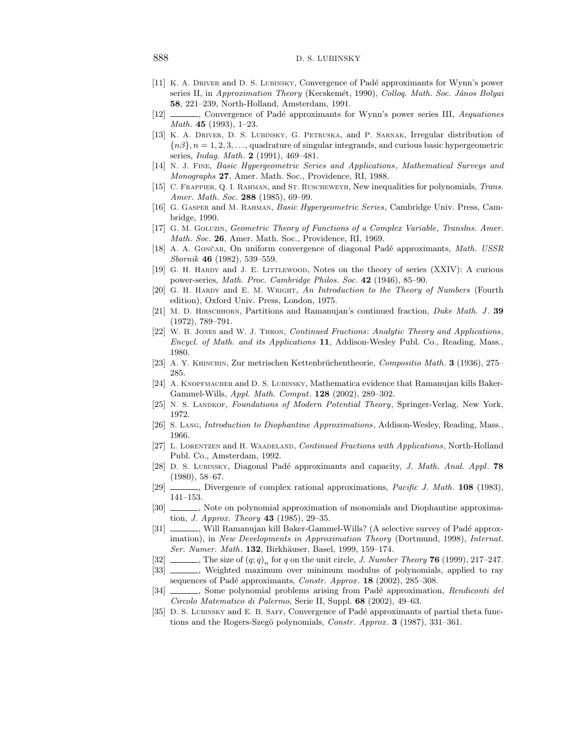[11] K. A. Driver and D. S. Lubinsky, Convergence of Padé approximants for Wynn's power series II, in *Approximation Theory* (Kecskemét, 1990), *Colloq. Math. Soc. János Bolyai* **58**, 221–239, North-Holland, Amsterdam, 1991.

[12] ______, Convergence of Padé approximants for Wynn's power series III, *Aequationes Math.* **45** (1993), 1–23.

[13] K. A. Driver, D. S. Lubinsky, G. Petruska, and P. Sarnak, Irregular distribution of $\{n\beta\}, n = 1, 2, 3, \ldots$, quadrature of singular integrands, and curious basic hypergeometric series, *Indag. Math.* **2** (1991), 469–481.

[14] N. J. Fine, *Basic Hypergeometric Series and Applications*, *Mathematical Surveys and Monographs* **27**, Amer. Math. Soc., Providence, RI, 1988.

[15] C. Frappier, Q. I. Rahman, and St. Ruscheweyh, New inequalities for polynomials, *Trans. Amer. Math. Soc.* **288** (1985), 69–99.

[16] G. Gasper and M. Rahman, *Basic Hypergeometric Series*, Cambridge Univ. Press, Cambridge, 1990.

[17] G. M. Goluzin, *Geometric Theory of Functions of a Complex Variable*, *Translns. Amer. Math. Soc.* **26**, Amer. Math. Soc., Providence, RI, 1969.

[18] A. A. Gončar, On uniform convergence of diagonal Padé approximants, *Math. USSR Sbornik* **46** (1982), 539–559.

[19] G. H. Hardy and J. E. Littlewood, Notes on the theory of series (XXIV): A curious power-series, *Math. Proc. Cambridge Philos. Soc.* **42** (1946), 85–90.

[20] G. H. Hardy and E. M. Wright, *An Introduction to the Theory of Numbers* (Fourth edition), Oxford Univ. Press, London, 1975.

[21] M. D. Hirschhorn, Partitions and Ramanujan's continued fraction, *Duke Math. J.* **39** (1972), 789–791.

[22] W. B. Jones and W. J. Thron, *Continued Fractions*: *Analytic Theory and Applications*, *Encycl. of Math. and its Applications* **11**, Addison-Wesley Publ. Co., Reading, Mass., 1980.

[23] A. Y. Khinchin, Zur metrischen Kettenbrüchentheorie, *Compositio Math.* **3** (1936), 275–285.

[24] A. Knopfmacher and D. S. Lubinsky, Mathematica evidence that Ramanujan kills Baker-Gammel-Wills, *Appl. Math. Comput.* **128** (2002), 289–302.

[25] N. S. Landkof, *Foundations of Modern Potential Theory*, Springer-Verlag, New York, 1972.

[26] S. Lang, *Introduction to Diophantine Approximations*, Addison-Wesley, Reading, Mass., 1966.

[27] L. Lorentzen and H. Waadeland, *Continued Fractions with Applications*, North-Holland Publ. Co., Amsterdam, 1992.

[28] D. S. Lubinsky, Diagonal Padé approximants and capacity, *J. Math. Anal. Appl.* **78** (1980), 58–67.

[29] ______, Divergence of complex rational approximations, *Pacific J. Math.* **108** (1983), 141–153.

[30] ______, Note on polynomial approximation of monomials and Diophantine approximation, *J. Approx. Theory* **43** (1985), 29–35.

[31] ______, Will Ramanujan kill Baker-Gammel-Wills? (A selective survey of Padé approximation), in *New Developments in Approximation Theory* (Dortmund, 1998), *Internat. Ser. Numer. Math.* **132**, Birkhäuser, Basel, 1999, 159–174.

[32] ______, The size of $(q;q)_n$ for $q$ on the unit circle, *J. Number Theory* **76** (1999), 217–247.

[33] ______, Weighted maximum over minimum modulus of polynomials, applied to ray sequences of Padé approximants, *Constr. Approx.* **18** (2002), 285–308.

[34] ______, Some polynomial problems arising from Padé approximation, *Rendiconti del Circolo Matematico di Palermo*, Serie II, Suppl. **68** (2002), 49–63.

[35] D. S. Lubinsky and E. B. Saff, Convergence of Padé approximants of partial theta functions and the Rogers-Szegö polynomials, *Constr. Approx.* **3** (1987), 331–361.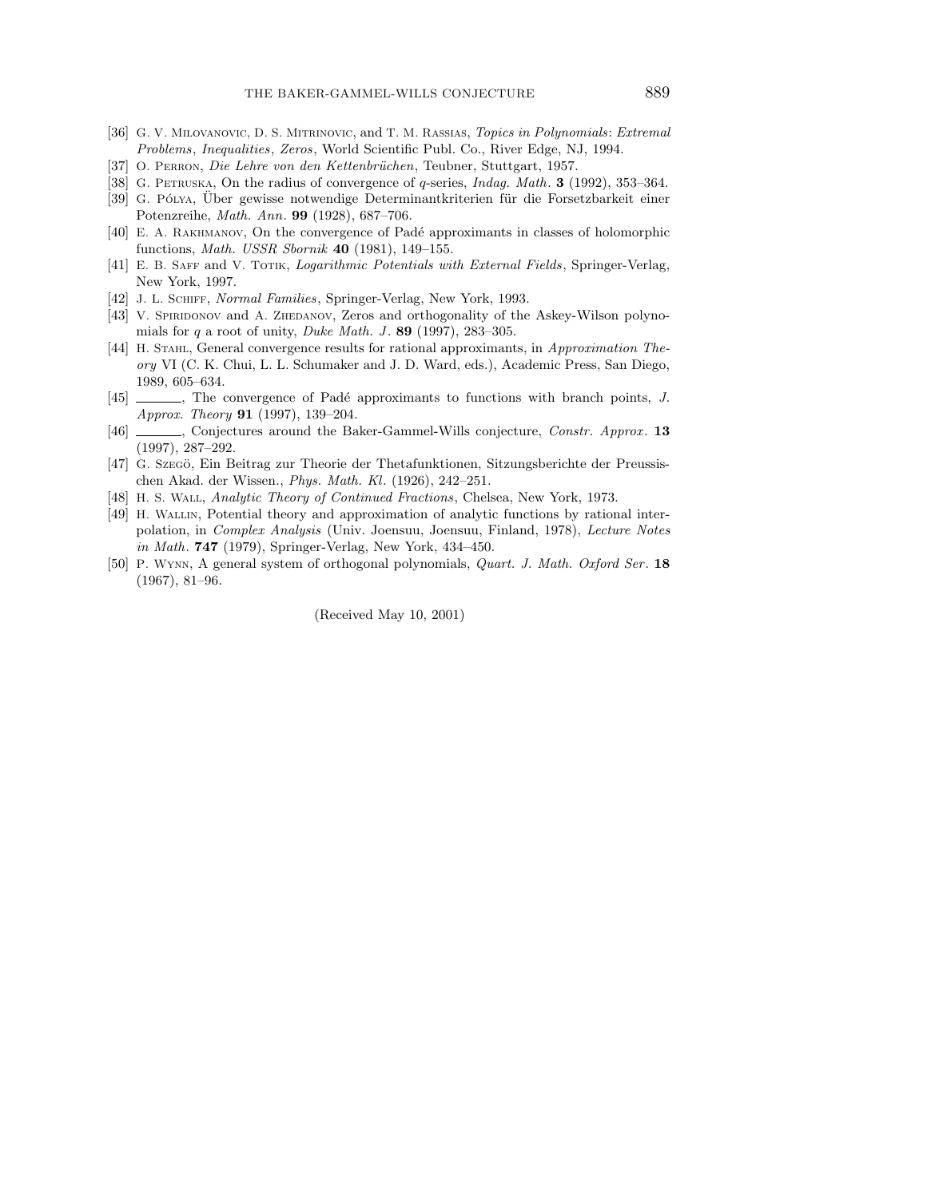[36] G. V. Milovanovic, D. S. Mitrinovic, and T. M. Rassias, *Topics in Polynomials: Extremal Problems, Inequalities, Zeros*, World Scientific Publ. Co., River Edge, NJ, 1994.

[37] O. Perron, *Die Lehre von den Kettenbrüchen*, Teubner, Stuttgart, 1957.

[38] G. Petruska, On the radius of convergence of $q$-series, *Indag. Math.* **3** (1992), 353–364.

[39] G. Pólya, Über gewisse notwendige Determinantkriterien für die Forsetzbarkeit einer Potenzreihe, *Math. Ann.* **99** (1928), 687–706.

[40] E. A. Rakhmanov, On the convergence of Padé approximants in classes of holomorphic functions, *Math. USSR Sbornik* **40** (1981), 149–155.

[41] E. B. Saff and V. Totik, *Logarithmic Potentials with External Fields*, Springer-Verlag, New York, 1997.

[42] J. L. Schiff, *Normal Families*, Springer-Verlag, New York, 1993.

[43] V. Spiridonov and A. Zhedanov, Zeros and orthogonality of the Askey-Wilson polynomials for $q$ a root of unity, *Duke Math. J.* **89** (1997), 283–305.

[44] H. Stahl, General convergence results for rational approximants, in *Approximation Theory* VI (C. K. Chui, L. L. Schumaker and J. D. Ward, eds.), Academic Press, San Diego, 1989, 605–634.

[45] ———, The convergence of Padé approximants to functions with branch points, *J. Approx. Theory* **91** (1997), 139–204.

[46] ———, Conjectures around the Baker-Gammel-Wills conjecture, *Constr. Approx.* **13** (1997), 287–292.

[47] G. Szegö, Ein Beitrag zur Theorie der Thetafunktionen, Sitzungsberichte der Preussischen Akad. der Wissen., *Phys. Math. Kl.* (1926), 242–251.

[48] H. S. Wall, *Analytic Theory of Continued Fractions*, Chelsea, New York, 1973.

[49] H. Wallin, Potential theory and approximation of analytic functions by rational interpolation, in *Complex Analysis* (Univ. Joensuu, Joensuu, Finland, 1978), *Lecture Notes in Math.* **747** (1979), Springer-Verlag, New York, 434–450.

[50] P. Wynn, A general system of orthogonal polynomials, *Quart. J. Math. Oxford Ser.* **18** (1967), 81–96.

(Received May 10, 2001)